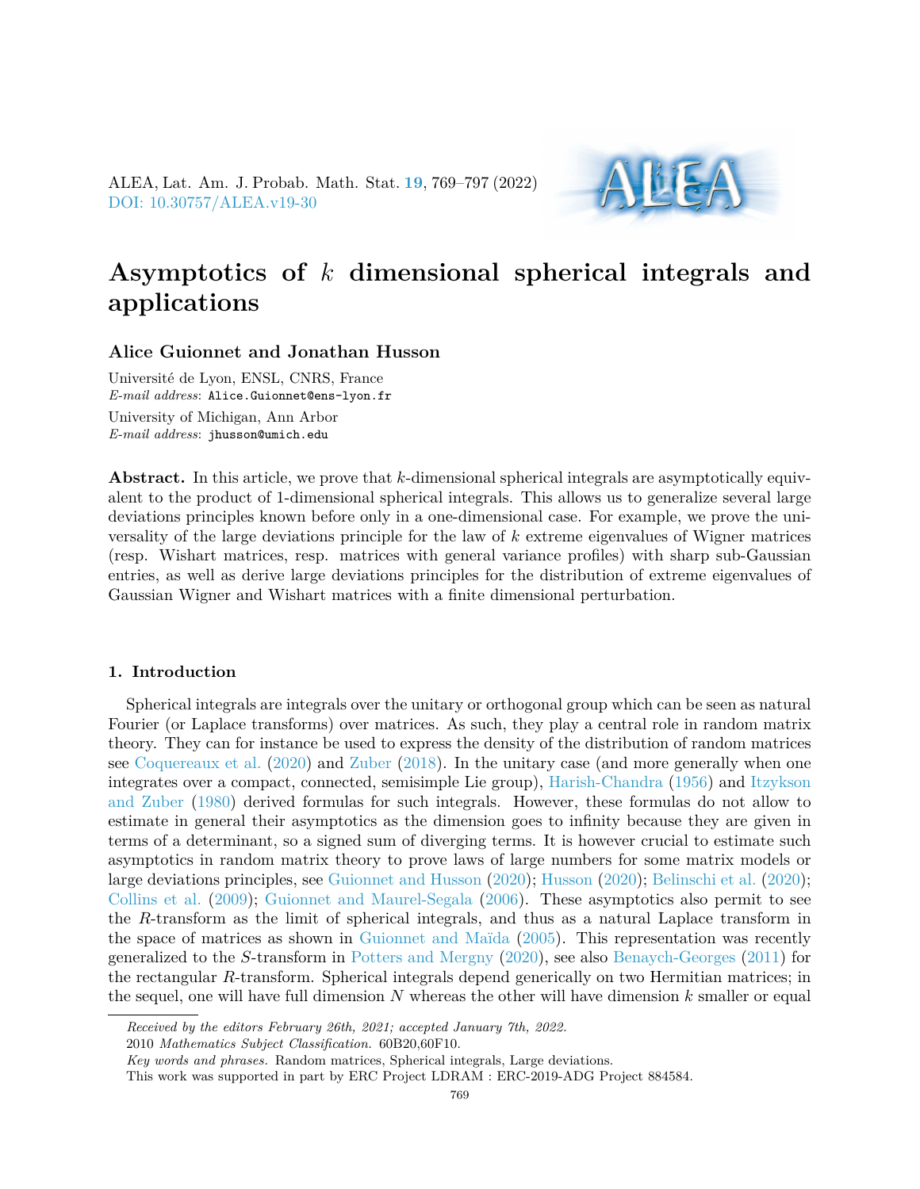ALEA, Lat. Am. J. Probab. Math. Stat. **19**, 769–797 (2022)
DOI: 10.30757/ALEA.v19-30

# Asymptotics of $k$ dimensional spherical integrals and applications

**Alice Guionnet and Jonathan Husson**

Université de Lyon, ENSL, CNRS, France
*E-mail address*: Alice.Guionnet@ens-lyon.fr

University of Michigan, Ann Arbor
*E-mail address*: jhusson@umich.edu

**Abstract.** In this article, we prove that $k$-dimensional spherical integrals are asymptotically equivalent to the product of 1-dimensional spherical integrals. This allows us to generalize several large deviations principles known before only in a one-dimensional case. For example, we prove the universality of the large deviations principle for the law of $k$ extreme eigenvalues of Wigner matrices (resp. Wishart matrices, resp. matrices with general variance profiles) with sharp sub-Gaussian entries, as well as derive large deviations principles for the distribution of extreme eigenvalues of Gaussian Wigner and Wishart matrices with a finite dimensional perturbation.

## 1. Introduction

Spherical integrals are integrals over the unitary or orthogonal group which can be seen as natural Fourier (or Laplace transforms) over matrices. As such, they play a central role in random matrix theory. They can for instance be used to express the density of the distribution of random matrices see Coquereaux et al. (2020) and Zuber (2018). In the unitary case (and more generally when one integrates over a compact, connected, semisimple Lie group), Harish-Chandra (1956) and Itzykson and Zuber (1980) derived formulas for such integrals. However, these formulas do not allow to estimate in general their asymptotics as the dimension goes to infinity because they are given in terms of a determinant, so a signed sum of diverging terms. It is however crucial to estimate such asymptotics in random matrix theory to prove laws of large numbers for some matrix models or large deviations principles, see Guionnet and Husson (2020); Husson (2020); Belinschi et al. (2020); Collins et al. (2009); Guionnet and Maurel-Segala (2006). These asymptotics also permit to see the $R$-transform as the limit of spherical integrals, and thus as a natural Laplace transform in the space of matrices as shown in Guionnet and Maïda (2005). This representation was recently generalized to the $S$-transform in Potters and Mergny (2020), see also Benaych-Georges (2011) for the rectangular $R$-transform. Spherical integrals depend generically on two Hermitian matrices; in the sequel, one will have full dimension $N$ whereas the other will have dimension $k$ smaller or equal

---

*Received by the editors February 26th, 2021; accepted January 7th, 2022.*

2010 *Mathematics Subject Classification.* 60B20,60F10.

*Key words and phrases.* Random matrices, Spherical integrals, Large deviations.

This work was supported in part by ERC Project LDRAM : ERC-2019-ADG Project 884584.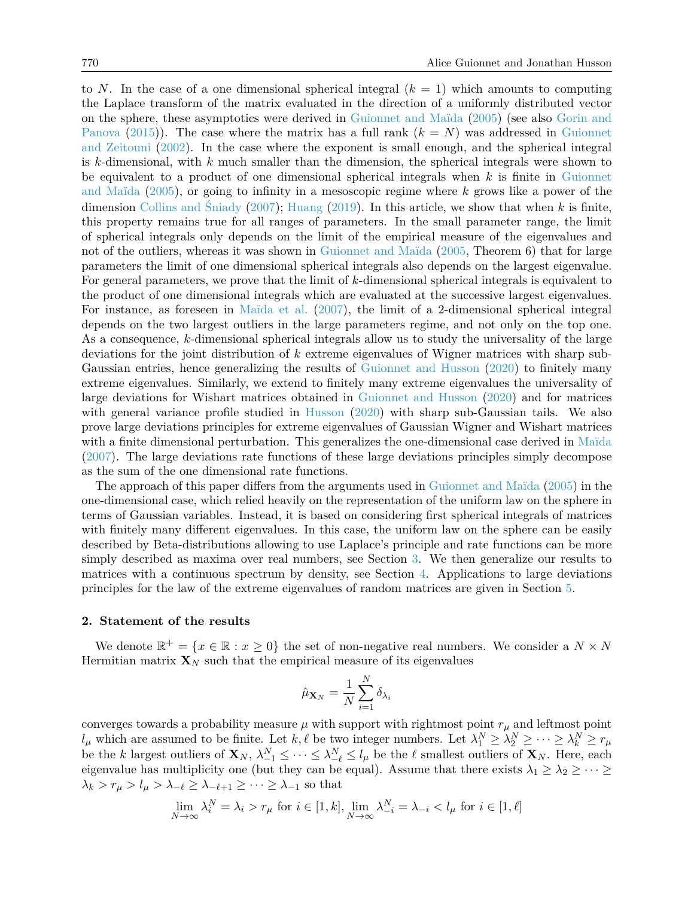to $N$. In the case of a one dimensional spherical integral ($k = 1$) which amounts to computing the Laplace transform of the matrix evaluated in the direction of a uniformly distributed vector on the sphere, these asymptotics were derived in Guionnet and Maïda (2005) (see also Gorin and Panova (2015)). The case where the matrix has a full rank ($k = N$) was addressed in Guionnet and Zeitouni (2002). In the case where the exponent is small enough, and the spherical integral is $k$-dimensional, with $k$ much smaller than the dimension, the spherical integrals were shown to be equivalent to a product of one dimensional spherical integrals when $k$ is finite in Guionnet and Maïda (2005), or going to infinity in a mesoscopic regime where $k$ grows like a power of the dimension Collins and Śniady (2007); Huang (2019). In this article, we show that when $k$ is finite, this property remains true for all ranges of parameters. In the small parameter range, the limit of spherical integrals only depends on the limit of the empirical measure of the eigenvalues and not of the outliers, whereas it was shown in Guionnet and Maïda (2005, Theorem 6) that for large parameters the limit of one dimensional spherical integrals also depends on the largest eigenvalue. For general parameters, we prove that the limit of $k$-dimensional spherical integrals is equivalent to the product of one dimensional integrals which are evaluated at the successive largest eigenvalues. For instance, as foreseen in Maïda et al. (2007), the limit of a 2-dimensional spherical integral depends on the two largest outliers in the large parameters regime, and not only on the top one. As a consequence, $k$-dimensional spherical integrals allow us to study the universality of the large deviations for the joint distribution of $k$ extreme eigenvalues of Wigner matrices with sharp sub-Gaussian entries, hence generalizing the results of Guionnet and Husson (2020) to finitely many extreme eigenvalues. Similarly, we extend to finitely many extreme eigenvalues the universality of large deviations for Wishart matrices obtained in Guionnet and Husson (2020) and for matrices with general variance profile studied in Husson (2020) with sharp sub-Gaussian tails. We also prove large deviations principles for extreme eigenvalues of Gaussian Wigner and Wishart matrices with a finite dimensional perturbation. This generalizes the one-dimensional case derived in Maïda (2007). The large deviations rate functions of these large deviations principles simply decompose as the sum of the one dimensional rate functions.

The approach of this paper differs from the arguments used in Guionnet and Maïda (2005) in the one-dimensional case, which relied heavily on the representation of the uniform law on the sphere in terms of Gaussian variables. Instead, it is based on considering first spherical integrals of matrices with finitely many different eigenvalues. In this case, the uniform law on the sphere can be easily described by Beta-distributions allowing to use Laplace's principle and rate functions can be more simply described as maxima over real numbers, see Section 3. We then generalize our results to matrices with a continuous spectrum by density, see Section 4. Applications to large deviations principles for the law of the extreme eigenvalues of random matrices are given in Section 5.

## 2. Statement of the results

We denote $\mathbb{R}^+ = \{x \in \mathbb{R} : x \geq 0\}$ the set of non-negative real numbers. We consider a $N \times N$ Hermitian matrix $\mathbf{X}_N$ such that the empirical measure of its eigenvalues

$$\hat{\mu}_{\mathbf{X}_N} = \frac{1}{N}\sum_{i=1}^{N} \delta_{\lambda_i}$$

converges towards a probability measure $\mu$ with support with rightmost point $r_\mu$ and leftmost point $l_\mu$ which are assumed to be finite. Let $k, \ell$ be two integer numbers. Let $\lambda_1^N \geq \lambda_2^N \geq \cdots \geq \lambda_k^N \geq r_\mu$ be the $k$ largest outliers of $\mathbf{X}_N$, $\lambda_{-1}^N \leq \cdots \leq \lambda_{-\ell}^N \leq l_\mu$ be the $\ell$ smallest outliers of $\mathbf{X}_N$. Here, each eigenvalue has multiplicity one (but they can be equal). Assume that there exists $\lambda_1 \geq \lambda_2 \geq \cdots \geq \lambda_k > r_\mu > l_\mu > \lambda_{-\ell} \geq \lambda_{-\ell+1} \geq \cdots \geq \lambda_{-1}$ so that

$$\lim_{N\to\infty} \lambda_i^N = \lambda_i > r_\mu \text{ for } i \in [1, k], \lim_{N\to\infty} \lambda_{-i}^N = \lambda_{-i} < l_\mu \text{ for } i \in [1, \ell]$$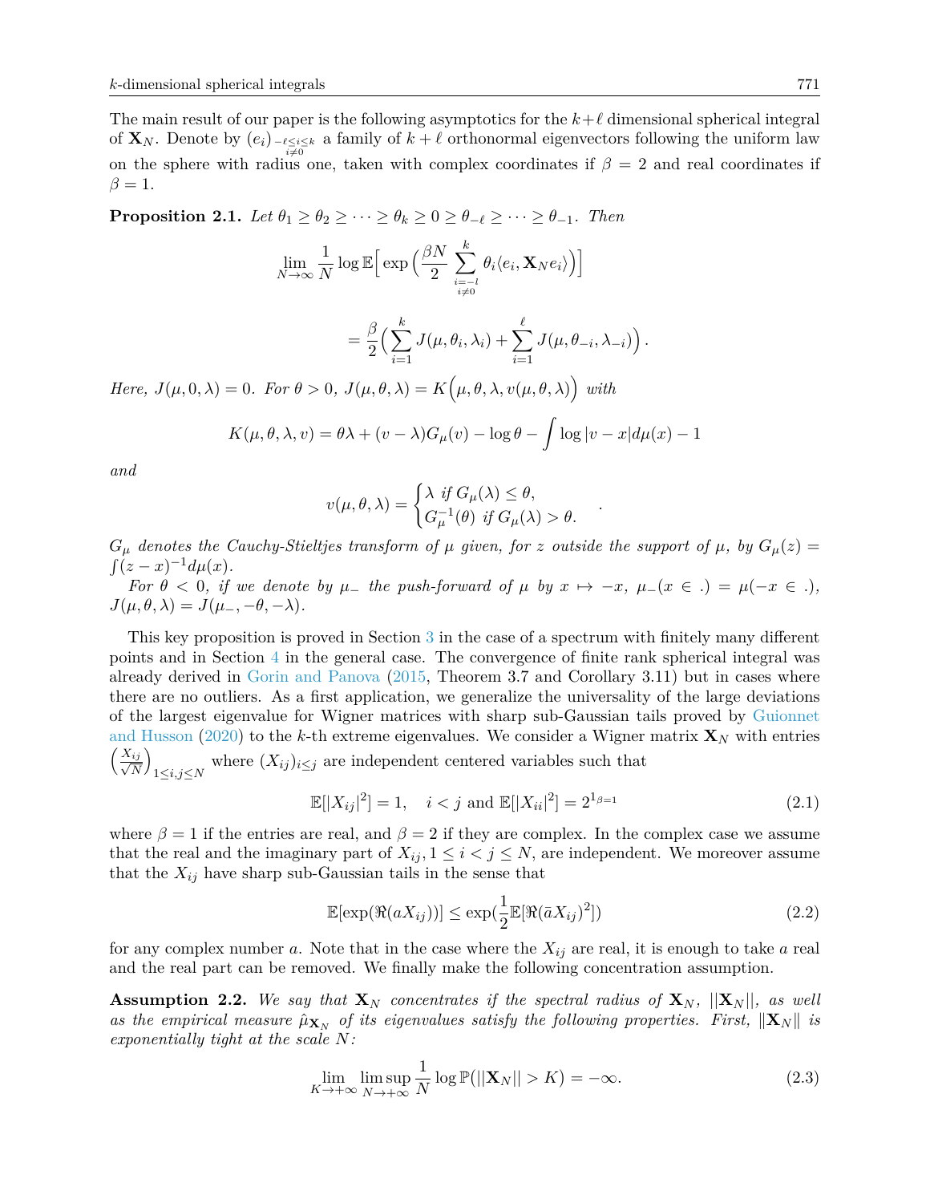The main result of our paper is the following asymptotics for the $k+\ell$ dimensional spherical integral of $\mathbf{X}_N$. Denote by $(e_i)_{-\ell\leq i\leq k, i\neq 0}$ a family of $k+\ell$ orthonormal eigenvectors following the uniform law on the sphere with radius one, taken with complex coordinates if $\beta=2$ and real coordinates if $\beta=1$.

**Proposition 2.1.** *Let $\theta_1 \geq \theta_2 \geq \cdots \geq \theta_k \geq 0 \geq \theta_{-\ell} \geq \cdots \geq \theta_{-1}$. Then*

$$\lim_{N\to\infty} \frac{1}{N} \log \mathbb{E}\Big[ \exp\Big( \frac{\beta N}{2} \sum_{\substack{i=-l \\ i\neq 0}}^{k} \theta_i \langle e_i, \mathbf{X}_N e_i\rangle \Big)\Big]$$

$$= \frac{\beta}{2}\Big( \sum_{i=1}^{k} J(\mu,\theta_i,\lambda_i) + \sum_{i=1}^{\ell} J(\mu,\theta_{-i},\lambda_{-i}) \Big).$$

*Here, $J(\mu,0,\lambda)=0$. For $\theta>0$, $J(\mu,\theta,\lambda) = K\Big(\mu,\theta,\lambda,v(\mu,\theta,\lambda)\Big)$ with*

$$K(\mu,\theta,\lambda,v) = \theta\lambda + (v-\lambda)G_\mu(v) - \log\theta - \int \log|v-x| d\mu(x) - 1$$

*and*

$$v(\mu,\theta,\lambda) = \begin{cases} \lambda \text{ if } G_\mu(\lambda) \leq \theta, \\ G_\mu^{-1}(\theta) \text{ if } G_\mu(\lambda) > \theta. \end{cases}.$$

*$G_\mu$ denotes the Cauchy-Stieltjes transform of $\mu$ given, for $z$ outside the support of $\mu$, by $G_\mu(z) = \int (z-x)^{-1} d\mu(x)$.*

*For $\theta<0$, if we denote by $\mu_-$ the push-forward of $\mu$ by $x\mapsto -x$, $\mu_-(x\in .) = \mu(-x \in .)$, $J(\mu,\theta,\lambda) = J(\mu_-, -\theta, -\lambda)$.*

This key proposition is proved in Section 3 in the case of a spectrum with finitely many different points and in Section 4 in the general case. The convergence of finite rank spherical integral was already derived in Gorin and Panova (2015, Theorem 3.7 and Corollary 3.11) but in cases where there are no outliers. As a first application, we generalize the universality of the large deviations of the largest eigenvalue for Wigner matrices with sharp sub-Gaussian tails proved by Guionnet and Husson (2020) to the $k$-th extreme eigenvalues. We consider a Wigner matrix $\mathbf{X}_N$ with entries $\Big(\frac{X_{ij}}{\sqrt{N}}\Big)_{1\leq i,j\leq N}$ where $(X_{ij})_{i\leq j}$ are independent centered variables such that

$$\mathbb{E}[|X_{ij}|^2] = 1, \quad i<j \text{ and } \mathbb{E}[|X_{ii}|^2] = 2^{1_{\beta=1}} \tag{2.1}$$

where $\beta=1$ if the entries are real, and $\beta=2$ if they are complex. In the complex case we assume that the real and the imaginary part of $X_{ij}, 1\leq i<j\leq N$, are independent. We moreover assume that the $X_{ij}$ have sharp sub-Gaussian tails in the sense that

$$\mathbb{E}[\exp(\Re(aX_{ij}))] \leq \exp(\frac{1}{2}\mathbb{E}[\Re(\bar{a}X_{ij})^2]) \tag{2.2}$$

for any complex number $a$. Note that in the case where the $X_{ij}$ are real, it is enough to take $a$ real and the real part can be removed. We finally make the following concentration assumption.

**Assumption 2.2.** *We say that $\mathbf{X}_N$ concentrates if the spectral radius of $\mathbf{X}_N$, $||\mathbf{X}_N||$, as well as the empirical measure $\hat{\mu}_{\mathbf{X}_N}$ of its eigenvalues satisfy the following properties. First, $\|\mathbf{X}_N\|$ is exponentially tight at the scale $N$:*

$$\lim_{K\to+\infty} \limsup_{N\to+\infty} \frac{1}{N} \log \mathbb{P}\big(||\mathbf{X}_N|| > K\big) = -\infty. \tag{2.3}$$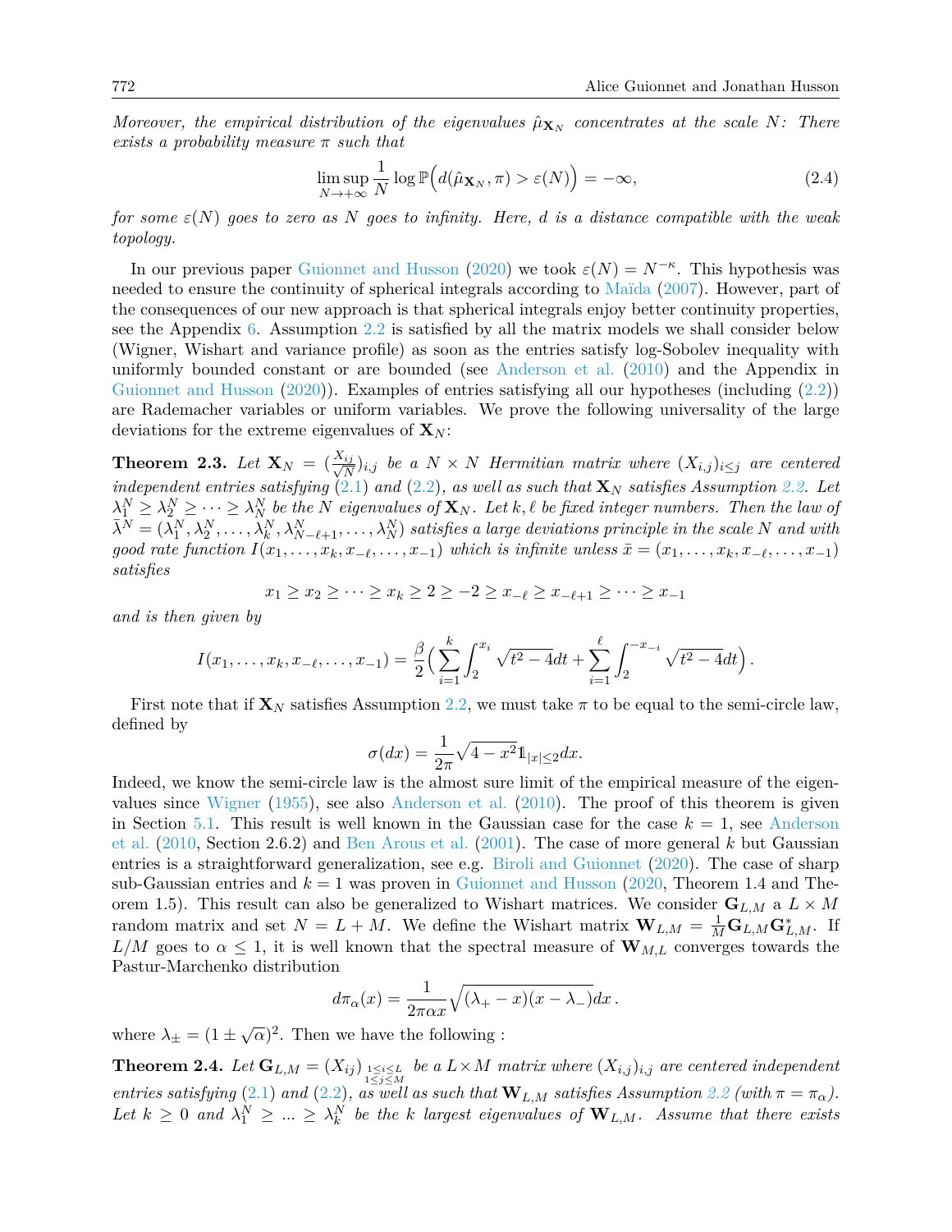*Moreover, the empirical distribution of the eigenvalues $\hat{\mu}_{\mathbf{X}_N}$ concentrates at the scale $N$: There exists a probability measure $\pi$ such that*

$$\limsup_{N\to+\infty} \frac{1}{N} \log \mathbb{P}\Big(d(\hat{\mu}_{\mathbf{X}_N}, \pi) > \varepsilon(N)\Big) = -\infty, \tag{2.4}$$

*for some $\varepsilon(N)$ goes to zero as $N$ goes to infinity. Here, $d$ is a distance compatible with the weak topology.*

In our previous paper Guionnet and Husson (2020) we took $\varepsilon(N) = N^{-\kappa}$. This hypothesis was needed to ensure the continuity of spherical integrals according to Maïda (2007). However, part of the consequences of our new approach is that spherical integrals enjoy better continuity properties, see the Appendix 6. Assumption 2.2 is satisfied by all the matrix models we shall consider below (Wigner, Wishart and variance profile) as soon as the entries satisfy log-Sobolev inequality with uniformly bounded constant or are bounded (see Anderson et al. (2010) and the Appendix in Guionnet and Husson (2020)). Examples of entries satisfying all our hypotheses (including (2.2)) are Rademacher variables or uniform variables. We prove the following universality of the large deviations for the extreme eigenvalues of $\mathbf{X}_N$:

**Theorem 2.3.** *Let $\mathbf{X}_N = (\frac{X_{ij}}{\sqrt{N}})_{i,j}$ be a $N \times N$ Hermitian matrix where $(X_{i,j})_{i\leq j}$ are centered independent entries satisfying (2.1) and (2.2), as well as such that $\mathbf{X}_N$ satisfies Assumption 2.2. Let $\lambda_1^N \geq \lambda_2^N \geq \cdots \geq \lambda_N^N$ be the $N$ eigenvalues of $\mathbf{X}_N$. Let $k, \ell$ be fixed integer numbers. Then the law of $\bar{\lambda}^N = (\lambda_1^N, \lambda_2^N, \ldots, \lambda_k^N, \lambda_{N-\ell+1}^N, \ldots, \lambda_N^N)$ satisfies a large deviations principle in the scale $N$ and with good rate function $I(x_1, \ldots, x_k, x_{-\ell}, \ldots, x_{-1})$ which is infinite unless $\bar{x} = (x_1, \ldots, x_k, x_{-\ell}, \ldots, x_{-1})$ satisfies*

$$x_1 \geq x_2 \geq \cdots \geq x_k \geq 2 \geq -2 \geq x_{-\ell} \geq x_{-\ell+1} \geq \cdots \geq x_{-1}$$

*and is then given by*

$$I(x_1, \ldots, x_k, x_{-\ell}, \ldots, x_{-1}) = \frac{\beta}{2}\Big(\sum_{i=1}^{k} \int_2^{x_i} \sqrt{t^2-4}dt + \sum_{i=1}^{\ell} \int_2^{-x_{-i}} \sqrt{t^2-4}dt\Big).$$

First note that if $\mathbf{X}_N$ satisfies Assumption 2.2, we must take $\pi$ to be equal to the semi-circle law, defined by

$$\sigma(dx) = \frac{1}{2\pi}\sqrt{4-x^2}\mathbb{1}_{|x|\leq 2}dx.$$

Indeed, we know the semi-circle law is the almost sure limit of the empirical measure of the eigenvalues since Wigner (1955), see also Anderson et al. (2010). The proof of this theorem is given in Section 5.1. This result is well known in the Gaussian case for the case $k = 1$, see Anderson et al. (2010, Section 2.6.2) and Ben Arous et al. (2001). The case of more general $k$ but Gaussian entries is a straightforward generalization, see e.g. Biroli and Guionnet (2020). The case of sharp sub-Gaussian entries and $k = 1$ was proven in Guionnet and Husson (2020, Theorem 1.4 and Theorem 1.5). This result can also be generalized to Wishart matrices. We consider $\mathbf{G}_{L,M}$ a $L \times M$ random matrix and set $N = L + M$. We define the Wishart matrix $\mathbf{W}_{L,M} = \frac{1}{M}\mathbf{G}_{L,M}\mathbf{G}_{L,M}^*$. If $L/M$ goes to $\alpha \leq 1$, it is well known that the spectral measure of $\mathbf{W}_{M,L}$ converges towards the Pastur-Marchenko distribution

$$d\pi_\alpha(x) = \frac{1}{2\pi\alpha x}\sqrt{(\lambda_+ - x)(x - \lambda_-)}dx\,.$$

where $\lambda_\pm = (1 \pm \sqrt{\alpha})^2$. Then we have the following :

**Theorem 2.4.** *Let $\mathbf{G}_{L,M} = (X_{ij})_{\substack{1\leq i\leq L\\ 1\leq j\leq M}}$ be a $L\times M$ matrix where $(X_{i,j})_{i,j}$ are centered independent entries satisfying (2.1) and (2.2), as well as such that $\mathbf{W}_{L,M}$ satisfies Assumption 2.2 (with $\pi = \pi_\alpha$). Let $k \geq 0$ and $\lambda_1^N \geq \ldots \geq \lambda_k^N$ be the $k$ largest eigenvalues of $\mathbf{W}_{L,M}$. Assume that there exists*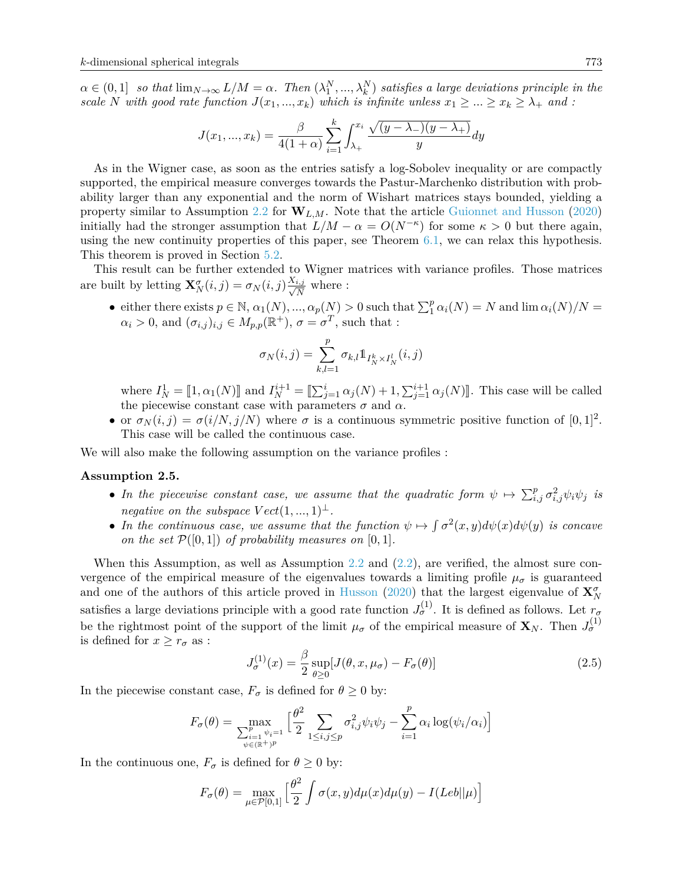$\alpha \in (0,1]$ *so that* $\lim_{N\to\infty} L/M = \alpha$. *Then* $(\lambda_1^N, ..., \lambda_k^N)$ *satisfies a large deviations principle in the scale* $N$ *with good rate function* $J(x_1, ..., x_k)$ *which is infinite unless* $x_1 \geq ... \geq x_k \geq \lambda_+$ *and :*

$$J(x_1, ..., x_k) = \frac{\beta}{4(1+\alpha)} \sum_{i=1}^{k} \int_{\lambda_+}^{x_i} \frac{\sqrt{(y-\lambda_-)(y-\lambda_+)}}{y} dy$$

As in the Wigner case, as soon as the entries satisfy a log-Sobolev inequality or are compactly supported, the empirical measure converges towards the Pastur-Marchenko distribution with probability larger than any exponential and the norm of Wishart matrices stays bounded, yielding a property similar to Assumption 2.2 for $\mathbf{W}_{L,M}$. Note that the article Guionnet and Husson (2020) initially had the stronger assumption that $L/M - \alpha = O(N^{-\kappa})$ for some $\kappa > 0$ but there again, using the new continuity properties of this paper, see Theorem 6.1, we can relax this hypothesis. This theorem is proved in Section 5.2.

This result can be further extended to Wigner matrices with variance profiles. Those matrices are built by letting $\mathbf{X}_N^{\sigma}(i,j) = \sigma_N(i,j)\frac{X_{i,j}}{\sqrt{N}}$ where :

- either there exists $p \in \mathbb{N}$, $\alpha_1(N), ..., \alpha_p(N) > 0$ such that $\sum_1^p \alpha_i(N) = N$ and $\lim \alpha_i(N)/N = \alpha_i > 0$, and $(\sigma_{i,j})_{i,j} \in M_{p,p}(\mathbb{R}^+)$, $\sigma = \sigma^T$, such that :

$$\sigma_N(i,j) = \sum_{k,l=1}^{p} \sigma_{k,l} \mathbb{1}_{I_N^k \times I_N^l}(i,j)$$

  where $I_N^1 = [\![1, \alpha_1(N)]\!]$ and $I_N^{i+1} = [\![\sum_{j=1}^{i} \alpha_j(N) + 1, \sum_{j=1}^{i+1} \alpha_j(N)]\!]$. This case will be called the piecewise constant case with parameters $\sigma$ and $\alpha$.
- or $\sigma_N(i,j) = \sigma(i/N, j/N)$ where $\sigma$ is a continuous symmetric positive function of $[0,1]^2$. This case will be called the continuous case.

We will also make the following assumption on the variance profiles :

**Assumption 2.5.**

- *In the piecewise constant case, we assume that the quadratic form* $\psi \mapsto \sum_{i,j}^{p} \sigma_{i,j}^2 \psi_i \psi_j$ *is negative on the subspace* $Vect(1, ..., 1)^{\perp}$.
- *In the continuous case, we assume that the function* $\psi \mapsto \int \sigma^2(x,y) d\psi(x) d\psi(y)$ *is concave on the set* $\mathcal{P}([0,1])$ *of probability measures on* $[0,1]$.

When this Assumption, as well as Assumption 2.2 and (2.2), are verified, the almost sure convergence of the empirical measure of the eigenvalues towards a limiting profile $\mu_\sigma$ is guaranteed and one of the authors of this article proved in Husson (2020) that the largest eigenvalue of $\mathbf{X}_N^{\sigma}$ satisfies a large deviations principle with a good rate function $J_\sigma^{(1)}$. It is defined as follows. Let $r_\sigma$ be the rightmost point of the support of the limit $\mu_\sigma$ of the empirical measure of $\mathbf{X}_N$. Then $J_\sigma^{(1)}$ is defined for $x \geq r_\sigma$ as :

$$J_\sigma^{(1)}(x) = \frac{\beta}{2} \sup_{\theta \geq 0} [J(\theta, x, \mu_\sigma) - F_\sigma(\theta)] \tag{2.5}$$

In the piecewise constant case, $F_\sigma$ is defined for $\theta \geq 0$ by:

$$F_\sigma(\theta) = \max_{\substack{\sum_{i=1}^{p} \psi_i = 1 \\ \psi \in (\mathbb{R}^+)^p}} \Big[ \frac{\theta^2}{2} \sum_{1 \leq i,j \leq p} \sigma_{i,j}^2 \psi_i \psi_j - \sum_{i=1}^{p} \alpha_i \log(\psi_i / \alpha_i) \Big]$$

In the continuous one, $F_\sigma$ is defined for $\theta \geq 0$ by:

$$F_\sigma(\theta) = \max_{\mu \in \mathcal{P}[0,1]} \Big[ \frac{\theta^2}{2} \int \sigma(x,y) d\mu(x) d\mu(y) - I(Leb||\mu) \Big]$$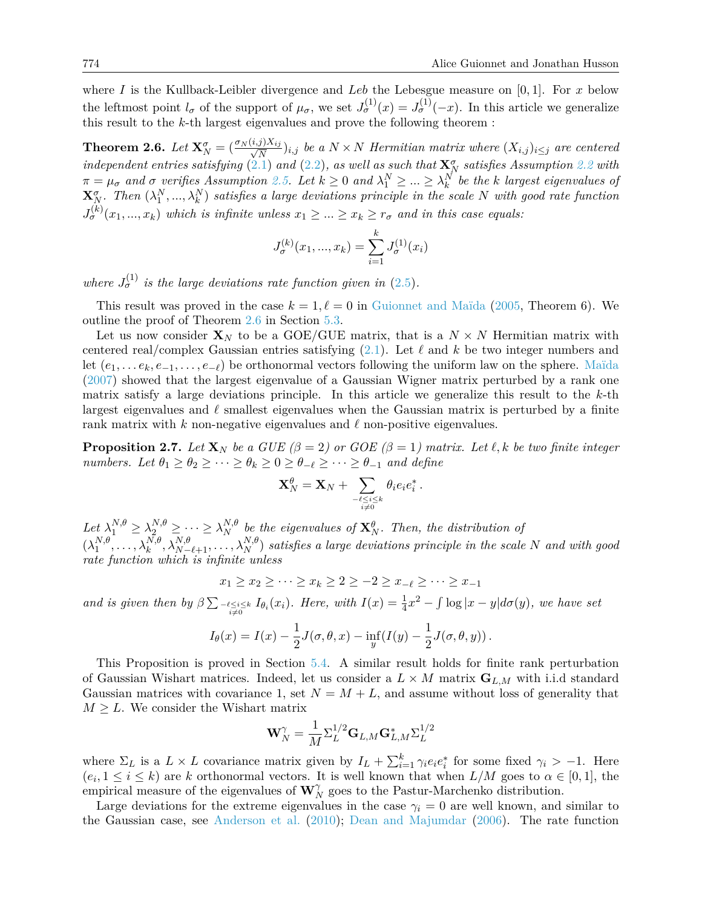where $I$ is the Kullback-Leibler divergence and $Leb$ the Lebesgue measure on $[0,1]$. For $x$ below the leftmost point $l_\sigma$ of the support of $\mu_\sigma$, we set $J^{(1)}_\sigma(x) = J^{(1)}_\sigma(-x)$. In this article we generalize this result to the $k$-th largest eigenvalues and prove the following theorem :

**Theorem 2.6.** *Let $\mathbf{X}^\sigma_N = (\frac{\sigma_N(i,j)X_{ij}}{\sqrt{N}})_{i,j}$ be a $N\times N$ Hermitian matrix where $(X_{i,j})_{i\le j}$ are centered independent entries satisfying (2.1) and (2.2), as well as such that $\mathbf{X}^\sigma_N$ satisfies Assumption 2.2 with $\pi = \mu_\sigma$ and $\sigma$ verifies Assumption 2.5. Let $k \ge 0$ and $\lambda^N_1 \ge ... \ge \lambda^N_k$ be the $k$ largest eigenvalues of $\mathbf{X}^\sigma_N$. Then $(\lambda^N_1, ..., \lambda^N_k)$ satisfies a large deviations principle in the scale $N$ with good rate function $J^{(k)}_\sigma(x_1, ..., x_k)$ which is infinite unless $x_1 \ge ... \ge x_k \ge r_\sigma$ and in this case equals:*

$$J^{(k)}_\sigma(x_1, ..., x_k) = \sum_{i=1}^{k} J^{(1)}_\sigma(x_i)$$

*where $J^{(1)}_\sigma$ is the large deviations rate function given in (2.5).*

This result was proved in the case $k = 1, \ell = 0$ in Guionnet and Maïda (2005, Theorem 6). We outline the proof of Theorem 2.6 in Section 5.3.

Let us now consider $\mathbf{X}_N$ to be a GOE/GUE matrix, that is a $N \times N$ Hermitian matrix with centered real/complex Gaussian entries satisfying (2.1). Let $\ell$ and $k$ be two integer numbers and let $(e_1, \dots e_k, e_{-1}, \dots, e_{-\ell})$ be orthonormal vectors following the uniform law on the sphere. Maïda (2007) showed that the largest eigenvalue of a Gaussian Wigner matrix perturbed by a rank one matrix satisfy a large deviations principle. In this article we generalize this result to the $k$-th largest eigenvalues and $\ell$ smallest eigenvalues when the Gaussian matrix is perturbed by a finite rank matrix with $k$ non-negative eigenvalues and $\ell$ non-positive eigenvalues.

**Proposition 2.7.** *Let $\mathbf{X}_N$ be a GUE ($\beta = 2$) or GOE ($\beta = 1$) matrix. Let $\ell, k$ be two finite integer numbers. Let $\theta_1 \ge \theta_2 \ge \cdots \ge \theta_k \ge 0 \ge \theta_{-\ell} \ge \cdots \ge \theta_{-1}$ and define*

$$\mathbf{X}^\theta_N = \mathbf{X}_N + \sum_{\substack{-\ell \le i \le k \\ i \ne 0}} \theta_i e_i e_i^* \,.$$

*Let $\lambda^{N,\theta}_1 \ge \lambda^{N,\theta}_2 \ge \cdots \ge \lambda^{N,\theta}_N$ be the eigenvalues of $\mathbf{X}^\theta_N$. Then, the distribution of $(\lambda^{N,\theta}_1, \dots, \lambda^{N,\theta}_k, \lambda^{N,\theta}_{N-\ell+1}, \dots, \lambda^{N,\theta}_N)$ satisfies a large deviations principle in the scale $N$ and with good rate function which is infinite unless*

$$x_1 \ge x_2 \ge \cdots \ge x_k \ge 2 \ge -2 \ge x_{-\ell} \ge \cdots \ge x_{-1}$$

*and is given then by $\beta \sum_{\substack{-\ell\le i\le k \\ i\ne 0}} I_{\theta_i}(x_i)$. Here, with $I(x) = \frac{1}{4}x^2 - \int \log|x-y| d\sigma(y)$, we have set*

$$I_\theta(x) = I(x) - \frac{1}{2}J(\sigma, \theta, x) - \inf_y (I(y) - \frac{1}{2}J(\sigma, \theta, y)) \,.$$

This Proposition is proved in Section 5.4. A similar result holds for finite rank perturbation of Gaussian Wishart matrices. Indeed, let us consider a $L \times M$ matrix $\mathbf{G}_{L,M}$ with i.i.d standard Gaussian matrices with covariance 1, set $N = M + L$, and assume without loss of generality that $M \ge L$. We consider the Wishart matrix

$$\mathbf{W}^\gamma_N = \frac{1}{M} \Sigma_L^{1/2} \mathbf{G}_{L,M} \mathbf{G}^*_{L,M} \Sigma_L^{1/2}$$

where $\Sigma_L$ is a $L \times L$ covariance matrix given by $I_L + \sum_{i=1}^{k} \gamma_i e_i e_i^*$ for some fixed $\gamma_i > -1$. Here $(e_i, 1 \le i \le k)$ are $k$ orthonormal vectors. It is well known that when $L/M$ goes to $\alpha \in [0,1]$, the empirical measure of the eigenvalues of $\mathbf{W}^\gamma_N$ goes to the Pastur-Marchenko distribution.

Large deviations for the extreme eigenvalues in the case $\gamma_i = 0$ are well known, and similar to the Gaussian case, see Anderson et al. (2010); Dean and Majumdar (2006). The rate function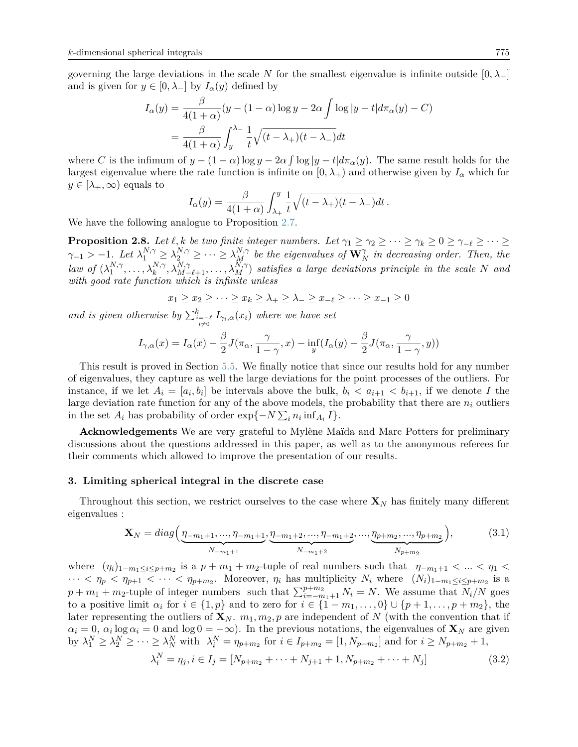governing the large deviations in the scale $N$ for the smallest eigenvalue is infinite outside $[0, \lambda_-]$ and is given for $y \in [0, \lambda_-]$ by $I_\alpha(y)$ defined by

$$
\begin{aligned}
I_\alpha(y) &= \frac{\beta}{4(1+\alpha)}(y - (1-\alpha)\log y - 2\alpha \int \log|y-t| d\pi_\alpha(y) - C) \\
&= \frac{\beta}{4(1+\alpha)} \int_y^{\lambda_-} \frac{1}{t}\sqrt{(t-\lambda_+)(t-\lambda_-)} dt
\end{aligned}
$$

where $C$ is the infimum of $y - (1-\alpha)\log y - 2\alpha \int \log|y-t| d\pi_\alpha(y)$. The same result holds for the largest eigenvalue where the rate function is infinite on $[0, \lambda_+)$ and otherwise given by $I_\alpha$ which for $y \in [\lambda_+, \infty)$ equals to

$$
I_\alpha(y) = \frac{\beta}{4(1+\alpha)} \int_{\lambda_+}^{y} \frac{1}{t}\sqrt{(t-\lambda_+)(t-\lambda_-)} dt \,.
$$

We have the following analogue to Proposition 2.7.

**Proposition 2.8.** *Let $\ell, k$ be two finite integer numbers. Let $\gamma_1 \geq \gamma_2 \geq \cdots \geq \gamma_k \geq 0 \geq \gamma_{-\ell} \geq \cdots \geq \gamma_{-1} > -1$. Let $\lambda_1^{N,\gamma} \geq \lambda_2^{N,\gamma} \geq \cdots \geq \lambda_M^{N,\gamma}$ be the eigenvalues of $\mathbf{W}_N^\gamma$ in decreasing order. Then, the law of $(\lambda_1^{N,\gamma}, \ldots, \lambda_k^{N,\gamma}, \lambda_{M-\ell+1}^{N,\gamma}, \ldots, \lambda_M^{N,\gamma})$ satisfies a large deviations principle in the scale $N$ and with good rate function which is infinite unless*

$$
x_1 \geq x_2 \geq \cdots \geq x_k \geq \lambda_+ \geq \lambda_- \geq x_{-\ell} \geq \cdots \geq x_{-1} \geq 0
$$

*and is given otherwise by $\sum_{\substack{i=-\ell \\ i \neq 0}}^{k} I_{\gamma_i,\alpha}(x_i)$ where we have set*

$$
I_{\gamma,\alpha}(x) = I_\alpha(x) - \frac{\beta}{2} J(\pi_\alpha, \frac{\gamma}{1-\gamma}, x) - \inf_y (I_\alpha(y) - \frac{\beta}{2} J(\pi_\alpha, \frac{\gamma}{1-\gamma}, y))
$$

This result is proved in Section 5.5. We finally notice that since our results hold for any number of eigenvalues, they capture as well the large deviations for the point processes of the outliers. For instance, if we let $A_i = [a_i, b_i]$ be intervals above the bulk, $b_i < a_{i+1} < b_{i+1}$, if we denote $I$ the large deviation rate function for any of the above models, the probability that there are $n_i$ outliers in the set $A_i$ has probability of order $\exp\{-N \sum_i n_i \inf_{A_i} I\}$.

**Acknowledgements** We are very grateful to Mylène Maïda and Marc Potters for preliminary discussions about the questions addressed in this paper, as well as to the anonymous referees for their comments which allowed to improve the presentation of our results.

## 3. Limiting spherical integral in the discrete case

Throughout this section, we restrict ourselves to the case where $\mathbf{X}_N$ has finitely many different eigenvalues :

$$
\mathbf{X}_N = diag\Big(\underbrace{\eta_{-m_1+1}, ..., \eta_{-m_1+1}}_{N_{-m_1+1}}, \underbrace{\eta_{-m_1+2}, ..., \eta_{-m_1+2}}_{N_{-m_1+2}}, ..., \underbrace{\eta_{p+m_2}, ..., \eta_{p+m_2}}_{N_{p+m_2}}\Big), \tag{3.1}
$$

where $(\eta_i)_{1-m_1 \leq i \leq p+m_2}$ is a $p+m_1+m_2$-tuple of real numbers such that $\eta_{-m_1+1} < ... < \eta_1 < \cdots < \eta_p < \eta_{p+1} < \cdots < \eta_{p+m_2}$. Moreover, $\eta_i$ has multiplicity $N_i$ where $(N_i)_{1-m_1 \leq i \leq p+m_2}$ is a $p+m_1+m_2$-tuple of integer numbers such that $\sum_{i=-m_1+1}^{p+m_2} N_i = N$. We assume that $N_i/N$ goes to a positive limit $\alpha_i$ for $i \in \{1, p\}$ and to zero for $i \in \{1-m_1, \ldots, 0\} \cup \{p+1, \ldots, p+m_2\}$, the later representing the outliers of $\mathbf{X}_N$. $m_1, m_2, p$ are independent of $N$ (with the convention that if $\alpha_i = 0$, $\alpha_i \log \alpha_i = 0$ and $\log 0 = -\infty$). In the previous notations, the eigenvalues of $\mathbf{X}_N$ are given by $\lambda_1^N \geq \lambda_2^N \geq \cdots \geq \lambda_N^N$ with $\lambda_i^N = \eta_{p+m_2}$ for $i \in I_{p+m_2} = [1, N_{p+m_2}]$ and for $i \geq N_{p+m_2}+1$,

$$
\lambda_i^N = \eta_j, i \in I_j = [N_{p+m_2} + \cdots + N_{j+1} + 1, N_{p+m_2} + \cdots + N_j] \tag{3.2}
$$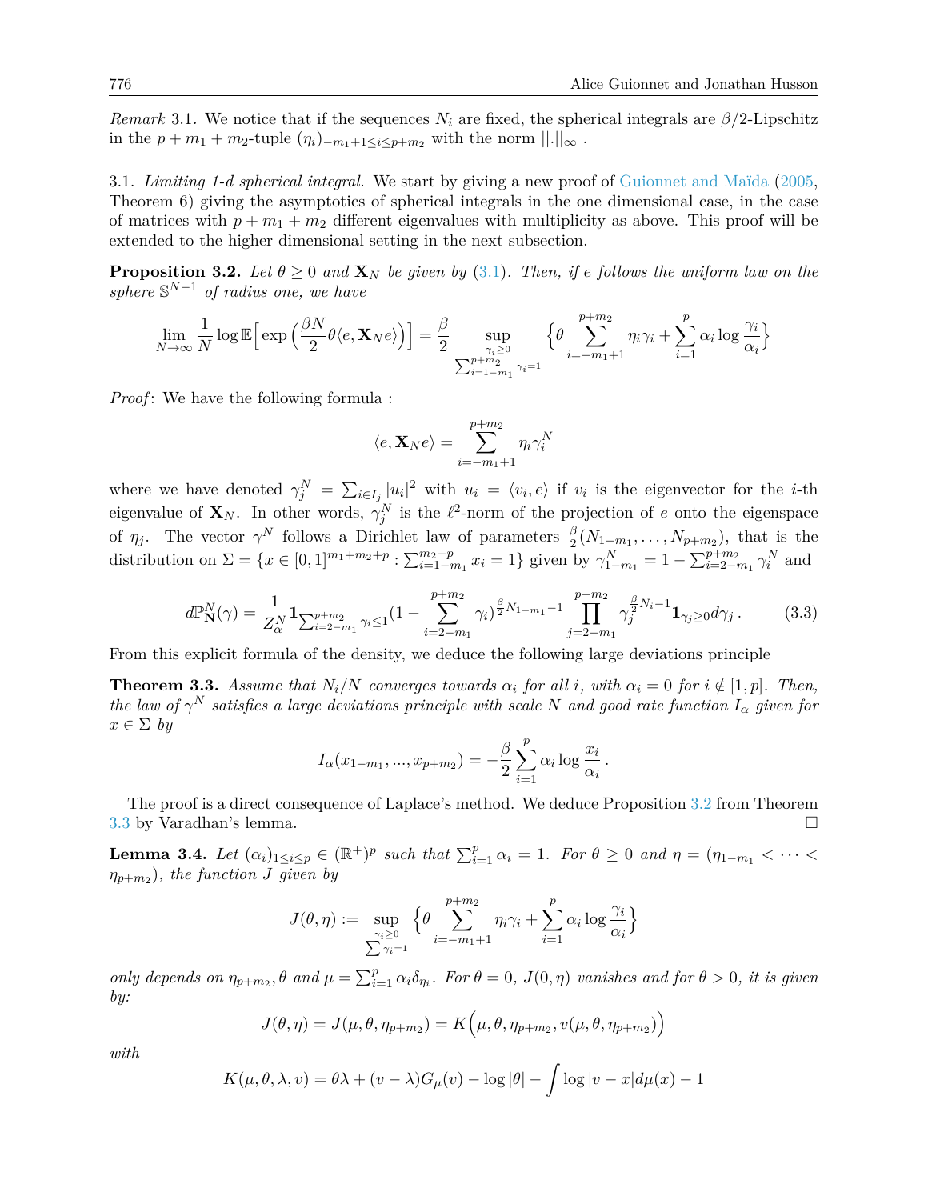*Remark* 3.1. We notice that if the sequences $N_i$ are fixed, the spherical integrals are $\beta/2$-Lipschitz in the $p+m_1+m_2$-tuple $(\eta_i)_{-m_1+1\leq i\leq p+m_2}$ with the norm $||.||_\infty$ .

3.1. *Limiting 1-d spherical integral.* We start by giving a new proof of Guionnet and Maïda (2005, Theorem 6) giving the asymptotics of spherical integrals in the one dimensional case, in the case of matrices with $p+m_1+m_2$ different eigenvalues with multiplicity as above. This proof will be extended to the higher dimensional setting in the next subsection.

**Proposition 3.2.** *Let $\theta \geq 0$ and $\mathbf{X}_N$ be given by (3.1). Then, if $e$ follows the uniform law on the sphere $\mathbb{S}^{N-1}$ of radius one, we have*

$$\lim_{N\to\infty} \frac{1}{N} \log \mathbb{E}\Big[\exp\Big(\frac{\beta N}{2}\theta\langle e, \mathbf{X}_N e\rangle\Big)\Big] = \frac{\beta}{2} \sup_{\substack{\gamma_i\geq 0\\ \sum_{i=1-m_1}^{p+m_2}\gamma_i=1}} \Big\{\theta \sum_{i=-m_1+1}^{p+m_2} \eta_i\gamma_i + \sum_{i=1}^{p}\alpha_i \log\frac{\gamma_i}{\alpha_i}\Big\}$$

*Proof*: We have the following formula :

$$\langle e, \mathbf{X}_N e\rangle = \sum_{i=-m_1+1}^{p+m_2} \eta_i \gamma_i^N$$

where we have denoted $\gamma_j^N = \sum_{i\in I_j}|u_i|^2$ with $u_i = \langle v_i, e\rangle$ if $v_i$ is the eigenvector for the $i$-th eigenvalue of $\mathbf{X}_N$. In other words, $\gamma_j^N$ is the $\ell^2$-norm of the projection of $e$ onto the eigenspace of $\eta_j$. The vector $\gamma^N$ follows a Dirichlet law of parameters $\frac{\beta}{2}(N_{1-m_1},\ldots,N_{p+m_2})$, that is the distribution on $\Sigma = \{x \in [0,1]^{m_1+m_2+p} : \sum_{i=1-m_1}^{m_2+p} x_i = 1\}$ given by $\gamma_{1-m_1}^N = 1 - \sum_{i=2-m_1}^{p+m_2}\gamma_i^N$ and

$$d\mathbb{P}_{\mathbf{N}}^N(\gamma) = \frac{1}{Z_\alpha^N}\mathbf{1}_{\sum_{i=2-m_1}^{p+m_2}\gamma_i\leq 1}(1-\sum_{i=2-m_1}^{p+m_2}\gamma_i)^{\frac{\beta}{2}N_{1-m_1}-1}\prod_{j=2-m_1}^{p+m_2}\gamma_j^{\frac{\beta}{2}N_i-1}\mathbf{1}_{\gamma_j\geq 0}d\gamma_j\,. \tag{3.3}$$

From this explicit formula of the density, we deduce the following large deviations principle

**Theorem 3.3.** *Assume that $N_i/N$ converges towards $\alpha_i$ for all $i$, with $\alpha_i = 0$ for $i \notin [1,p]$. Then, the law of $\gamma^N$ satisfies a large deviations principle with scale $N$ and good rate function $I_\alpha$ given for $x \in \Sigma$ by*

$$I_\alpha(x_{1-m_1},...,x_{p+m_2}) = -\frac{\beta}{2}\sum_{i=1}^{p}\alpha_i\log\frac{x_i}{\alpha_i}\,.$$

The proof is a direct consequence of Laplace's method. We deduce Proposition 3.2 from Theorem 3.3 by Varadhan's lemma. □

**Lemma 3.4.** *Let $(\alpha_i)_{1\leq i\leq p} \in (\mathbb{R}^+)^p$ such that $\sum_{i=1}^p \alpha_i = 1$. For $\theta \geq 0$ and $\eta = (\eta_{1-m_1} < \cdots < \eta_{p+m_2})$, the function $J$ given by*

$$J(\theta,\eta) := \sup_{\substack{\gamma_i\geq 0\\ \sum\gamma_i=1}} \Big\{\theta \sum_{i=-m_1+1}^{p+m_2}\eta_i\gamma_i + \sum_{i=1}^{p}\alpha_i\log\frac{\gamma_i}{\alpha_i}\Big\}$$

*only depends on $\eta_{p+m_2}, \theta$ and $\mu = \sum_{i=1}^p \alpha_i\delta_{\eta_i}$. For $\theta = 0$, $J(0,\eta)$ vanishes and for $\theta > 0$, it is given by:*

$$J(\theta,\eta) = J(\mu,\theta,\eta_{p+m_2}) = K\Big(\mu,\theta,\eta_{p+m_2}, v(\mu,\theta,\eta_{p+m_2})\Big)$$

*with*

$$K(\mu,\theta,\lambda,v) = \theta\lambda + (v-\lambda)G_\mu(v) - \log|\theta| - \int\log|v-x|d\mu(x) - 1$$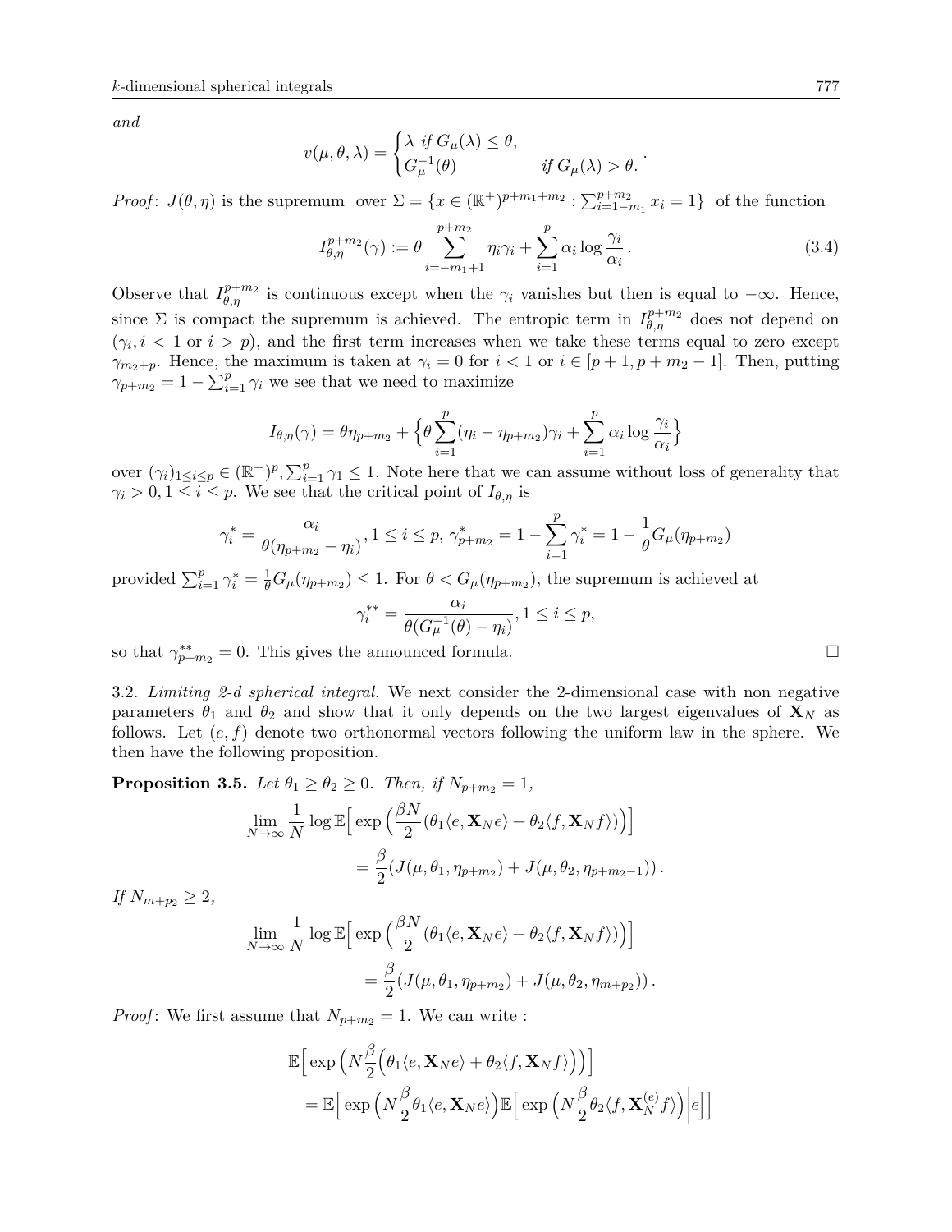*and*

$$v(\mu,\theta,\lambda) = \begin{cases} \lambda \text{ if } G_\mu(\lambda) \le \theta, \\ G_\mu^{-1}(\theta) \qquad\qquad \text{if } G_\mu(\lambda) > \theta. \end{cases}.$$

*Proof*: $J(\theta,\eta)$ is the supremum over $\Sigma = \{x \in (\mathbb{R}^+)^{p+m_1+m_2} : \sum_{i=1-m_1}^{p+m_2} x_i = 1\}$ of the function

$$I_{\theta,\eta}^{p+m_2}(\gamma) := \theta \sum_{i=-m_1+1}^{p+m_2} \eta_i \gamma_i + \sum_{i=1}^{p} \alpha_i \log \frac{\gamma_i}{\alpha_i}. \tag{3.4}$$

Observe that $I_{\theta,\eta}^{p+m_2}$ is continuous except when the $\gamma_i$ vanishes but then is equal to $-\infty$. Hence, since $\Sigma$ is compact the supremum is achieved. The entropic term in $I_{\theta,\eta}^{p+m_2}$ does not depend on $(\gamma_i, i < 1 \text{ or } i > p)$, and the first term increases when we take these terms equal to zero except $\gamma_{m_2+p}$. Hence, the maximum is taken at $\gamma_i = 0$ for $i < 1$ or $i \in [p+1, p+m_2-1]$. Then, putting $\gamma_{p+m_2} = 1 - \sum_{i=1}^{p} \gamma_i$ we see that we need to maximize

$$I_{\theta,\eta}(\gamma) = \theta\eta_{p+m_2} + \Big\{\theta \sum_{i=1}^{p} (\eta_i - \eta_{p+m_2})\gamma_i + \sum_{i=1}^{p} \alpha_i \log \frac{\gamma_i}{\alpha_i}\Big\}$$

over $(\gamma_i)_{1\le i\le p} \in (\mathbb{R}^+)^p, \sum_{i=1}^{p} \gamma_1 \le 1$. Note here that we can assume without loss of generality that $\gamma_i > 0, 1 \le i \le p$. We see that the critical point of $I_{\theta,\eta}$ is

$$\gamma_i^* = \frac{\alpha_i}{\theta(\eta_{p+m_2} - \eta_i)}, 1 \le i \le p,\ \gamma_{p+m_2}^* = 1 - \sum_{i=1}^{p} \gamma_i^* = 1 - \frac{1}{\theta} G_\mu(\eta_{p+m_2})$$

provided $\sum_{i=1}^{p} \gamma_i^* = \frac{1}{\theta} G_\mu(\eta_{p+m_2}) \le 1$. For $\theta < G_\mu(\eta_{p+m_2})$, the supremum is achieved at

$$\gamma_i^{**} = \frac{\alpha_i}{\theta(G_\mu^{-1}(\theta) - \eta_i)}, 1 \le i \le p,$$

so that $\gamma_{p+m_2}^{**} = 0$. This gives the announced formula. $\square$

3.2. *Limiting 2-d spherical integral.* We next consider the 2-dimensional case with non negative parameters $\theta_1$ and $\theta_2$ and show that it only depends on the two largest eigenvalues of $\mathbf{X}_N$ as follows. Let $(e, f)$ denote two orthonormal vectors following the uniform law in the sphere. We then have the following proposition.

**Proposition 3.5.** *Let $\theta_1 \ge \theta_2 \ge 0$. Then, if $N_{p+m_2} = 1$,*

$$\begin{aligned}\lim_{N\to\infty} \frac{1}{N} \log \mathbb{E}\Big[\exp\Big(\frac{\beta N}{2}(\theta_1 \langle e, \mathbf{X}_N e\rangle + \theta_2 \langle f, \mathbf{X}_N f\rangle)\Big)\Big] \\ = \frac{\beta}{2}(J(\mu, \theta_1, \eta_{p+m_2}) + J(\mu, \theta_2, \eta_{p+m_2-1})).\end{aligned}$$

*If $N_{m+p_2} \ge 2$,*

$$\begin{aligned}\lim_{N\to\infty} \frac{1}{N} \log \mathbb{E}\Big[\exp\Big(\frac{\beta N}{2}(\theta_1 \langle e, \mathbf{X}_N e\rangle + \theta_2 \langle f, \mathbf{X}_N f\rangle)\Big)\Big] \\ = \frac{\beta}{2}(J(\mu, \theta_1, \eta_{p+m_2}) + J(\mu, \theta_2, \eta_{m+p_2})).\end{aligned}$$

*Proof*: We first assume that $N_{p+m_2} = 1$. We can write :

$$\begin{aligned}&\mathbb{E}\Big[\exp\Big(N\frac{\beta}{2}\Big(\theta_1 \langle e, \mathbf{X}_N e\rangle + \theta_2 \langle f, \mathbf{X}_N f\rangle\Big)\Big)\Big] \\ &= \mathbb{E}\Big[\exp\Big(N\frac{\beta}{2}\theta_1 \langle e, \mathbf{X}_N e\rangle\Big)\mathbb{E}\Big[\exp\Big(N\frac{\beta}{2}\theta_2 \langle f, \mathbf{X}_N^{(e)} f\rangle\Big)\Big| e\Big]\Big]\end{aligned}$$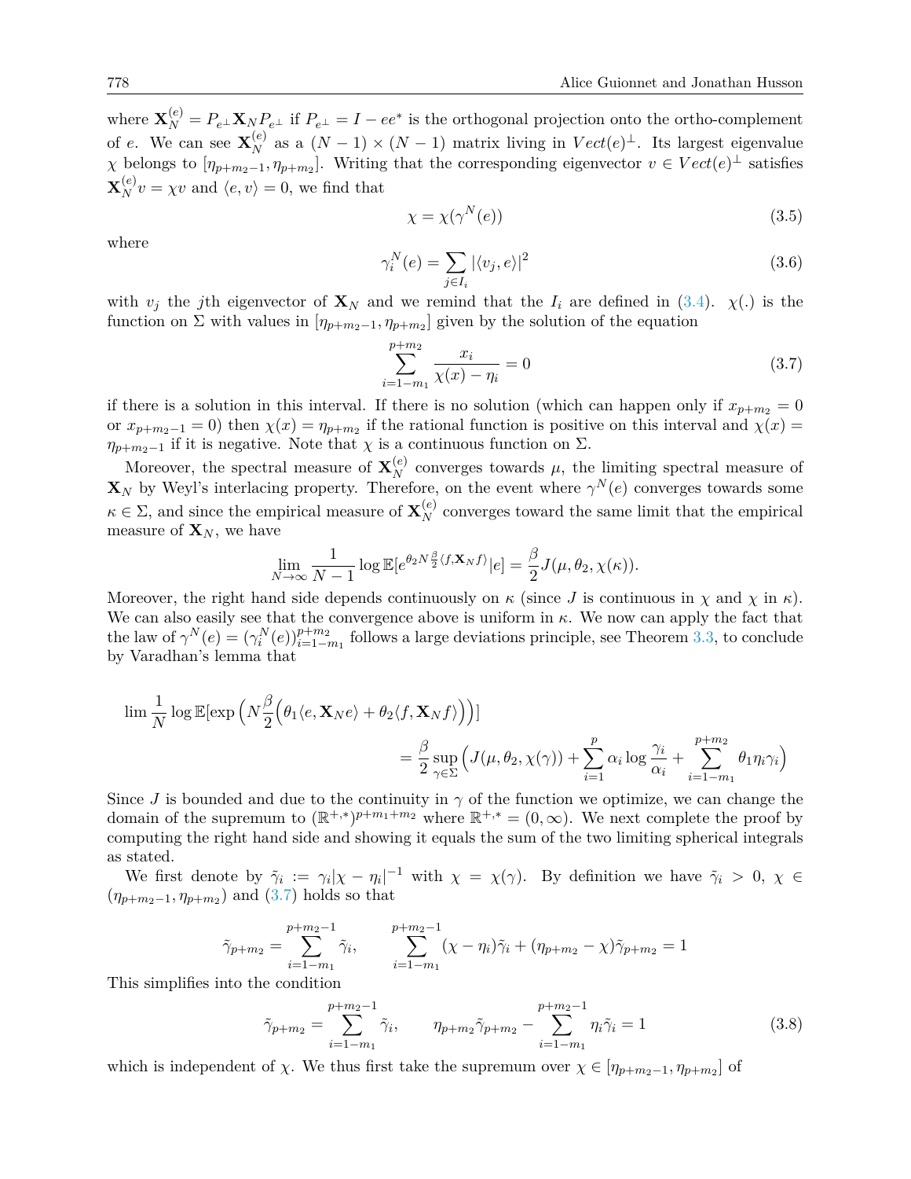where $\mathbf{X}_N^{(e)} = P_{e^\perp}\mathbf{X}_N P_{e^\perp}$ if $P_{e^\perp} = I - ee^*$ is the orthogonal projection onto the ortho-complement of $e$. We can see $\mathbf{X}_N^{(e)}$ as a $(N-1)\times(N-1)$ matrix living in $Vect(e)^\perp$. Its largest eigenvalue $\chi$ belongs to $[\eta_{p+m_2-1}, \eta_{p+m_2}]$. Writing that the corresponding eigenvector $v \in Vect(e)^\perp$ satisfies $\mathbf{X}_N^{(e)} v = \chi v$ and $\langle e, v\rangle = 0$, we find that

$$\chi = \chi(\gamma^N(e)) \tag{3.5}$$

where

$$\gamma_i^N(e) = \sum_{j\in I_i} |\langle v_j, e\rangle|^2 \tag{3.6}$$

with $v_j$ the $j$th eigenvector of $\mathbf{X}_N$ and we remind that the $I_i$ are defined in (3.4). $\chi(.)$ is the function on $\Sigma$ with values in $[\eta_{p+m_2-1}, \eta_{p+m_2}]$ given by the solution of the equation

$$\sum_{i=1-m_1}^{p+m_2} \frac{x_i}{\chi(x) - \eta_i} = 0 \tag{3.7}$$

if there is a solution in this interval. If there is no solution (which can happen only if $x_{p+m_2} = 0$ or $x_{p+m_2-1} = 0$) then $\chi(x) = \eta_{p+m_2}$ if the rational function is positive on this interval and $\chi(x) = \eta_{p+m_2-1}$ if it is negative. Note that $\chi$ is a continuous function on $\Sigma$.

Moreover, the spectral measure of $\mathbf{X}_N^{(e)}$ converges towards $\mu$, the limiting spectral measure of $\mathbf{X}_N$ by Weyl's interlacing property. Therefore, on the event where $\gamma^N(e)$ converges towards some $\kappa \in \Sigma$, and since the empirical measure of $\mathbf{X}_N^{(e)}$ converges toward the same limit that the empirical measure of $\mathbf{X}_N$, we have

$$\lim_{N\to\infty} \frac{1}{N-1} \log \mathbb{E}[e^{\theta_2 N \frac{\beta}{2}\langle f, \mathbf{X}_N f\rangle} | e] = \frac{\beta}{2} J(\mu, \theta_2, \chi(\kappa)).$$

Moreover, the right hand side depends continuously on $\kappa$ (since $J$ is continuous in $\chi$ and $\chi$ in $\kappa$). We can also easily see that the convergence above is uniform in $\kappa$. We now can apply the fact that the law of $\gamma^N(e) = (\gamma_i^N(e))_{i=1-m_1}^{p+m_2}$ follows a large deviations principle, see Theorem 3.3, to conclude by Varadhan's lemma that

$$\lim \frac{1}{N} \log \mathbb{E}[\exp\Big(N\frac{\beta}{2}\Big(\theta_1\langle e, \mathbf{X}_N e\rangle + \theta_2\langle f, \mathbf{X}_N f\rangle\Big)\Big)]$$
$$= \frac{\beta}{2} \sup_{\gamma\in\Sigma} \Big( J(\mu, \theta_2, \chi(\gamma)) + \sum_{i=1}^{p} \alpha_i \log\frac{\gamma_i}{\alpha_i} + \sum_{i=1-m_1}^{p+m_2} \theta_1 \eta_i \gamma_i \Big)$$

Since $J$ is bounded and due to the continuity in $\gamma$ of the function we optimize, we can change the domain of the supremum to $(\mathbb{R}^{+,*})^{p+m_1+m_2}$ where $\mathbb{R}^{+,*} = (0, \infty)$. We next complete the proof by computing the right hand side and showing it equals the sum of the two limiting spherical integrals as stated.

We first denote by $\tilde{\gamma}_i := \gamma_i |\chi - \eta_i|^{-1}$ with $\chi = \chi(\gamma)$. By definition we have $\tilde{\gamma}_i > 0$, $\chi \in (\eta_{p+m_2-1}, \eta_{p+m_2})$ and (3.7) holds so that

$$\tilde{\gamma}_{p+m_2} = \sum_{i=1-m_1}^{p+m_2-1} \tilde{\gamma}_i, \qquad \sum_{i=1-m_1}^{p+m_2-1} (\chi - \eta_i)\tilde{\gamma}_i + (\eta_{p+m_2} - \chi)\tilde{\gamma}_{p+m_2} = 1$$

This simplifies into the condition

$$\tilde{\gamma}_{p+m_2} = \sum_{i=1-m_1}^{p+m_2-1} \tilde{\gamma}_i, \qquad \eta_{p+m_2}\tilde{\gamma}_{p+m_2} - \sum_{i=1-m_1}^{p+m_2-1} \eta_i \tilde{\gamma}_i = 1 \tag{3.8}$$

which is independent of $\chi$. We thus first take the supremum over $\chi \in [\eta_{p+m_2-1}, \eta_{p+m_2}]$ of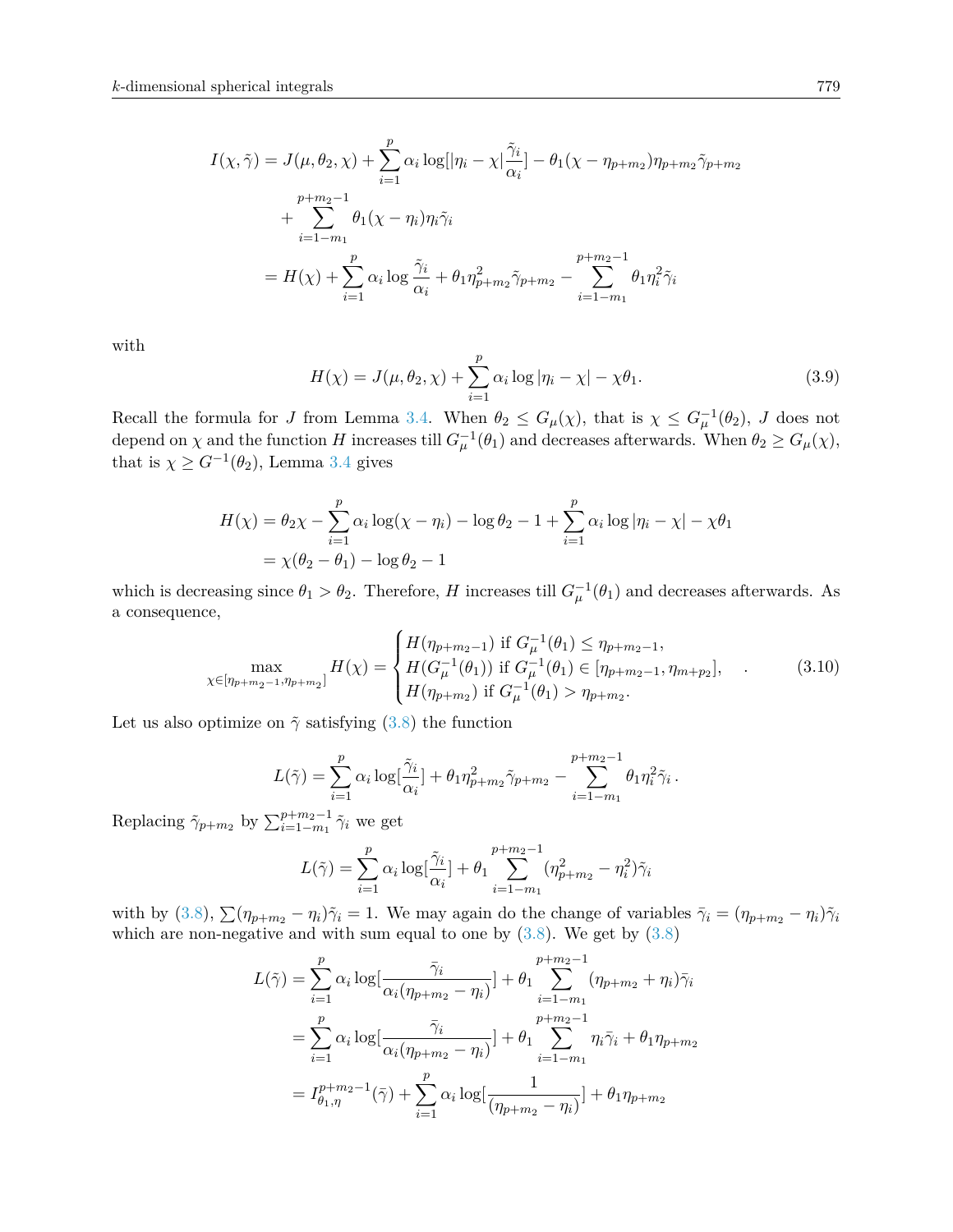$$
\begin{aligned}
I(\chi,\tilde{\gamma}) &= J(\mu,\theta_2,\chi) + \sum_{i=1}^{p} \alpha_i \log[|\eta_i - \chi| \frac{\tilde{\gamma}_i}{\alpha_i}] - \theta_1(\chi - \eta_{p+m_2})\eta_{p+m_2}\tilde{\gamma}_{p+m_2} \\
&\quad + \sum_{i=1-m_1}^{p+m_2-1} \theta_1(\chi - \eta_i)\eta_i\tilde{\gamma}_i \\
&= H(\chi) + \sum_{i=1}^{p} \alpha_i \log \frac{\tilde{\gamma}_i}{\alpha_i} + \theta_1 \eta_{p+m_2}^2 \tilde{\gamma}_{p+m_2} - \sum_{i=1-m_1}^{p+m_2-1} \theta_1 \eta_i^2 \tilde{\gamma}_i
\end{aligned}
$$

with

$$
H(\chi) = J(\mu,\theta_2,\chi) + \sum_{i=1}^{p} \alpha_i \log|\eta_i - \chi| - \chi\theta_1. \tag{3.9}
$$

Recall the formula for $J$ from Lemma 3.4. When $\theta_2 \le G_\mu(\chi)$, that is $\chi \le G_\mu^{-1}(\theta_2)$, $J$ does not depend on $\chi$ and the function $H$ increases till $G_\mu^{-1}(\theta_1)$ and decreases afterwards. When $\theta_2 \ge G_\mu(\chi)$, that is $\chi \ge G^{-1}(\theta_2)$, Lemma 3.4 gives

$$
\begin{aligned}
H(\chi) &= \theta_2\chi - \sum_{i=1}^{p} \alpha_i \log(\chi - \eta_i) - \log\theta_2 - 1 + \sum_{i=1}^{p} \alpha_i \log|\eta_i - \chi| - \chi\theta_1 \\
&= \chi(\theta_2 - \theta_1) - \log\theta_2 - 1
\end{aligned}
$$

which is decreasing since $\theta_1 > \theta_2$. Therefore, $H$ increases till $G_\mu^{-1}(\theta_1)$ and decreases afterwards. As a consequence,

$$
\max_{\chi\in[\eta_{p+m_2-1},\eta_{p+m_2}]} H(\chi) = \begin{cases} H(\eta_{p+m_2-1}) \text{ if } G_\mu^{-1}(\theta_1) \le \eta_{p+m_2-1}, \\ H(G_\mu^{-1}(\theta_1)) \text{ if } G_\mu^{-1}(\theta_1) \in [\eta_{p+m_2-1}, \eta_{m+p_2}], \\ H(\eta_{p+m_2}) \text{ if } G_\mu^{-1}(\theta_1) > \eta_{p+m_2}. \end{cases} . \tag{3.10}
$$

Let us also optimize on $\tilde{\gamma}$ satisfying (3.8) the function

$$
L(\tilde{\gamma}) = \sum_{i=1}^{p} \alpha_i \log[\frac{\tilde{\gamma}_i}{\alpha_i}] + \theta_1 \eta_{p+m_2}^2 \tilde{\gamma}_{p+m_2} - \sum_{i=1-m_1}^{p+m_2-1} \theta_1 \eta_i^2 \tilde{\gamma}_i \,.
$$

Replacing $\tilde{\gamma}_{p+m_2}$ by $\sum_{i=1-m_1}^{p+m_2-1} \tilde{\gamma}_i$ we get

$$
L(\tilde{\gamma}) = \sum_{i=1}^{p} \alpha_i \log[\frac{\tilde{\gamma}_i}{\alpha_i}] + \theta_1 \sum_{i=1-m_1}^{p+m_2-1} (\eta_{p+m_2}^2 - \eta_i^2)\tilde{\gamma}_i
$$

with by (3.8), $\sum(\eta_{p+m_2} - \eta_i)\tilde{\gamma}_i = 1$. We may again do the change of variables $\bar{\gamma}_i = (\eta_{p+m_2} - \eta_i)\tilde{\gamma}_i$ which are non-negative and with sum equal to one by (3.8). We get by (3.8)

$$
\begin{aligned}
L(\tilde{\gamma}) &= \sum_{i=1}^{p} \alpha_i \log[\frac{\bar{\gamma}_i}{\alpha_i(\eta_{p+m_2} - \eta_i)}] + \theta_1 \sum_{i=1-m_1}^{p+m_2-1} (\eta_{p+m_2} + \eta_i)\bar{\gamma}_i \\
&= \sum_{i=1}^{p} \alpha_i \log[\frac{\bar{\gamma}_i}{\alpha_i(\eta_{p+m_2} - \eta_i)}] + \theta_1 \sum_{i=1-m_1}^{p+m_2-1} \eta_i\bar{\gamma}_i + \theta_1\eta_{p+m_2} \\
&= I_{\theta_1,\eta}^{p+m_2-1}(\bar{\gamma}) + \sum_{i=1}^{p} \alpha_i \log[\frac{1}{(\eta_{p+m_2} - \eta_i)}] + \theta_1\eta_{p+m_2}
\end{aligned}
$$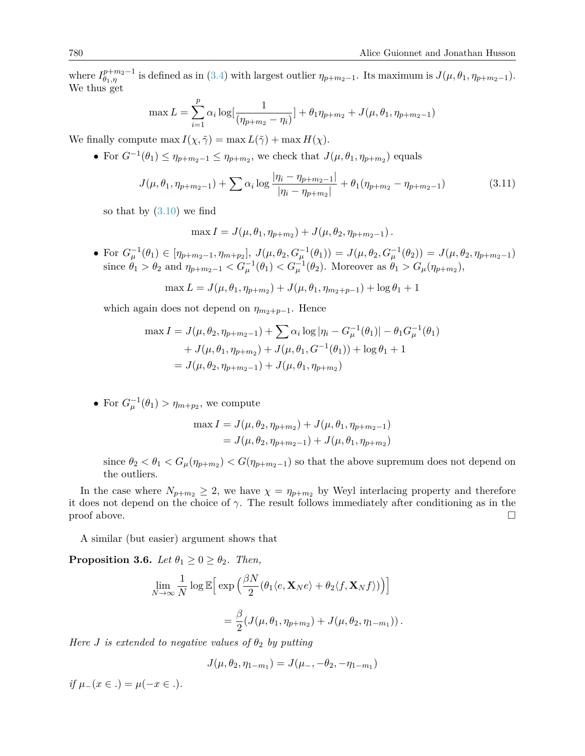where $I^{p+m_2-1}_{\theta_1,\eta}$ is defined as in (3.4) with largest outlier $\eta_{p+m_2-1}$. Its maximum is $J(\mu,\theta_1,\eta_{p+m_2-1})$. We thus get

$$\max L = \sum_{i=1}^{p} \alpha_i \log[\frac{1}{(\eta_{p+m_2}-\eta_i)}] + \theta_1\eta_{p+m_2} + J(\mu,\theta_1,\eta_{p+m_2-1})$$

We finally compute $\max I(\chi,\tilde{\gamma}) = \max L(\tilde{\gamma}) + \max H(\chi)$.

- For $G^{-1}(\theta_1) \leq \eta_{p+m_2-1} \leq \eta_{p+m_2}$, we check that $J(\mu,\theta_1,\eta_{p+m_2})$ equals

$$J(\mu,\theta_1,\eta_{p+m_2-1}) + \sum \alpha_i \log\frac{|\eta_i-\eta_{p+m_2-1}|}{|\eta_i-\eta_{p+m_2}|} + \theta_1(\eta_{p+m_2}-\eta_{p+m_2-1}) \tag{3.11}$$

  so that by (3.10) we find

$$\max I = J(\mu,\theta_1,\eta_{p+m_2}) + J(\mu,\theta_2,\eta_{p+m_2-1})\,.$$

- For $G_\mu^{-1}(\theta_1) \in [\eta_{p+m_2-1},\eta_{m+p_2}]$, $J(\mu,\theta_2,G_\mu^{-1}(\theta_1)) = J(\mu,\theta_2,G_\mu^{-1}(\theta_2)) = J(\mu,\theta_2,\eta_{p+m_2-1})$ since $\theta_1>\theta_2$ and $\eta_{p+m_2-1} < G_\mu^{-1}(\theta_1) < G_\mu^{-1}(\theta_2)$. Moreover as $\theta_1 > G_\mu(\eta_{p+m_2})$,

$$\max L = J(\mu,\theta_1,\eta_{p+m_2}) + J(\mu,\theta_1,\eta_{m_2+p-1}) + \log\theta_1 + 1$$

  which again does not depend on $\eta_{m_2+p-1}$. Hence

$$\begin{aligned}\max I &= J(\mu,\theta_2,\eta_{p+m_2-1}) + \sum \alpha_i \log|\eta_i - G_\mu^{-1}(\theta_1)| - \theta_1 G_\mu^{-1}(\theta_1)\\ &\quad + J(\mu,\theta_1,\eta_{p+m_2}) + J(\mu,\theta_1,G^{-1}(\theta_1)) + \log\theta_1 + 1\\ &= J(\mu,\theta_2,\eta_{p+m_2-1}) + J(\mu,\theta_1,\eta_{p+m_2})\end{aligned}$$

- For $G_\mu^{-1}(\theta_1) > \eta_{m+p_2}$, we compute

$$\begin{aligned}\max I &= J(\mu,\theta_2,\eta_{p+m_2}) + J(\mu,\theta_1,\eta_{p+m_2-1})\\ &= J(\mu,\theta_2,\eta_{p+m_2-1}) + J(\mu,\theta_1,\eta_{p+m_2})\end{aligned}$$

  since $\theta_2 < \theta_1 < G_\mu(\eta_{p+m_2}) < G(\eta_{p+m_2-1})$ so that the above supremum does not depend on the outliers.

In the case where $N_{p+m_2} \geq 2$, we have $\chi = \eta_{p+m_2}$ by Weyl interlacing property and therefore it does not depend on the choice of $\gamma$. The result follows immediately after conditioning as in the proof above. □

A similar (but easier) argument shows that

**Proposition 3.6.** *Let $\theta_1 \geq 0 \geq \theta_2$. Then,*

$$\lim_{N\to\infty}\frac{1}{N}\log\mathbb{E}\Big[\exp\Big(\frac{\beta N}{2}(\theta_1\langle e,\mathbf{X}_N e\rangle + \theta_2\langle f,\mathbf{X}_N f\rangle)\Big)\Big]$$

$$= \frac{\beta}{2}(J(\mu,\theta_1,\eta_{p+m_2}) + J(\mu,\theta_2,\eta_{1-m_1}))\,.$$

*Here $J$ is extended to negative values of $\theta_2$ by putting*

$$J(\mu,\theta_2,\eta_{1-m_1}) = J(\mu_-,-\theta_2,-\eta_{1-m_1})$$

*if $\mu_-(x\in .) = \mu(-x\in .)$.*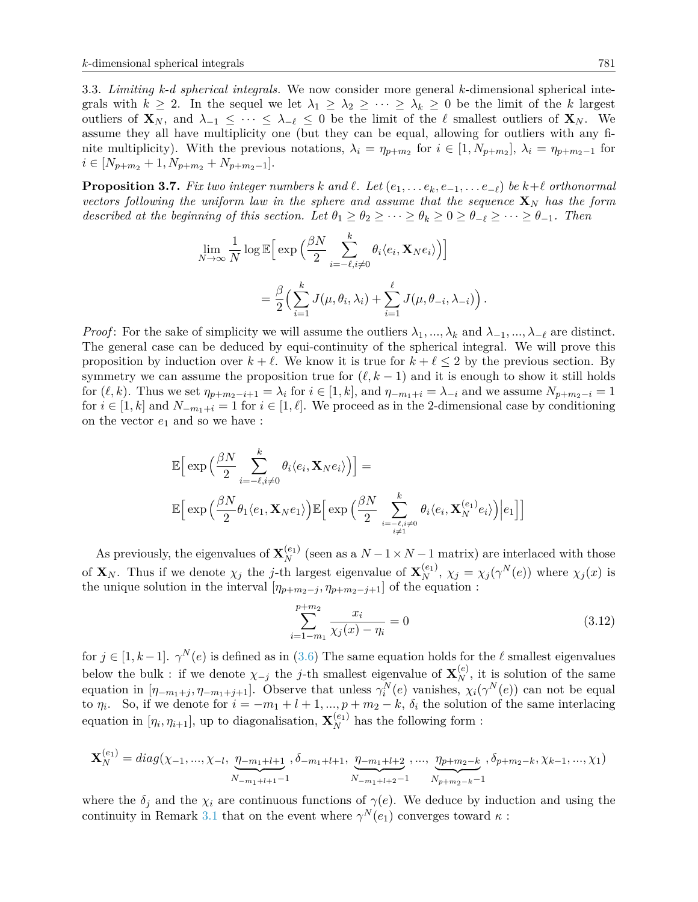3.3. *Limiting k-d spherical integrals.* We now consider more general $k$-dimensional spherical integrals with $k \geq 2$. In the sequel we let $\lambda_1 \geq \lambda_2 \geq \cdots \geq \lambda_k \geq 0$ be the limit of the $k$ largest outliers of $\mathbf{X}_N$, and $\lambda_{-1} \leq \cdots \leq \lambda_{-\ell} \leq 0$ be the limit of the $\ell$ smallest outliers of $\mathbf{X}_N$. We assume they all have multiplicity one (but they can be equal, allowing for outliers with any finite multiplicity). With the previous notations, $\lambda_i = \eta_{p+m_2}$ for $i \in [1, N_{p+m_2}]$, $\lambda_i = \eta_{p+m_2-1}$ for $i \in [N_{p+m_2}+1, N_{p+m_2}+N_{p+m_2-1}]$.

**Proposition 3.7.** *Fix two integer numbers $k$ and $\ell$. Let $(e_1, \dots e_k, e_{-1}, \dots e_{-\ell})$ be $k+\ell$ orthonormal vectors following the uniform law in the sphere and assume that the sequence $\mathbf{X}_N$ has the form described at the beginning of this section. Let $\theta_1 \geq \theta_2 \geq \cdots \geq \theta_k \geq 0 \geq \theta_{-\ell} \geq \cdots \geq \theta_{-1}$. Then*

$$
\lim_{N\to\infty} \frac{1}{N} \log \mathbb{E}\Big[ \exp\Big( \frac{\beta N}{2} \sum_{i=-\ell, i\neq 0}^{k} \theta_i \langle e_i, \mathbf{X}_N e_i \rangle \Big)\Big]
$$

$$
= \frac{\beta}{2}\Big( \sum_{i=1}^{k} J(\mu, \theta_i, \lambda_i) + \sum_{i=1}^{\ell} J(\mu, \theta_{-i}, \lambda_{-i}) \Big).
$$

*Proof*: For the sake of simplicity we will assume the outliers $\lambda_1, ..., \lambda_k$ and $\lambda_{-1}, ..., \lambda_{-\ell}$ are distinct. The general case can be deduced by equi-continuity of the spherical integral. We will prove this proposition by induction over $k+\ell$. We know it is true for $k+\ell \leq 2$ by the previous section. By symmetry we can assume the proposition true for $(\ell, k-1)$ and it is enough to show it still holds for $(\ell, k)$. Thus we set $\eta_{p+m_2-i+1} = \lambda_i$ for $i \in [1,k]$, and $\eta_{-m_1+i} = \lambda_{-i}$ and we assume $N_{p+m_2-i} = 1$ for $i \in [1,k]$ and $N_{-m_1+i} = 1$ for $i \in [1,\ell]$. We proceed as in the 2-dimensional case by conditioning on the vector $e_1$ and so we have :

$$
\mathbb{E}\Big[ \exp\Big( \frac{\beta N}{2} \sum_{i=-\ell, i\neq 0}^{k} \theta_i \langle e_i, \mathbf{X}_N e_i \rangle \Big)\Big] =
$$

$$
\mathbb{E}\Big[ \exp\Big( \frac{\beta N}{2} \theta_1 \langle e_1, \mathbf{X}_N e_1 \rangle \Big) \mathbb{E}\Big[ \exp\Big( \frac{\beta N}{2} \sum_{\substack{i=-\ell, i\neq 0 \\ i \neq 1}}^{k} \theta_i \langle e_i, \mathbf{X}_N^{(e_1)} e_i \rangle \Big) \Big| e_1 \Big]\Big]
$$

As previously, the eigenvalues of $\mathbf{X}_N^{(e_1)}$ (seen as a $N-1 \times N-1$ matrix) are interlaced with those of $\mathbf{X}_N$. Thus if we denote $\chi_j$ the $j$-th largest eigenvalue of $\mathbf{X}_N^{(e_1)}$, $\chi_j = \chi_j(\gamma^N(e))$ where $\chi_j(x)$ is the unique solution in the interval $[\eta_{p+m_2-j}, \eta_{p+m_2-j+1}]$ of the equation :

$$
\sum_{i=1-m_1}^{p+m_2} \frac{x_i}{\chi_j(x) - \eta_i} = 0 \tag{3.12}
$$

for $j \in [1, k-1]$. $\gamma^N(e)$ is defined as in (3.6) The same equation holds for the $\ell$ smallest eigenvalues below the bulk : if we denote $\chi_{-j}$ the $j$-th smallest eigenvalue of $\mathbf{X}_N^{(e)}$, it is solution of the same equation in $[\eta_{-m_1+j}, \eta_{-m_1+j+1}]$. Observe that unless $\gamma_i^N(e)$ vanishes, $\chi_i(\gamma^N(e))$ can not be equal to $\eta_i$. So, if we denote for $i = -m_1+l+1, ..., p+m_2-k$, $\delta_i$ the solution of the same interlacing equation in $[\eta_i, \eta_{i+1}]$, up to diagonalisation, $\mathbf{X}_N^{(e_1)}$ has the following form :

$$
\mathbf{X}_N^{(e_1)} = diag(\chi_{-1}, ..., \chi_{-l}, \underbrace{\eta_{-m_1+l+1}}_{N_{-m_1+l+1}-1}, \delta_{-m_1+l+1}, \underbrace{\eta_{-m_1+l+2}}_{N_{-m_1+l+2}-1}, ..., \underbrace{\eta_{p+m_2-k}}_{N_{p+m_2-k}-1}, \delta_{p+m_2-k}, \chi_{k-1}, ..., \chi_1)
$$

where the $\delta_j$ and the $\chi_i$ are continuous functions of $\gamma(e)$. We deduce by induction and using the continuity in Remark 3.1 that on the event where $\gamma^N(e_1)$ converges toward $\kappa$ :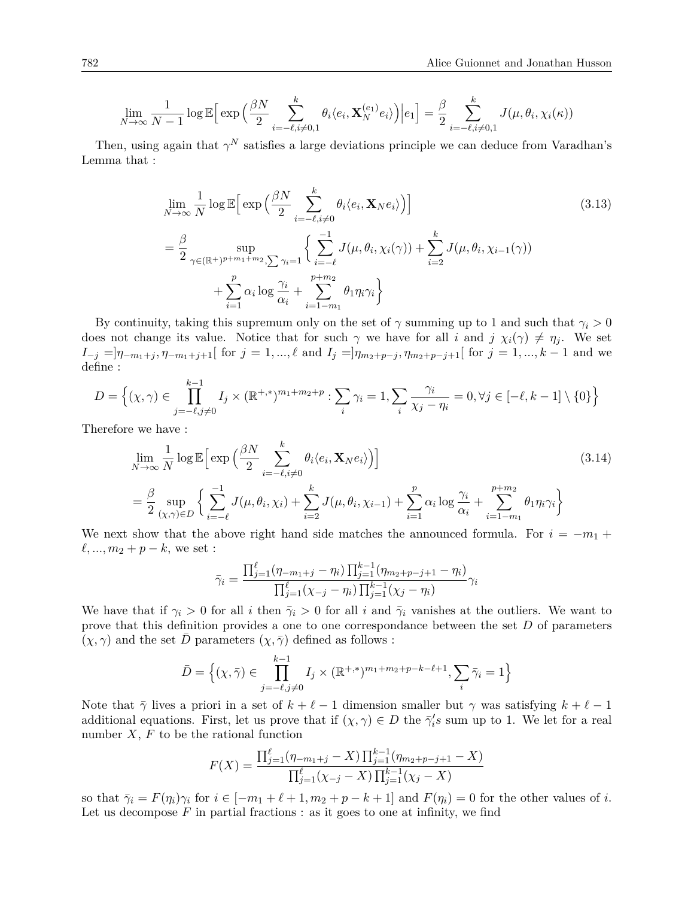$$\lim_{N\to\infty} \frac{1}{N-1} \log \mathbb{E}\Big[ \exp\Big( \frac{\beta N}{2} \sum_{i=-\ell, i\neq 0,1}^{k} \theta_i \langle e_i, \mathbf{X}_N^{(e_1)} e_i\rangle \Big) \Big| e_1 \Big] = \frac{\beta}{2} \sum_{i=-\ell, i\neq 0,1}^{k} J(\mu, \theta_i, \chi_i(\kappa))$$

Then, using again that $\gamma^N$ satisfies a large deviations principle we can deduce from Varadhan's Lemma that :

$$\lim_{N\to\infty} \frac{1}{N} \log \mathbb{E}\Big[ \exp\Big( \frac{\beta N}{2} \sum_{i=-\ell, i\neq 0}^{k} \theta_i \langle e_i, \mathbf{X}_N e_i\rangle \Big) \Big] \tag{3.13}$$
$$= \frac{\beta}{2} \sup_{\gamma \in (\mathbb{R}^+)^{p+m_1+m_2}, \sum \gamma_i = 1} \Big\{ \sum_{i=-\ell}^{-1} J(\mu, \theta_i, \chi_i(\gamma)) + \sum_{i=2}^{k} J(\mu, \theta_i, \chi_{i-1}(\gamma))$$
$$+ \sum_{i=1}^{p} \alpha_i \log \frac{\gamma_i}{\alpha_i} + \sum_{i=1-m_1}^{p+m_2} \theta_1 \eta_i \gamma_i \Big\}$$

By continuity, taking this supremum only on the set of $\gamma$ summing up to 1 and such that $\gamma_i > 0$ does not change its value. Notice that for such $\gamma$ we have for all $i$ and $j$ $\chi_i(\gamma) \neq \eta_j$. We set $I_{-j} = ]\eta_{-m_1+j}, \eta_{-m_1+j+1}[$ for $j = 1, ..., \ell$ and $I_j = ]\eta_{m_2+p-j}, \eta_{m_2+p-j+1}[$ for $j = 1, ..., k-1$ and we define :

$$D = \Big\{ (\chi, \gamma) \in \prod_{j=-\ell, j\neq 0}^{k-1} I_j \times (\mathbb{R}^{+,*})^{m_1+m_2+p} : \sum_i \gamma_i = 1, \sum_i \frac{\gamma_i}{\chi_j - \eta_i} = 0, \forall j \in [-\ell, k-1] \setminus \{0\} \Big\}$$

Therefore we have :

$$\lim_{N\to\infty} \frac{1}{N} \log \mathbb{E}\Big[ \exp\Big( \frac{\beta N}{2} \sum_{i=-\ell, i\neq 0}^{k} \theta_i \langle e_i, \mathbf{X}_N e_i\rangle \Big) \Big] \tag{3.14}$$
$$= \frac{\beta}{2} \sup_{(\chi,\gamma)\in D} \Big\{ \sum_{i=-\ell}^{-1} J(\mu, \theta_i, \chi_i) + \sum_{i=2}^{k} J(\mu, \theta_i, \chi_{i-1}) + \sum_{i=1}^{p} \alpha_i \log \frac{\gamma_i}{\alpha_i} + \sum_{i=1-m_1}^{p+m_2} \theta_1 \eta_i \gamma_i \Big\}$$

We next show that the above right hand side matches the announced formula. For $i = -m_1 + \ell, ..., m_2 + p - k$, we set :

$$\bar{\gamma}_i = \frac{\prod_{j=1}^{\ell} (\eta_{-m_1+j} - \eta_i) \prod_{j=1}^{k-1} (\eta_{m_2+p-j+1} - \eta_i)}{\prod_{j=1}^{\ell} (\chi_{-j} - \eta_i) \prod_{j=1}^{k-1} (\chi_j - \eta_i)} \gamma_i$$

We have that if $\gamma_i > 0$ for all $i$ then $\bar{\gamma}_i > 0$ for all $i$ and $\bar{\gamma}_i$ vanishes at the outliers. We want to prove that this definition provides a one to one correspondance between the set $D$ of parameters $(\chi, \gamma)$ and the set $\bar{D}$ parameters $(\chi, \bar{\gamma})$ defined as follows :

$$\bar{D} = \Big\{ (\chi, \bar{\gamma}) \in \prod_{j=-\ell, j\neq 0}^{k-1} I_j \times (\mathbb{R}^{+,*})^{m_1+m_2+p-k-\ell+1}, \sum_i \bar{\gamma}_i = 1 \Big\}$$

Note that $\bar{\gamma}$ lives a priori in a set of $k + \ell - 1$ dimension smaller but $\gamma$ was satisfying $k + \ell - 1$ additional equations. First, let us prove that if $(\chi, \gamma) \in D$ the $\bar{\gamma}_i' s$ sum up to 1. We let for a real number $X$, $F$ to be the rational function

$$F(X) = \frac{\prod_{j=1}^{\ell} (\eta_{-m_1+j} - X) \prod_{j=1}^{k-1} (\eta_{m_2+p-j+1} - X)}{\prod_{j=1}^{\ell} (\chi_{-j} - X) \prod_{j=1}^{k-1} (\chi_j - X)}$$

so that $\bar{\gamma}_i = F(\eta_i)\gamma_i$ for $i \in [-m_1 + \ell + 1, m_2 + p - k + 1]$ and $F(\eta_i) = 0$ for the other values of $i$. Let us decompose $F$ in partial fractions : as it goes to one at infinity, we find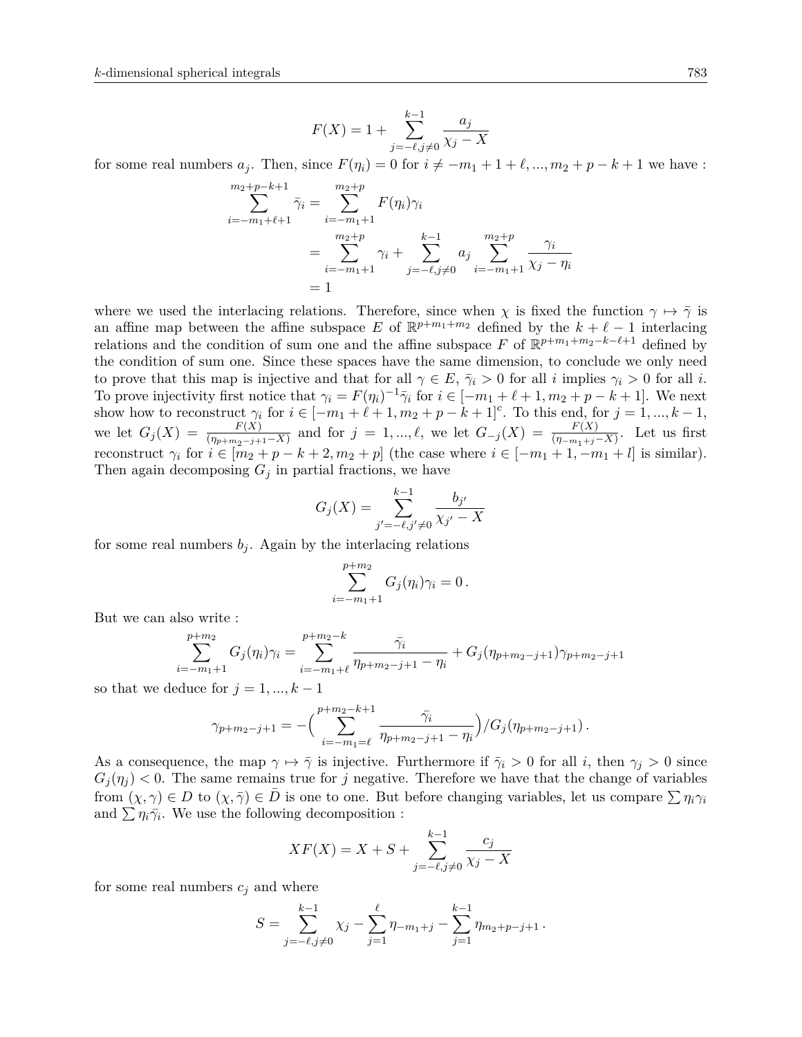$$F(X) = 1 + \sum_{j=-\ell, j\neq 0}^{k-1} \frac{a_j}{\chi_j - X}$$

for some real numbers $a_j$. Then, since $F(\eta_i) = 0$ for $i \neq -m_1 + 1 + \ell, ..., m_2 + p - k + 1$ we have :

$$\begin{aligned}
\sum_{i=-m_1+\ell+1}^{m_2+p-k+1} \bar{\gamma}_i &= \sum_{i=-m_1+1}^{m_2+p} F(\eta_i)\gamma_i \\
&= \sum_{i=-m_1+1}^{m_2+p} \gamma_i + \sum_{j=-\ell, j\neq 0}^{k-1} a_j \sum_{i=-m_1+1}^{m_2+p} \frac{\gamma_i}{\chi_j - \eta_i} \\
&= 1
\end{aligned}$$

where we used the interlacing relations. Therefore, since when $\chi$ is fixed the function $\gamma \mapsto \bar{\gamma}$ is an affine map between the affine subspace $E$ of $\mathbb{R}^{p+m_1+m_2}$ defined by the $k + \ell - 1$ interlacing relations and the condition of sum one and the affine subspace $F$ of $\mathbb{R}^{p+m_1+m_2-k-\ell+1}$ defined by the condition of sum one. Since these spaces have the same dimension, to conclude we only need to prove that this map is injective and that for all $\gamma \in E$, $\bar{\gamma}_i > 0$ for all $i$ implies $\gamma_i > 0$ for all $i$. To prove injectivity first notice that $\gamma_i = F(\eta_i)^{-1}\bar{\gamma}_i$ for $i \in [-m_1 + \ell + 1, m_2 + p - k + 1]$. We next show how to reconstruct $\gamma_i$ for $i \in [-m_1 + \ell + 1, m_2 + p - k + 1]^c$. To this end, for $j = 1, ..., k-1$, we let $G_j(X) = \frac{F(X)}{(\eta_{p+m_2-j+1} - X)}$ and for $j = 1, ..., \ell$, we let $G_{-j}(X) = \frac{F(X)}{(\eta_{-m_1+j} - X)}$. Let us first reconstruct $\gamma_i$ for $i \in [m_2 + p - k + 2, m_2 + p]$ (the case where $i \in [-m_1 + 1, -m_1 + l]$ is similar). Then again decomposing $G_j$ in partial fractions, we have

$$G_j(X) = \sum_{j'=-\ell, j'\neq 0}^{k-1} \frac{b_{j'}}{\chi_{j'} - X}$$

for some real numbers $b_j$. Again by the interlacing relations

$$\sum_{i=-m_1+1}^{p+m_2} G_j(\eta_i)\gamma_i = 0\,.$$

But we can also write :

$$\sum_{i=-m_1+1}^{p+m_2} G_j(\eta_i)\gamma_i = \sum_{i=-m_1+\ell}^{p+m_2-k} \frac{\bar{\gamma}_i}{\eta_{p+m_2-j+1} - \eta_i} + G_j(\eta_{p+m_2-j+1})\gamma_{p+m_2-j+1}$$

so that we deduce for $j = 1, ..., k-1$

$$\gamma_{p+m_2-j+1} = -\Big(\sum_{i=-m_1=\ell}^{p+m_2-k+1} \frac{\bar{\gamma}_i}{\eta_{p+m_2-j+1} - \eta_i}\Big)/G_j(\eta_{p+m_2-j+1})\,.$$

As a consequence, the map $\gamma \mapsto \bar{\gamma}$ is injective. Furthermore if $\bar{\gamma}_i > 0$ for all $i$, then $\gamma_j > 0$ since $G_j(\eta_j) < 0$. The same remains true for $j$ negative. Therefore we have that the change of variables from $(\chi, \gamma) \in D$ to $(\chi, \bar{\gamma}) \in \bar{D}$ is one to one. But before changing variables, let us compare $\sum \eta_i \gamma_i$ and $\sum \eta_i \bar{\gamma}_i$. We use the following decomposition :

$$XF(X) = X + S + \sum_{j=-\ell, j\neq 0}^{k-1} \frac{c_j}{\chi_j - X}$$

for some real numbers $c_j$ and where

$$S = \sum_{j=-\ell, j\neq 0}^{k-1} \chi_j - \sum_{j=1}^{\ell} \eta_{-m_1+j} - \sum_{j=1}^{k-1} \eta_{m_2+p-j+1}\,.$$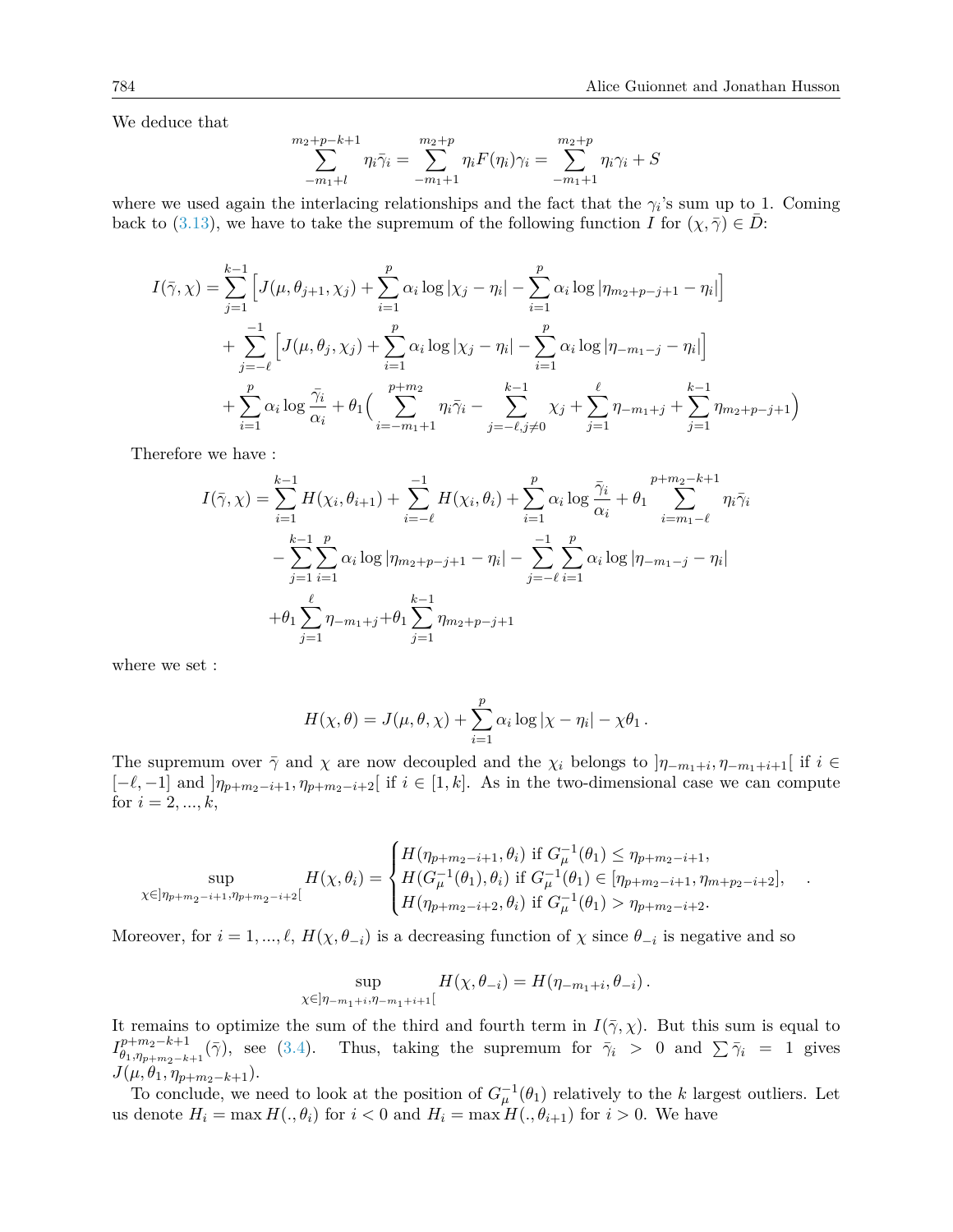We deduce that

$$\sum_{-m_1+l}^{m_2+p-k+1} \eta_i \bar{\gamma}_i = \sum_{-m_1+1}^{m_2+p} \eta_i F(\eta_i)\gamma_i = \sum_{-m_1+1}^{m_2+p} \eta_i \gamma_i + S$$

where we used again the interlacing relationships and the fact that the $\gamma_i$'s sum up to 1. Coming back to (3.13), we have to take the supremum of the following function $I$ for $(\chi, \bar{\gamma}) \in \bar{D}$:

$$\begin{aligned}
I(\bar{\gamma}, \chi) &= \sum_{j=1}^{k-1} \Big[ J(\mu, \theta_{j+1}, \chi_j) + \sum_{i=1}^{p} \alpha_i \log|\chi_j - \eta_i| - \sum_{i=1}^{p} \alpha_i \log|\eta_{m_2+p-j+1} - \eta_i| \Big] \\
&+ \sum_{j=-\ell}^{-1} \Big[ J(\mu, \theta_j, \chi_j) + \sum_{i=1}^{p} \alpha_i \log|\chi_j - \eta_i| - \sum_{i=1}^{p} \alpha_i \log|\eta_{-m_1-j} - \eta_i| \Big] \\
&+ \sum_{i=1}^{p} \alpha_i \log \frac{\bar{\gamma}_i}{\alpha_i} + \theta_1 \Big( \sum_{i=-m_1+1}^{p+m_2} \eta_i \bar{\gamma}_i - \sum_{j=-\ell, j\neq 0}^{k-1} \chi_j + \sum_{j=1}^{\ell} \eta_{-m_1+j} + \sum_{j=1}^{k-1} \eta_{m_2+p-j+1} \Big)
\end{aligned}$$

Therefore we have :

$$\begin{aligned}
I(\bar{\gamma}, \chi) &= \sum_{i=1}^{k-1} H(\chi_i, \theta_{i+1}) + \sum_{i=-\ell}^{-1} H(\chi_i, \theta_i) + \sum_{i=1}^{p} \alpha_i \log \frac{\bar{\gamma}_i}{\alpha_i} + \theta_1 \sum_{i=m_1-\ell}^{p+m_2-k+1} \eta_i \bar{\gamma}_i \\
&- \sum_{j=1}^{k-1} \sum_{i=1}^{p} \alpha_i \log|\eta_{m_2+p-j+1} - \eta_i| - \sum_{j=-\ell}^{-1} \sum_{i=1}^{p} \alpha_i \log|\eta_{-m_1-j} - \eta_i| \\
&+ \theta_1 \sum_{j=1}^{\ell} \eta_{-m_1+j} + \theta_1 \sum_{j=1}^{k-1} \eta_{m_2+p-j+1}
\end{aligned}$$

where we set :

$$H(\chi, \theta) = J(\mu, \theta, \chi) + \sum_{i=1}^{p} \alpha_i \log|\chi - \eta_i| - \chi\theta_1 \,.$$

The supremum over $\bar{\gamma}$ and $\chi$ are now decoupled and the $\chi_i$ belongs to $]\eta_{-m_1+i}, \eta_{-m_1+i+1}[$ if $i \in [-\ell, -1]$ and $]\eta_{p+m_2-i+1}, \eta_{p+m_2-i+2}[$ if $i \in [1, k]$. As in the two-dimensional case we can compute for $i = 2, ..., k$,

$$\sup_{\chi \in ]\eta_{p+m_2-i+1}, \eta_{p+m_2-i+2}[} H(\chi, \theta_i) = \begin{cases} H(\eta_{p+m_2-i+1}, \theta_i) \text{ if } G_\mu^{-1}(\theta_1) \le \eta_{p+m_2-i+1}, \\ H(G_\mu^{-1}(\theta_1), \theta_i) \text{ if } G_\mu^{-1}(\theta_1) \in [\eta_{p+m_2-i+1}, \eta_{m+p_2-i+2}], \\ H(\eta_{p+m_2-i+2}, \theta_i) \text{ if } G_\mu^{-1}(\theta_1) > \eta_{p+m_2-i+2}. \end{cases} .$$

Moreover, for $i = 1, ..., \ell$, $H(\chi, \theta_{-i})$ is a decreasing function of $\chi$ since $\theta_{-i}$ is negative and so

$$\sup_{\chi \in ]\eta_{-m_1+i}, \eta_{-m_1+i+1}[} H(\chi, \theta_{-i}) = H(\eta_{-m_1+i}, \theta_{-i}) \,.$$

It remains to optimize the sum of the third and fourth term in $I(\bar{\gamma}, \chi)$. But this sum is equal to $I_{\theta_1, \eta_{p+m_2-k+1}}^{p+m_2-k+1}(\bar{\gamma})$, see (3.4). Thus, taking the supremum for $\bar{\gamma}_i > 0$ and $\sum \bar{\gamma}_i = 1$ gives $J(\mu, \theta_1, \eta_{p+m_2-k+1})$.

To conclude, we need to look at the position of $G_\mu^{-1}(\theta_1)$ relatively to the $k$ largest outliers. Let us denote $H_i = \max H(., \theta_i)$ for $i < 0$ and $H_i = \max H(., \theta_{i+1})$ for $i > 0$. We have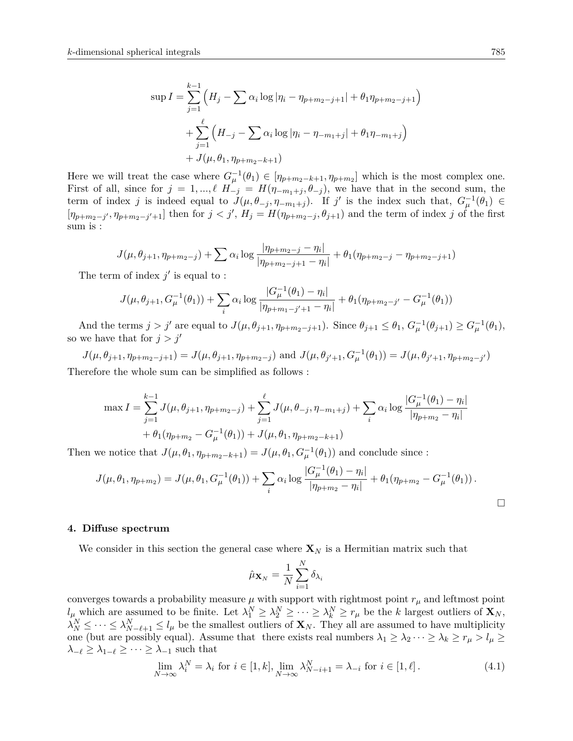$$
\begin{aligned}
\sup I = &\sum_{j=1}^{k-1} \Big( H_j - \sum \alpha_i \log |\eta_i - \eta_{p+m_2-j+1}| + \theta_1 \eta_{p+m_2-j+1} \Big) \\
&+ \sum_{j=1}^{\ell} \Big( H_{-j} - \sum \alpha_i \log |\eta_i - \eta_{-m_1+j}| + \theta_1 \eta_{-m_1+j} \Big) \\
&+ J(\mu, \theta_1, \eta_{p+m_2-k+1})
\end{aligned}
$$

Here we will treat the case where $G_\mu^{-1}(\theta_1) \in [\eta_{p+m_2-k+1}, \eta_{p+m_2}]$ which is the most complex one. First of all, since for $j = 1, ..., \ell$ $H_{-j} = H(\eta_{-m_1+j}, \theta_{-j})$, we have that in the second sum, the term of index $j$ is indeed equal to $J(\mu, \theta_{-j}, \eta_{-m_1+j})$. If $j'$ is the index such that, $G_\mu^{-1}(\theta_1) \in [\eta_{p+m_2-j'}, \eta_{p+m_2-j'+1}]$ then for $j < j'$, $H_j = H(\eta_{p+m_2-j}, \theta_{j+1})$ and the term of index $j$ of the first sum is :

$$
J(\mu, \theta_{j+1}, \eta_{p+m_2-j}) + \sum \alpha_i \log \frac{|\eta_{p+m_2-j} - \eta_i|}{|\eta_{p+m_2-j+1} - \eta_i|} + \theta_1(\eta_{p+m_2-j} - \eta_{p+m_2-j+1})
$$

The term of index $j'$ is equal to :

$$
J(\mu, \theta_{j+1}, G_\mu^{-1}(\theta_1)) + \sum_i \alpha_i \log \frac{|G_\mu^{-1}(\theta_1) - \eta_i|}{|\eta_{p+m_1-j'+1} - \eta_i|} + \theta_1(\eta_{p+m_2-j'} - G_\mu^{-1}(\theta_1))
$$

And the terms $j > j'$ are equal to $J(\mu, \theta_{j+1}, \eta_{p+m_2-j+1})$. Since $\theta_{j+1} \leq \theta_1$, $G_\mu^{-1}(\theta_{j+1}) \geq G_\mu^{-1}(\theta_1)$, so we have that for $j > j'$

$$
J(\mu, \theta_{j+1}, \eta_{p+m_2-j+1}) = J(\mu, \theta_{j+1}, \eta_{p+m_2-j}) \text{ and } J(\mu, \theta_{j'+1}, G_\mu^{-1}(\theta_1)) = J(\mu, \theta_{j'+1}, \eta_{p+m_2-j'})
$$

Therefore the whole sum can be simplified as follows :

$$
\begin{aligned}
\max I = &\sum_{j=1}^{k-1} J(\mu, \theta_{j+1}, \eta_{p+m_2-j}) + \sum_{j=1}^{\ell} J(\mu, \theta_{-j}, \eta_{-m_1+j}) + \sum_i \alpha_i \log \frac{|G_\mu^{-1}(\theta_1) - \eta_i|}{|\eta_{p+m_2} - \eta_i|} \\
&+ \theta_1(\eta_{p+m_2} - G_\mu^{-1}(\theta_1)) + J(\mu, \theta_1, \eta_{p+m_2-k+1})
\end{aligned}
$$

Then we notice that $J(\mu, \theta_1, \eta_{p+m_2-k+1}) = J(\mu, \theta_1, G_\mu^{-1}(\theta_1))$ and conclude since :

$$
J(\mu, \theta_1, \eta_{p+m_2}) = J(\mu, \theta_1, G_\mu^{-1}(\theta_1)) + \sum_i \alpha_i \log \frac{|G_\mu^{-1}(\theta_1) - \eta_i|}{|\eta_{p+m_2} - \eta_i|} + \theta_1(\eta_{p+m_2} - G_\mu^{-1}(\theta_1)) .
$$

□

## 4. Diffuse spectrum

We consider in this section the general case where $\mathbf{X}_N$ is a Hermitian matrix such that

$$
\hat{\mu}_{\mathbf{X}_N} = \frac{1}{N} \sum_{i=1}^{N} \delta_{\lambda_i}
$$

converges towards a probability measure $\mu$ with support with rightmost point $r_\mu$ and leftmost point $l_\mu$ which are assumed to be finite. Let $\lambda_1^N \geq \lambda_2^N \geq \cdots \geq \lambda_k^N \geq r_\mu$ be the $k$ largest outliers of $\mathbf{X}_N$, $\lambda_N^N \leq \cdots \leq \lambda_{N-\ell+1}^N \leq l_\mu$ be the smallest outliers of $\mathbf{X}_N$. They all are assumed to have multiplicity one (but are possibly equal). Assume that there exists real numbers $\lambda_1 \geq \lambda_2 \cdots \geq \lambda_k \geq r_\mu > l_\mu \geq \lambda_{-\ell} \geq \lambda_{1-\ell} \geq \cdots \geq \lambda_{-1}$ such that

$$
\lim_{N \to \infty} \lambda_i^N = \lambda_i \text{ for } i \in [1, k], \lim_{N \to \infty} \lambda_{N-i+1}^N = \lambda_{-i} \text{ for } i \in [1, \ell] . \tag{4.1}
$$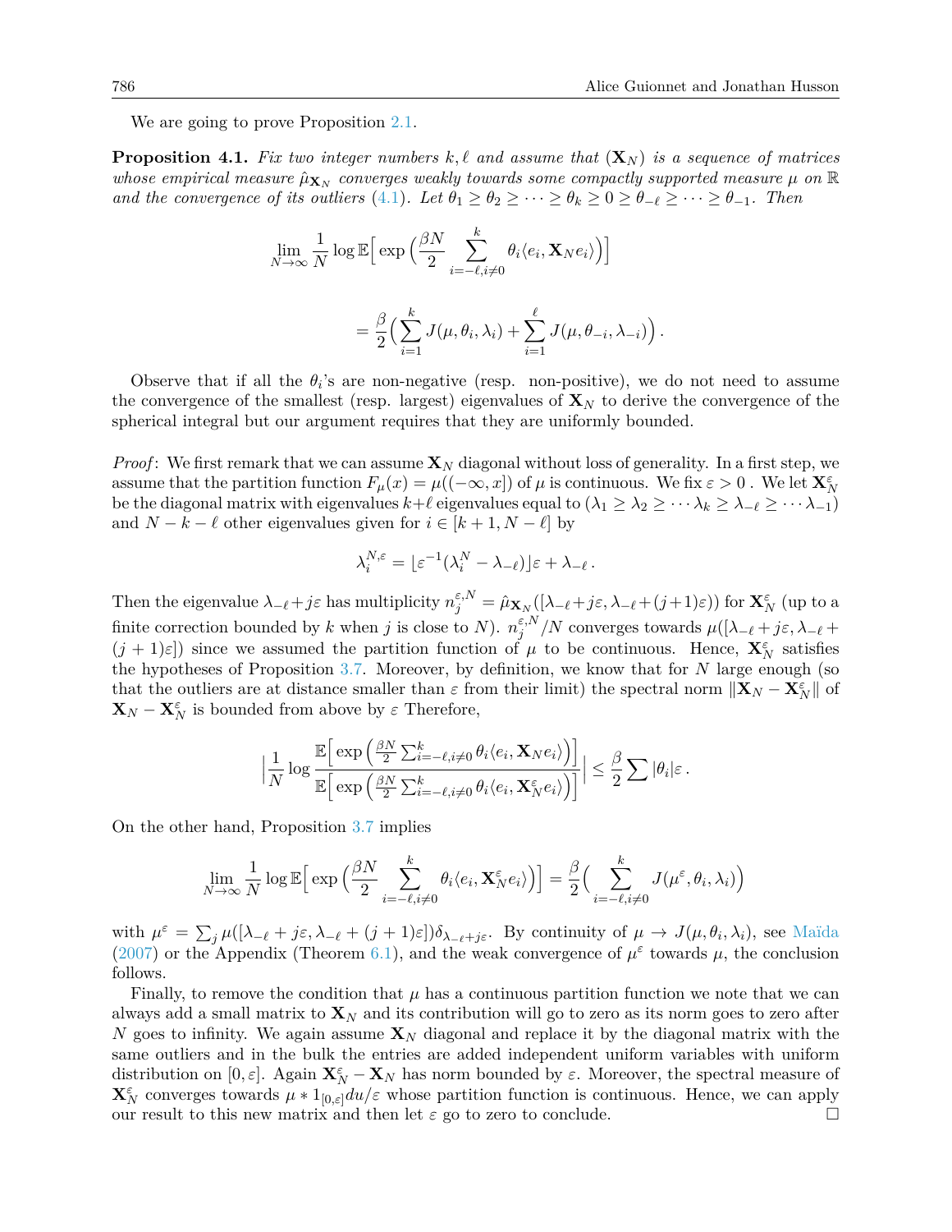We are going to prove Proposition 2.1.

**Proposition 4.1.** *Fix two integer numbers $k, \ell$ and assume that $(\mathbf{X}_N)$ is a sequence of matrices whose empirical measure $\hat{\mu}_{\mathbf{X}_N}$ converges weakly towards some compactly supported measure $\mu$ on $\mathbb{R}$ and the convergence of its outliers (4.1). Let $\theta_1 \geq \theta_2 \geq \cdots \geq \theta_k \geq 0 \geq \theta_{-\ell} \geq \cdots \geq \theta_{-1}$. Then*

$$\lim_{N\to\infty} \frac{1}{N} \log \mathbb{E}\Big[ \exp\Big( \frac{\beta N}{2} \sum_{i=-\ell, i\neq 0}^{k} \theta_i \langle e_i, \mathbf{X}_N e_i \rangle \Big) \Big]$$

$$= \frac{\beta}{2} \Big( \sum_{i=1}^{k} J(\mu, \theta_i, \lambda_i) + \sum_{i=1}^{\ell} J(\mu, \theta_{-i}, \lambda_{-i}) \Big) .$$

Observe that if all the $\theta_i$'s are non-negative (resp. non-positive), we do not need to assume the convergence of the smallest (resp. largest) eigenvalues of $\mathbf{X}_N$ to derive the convergence of the spherical integral but our argument requires that they are uniformly bounded.

*Proof*: We first remark that we can assume $\mathbf{X}_N$ diagonal without loss of generality. In a first step, we assume that the partition function $F_\mu(x) = \mu((-\infty, x])$ of $\mu$ is continuous. We fix $\varepsilon > 0$ . We let $\mathbf{X}_N^\varepsilon$ be the diagonal matrix with eigenvalues $k+\ell$ eigenvalues equal to $(\lambda_1 \geq \lambda_2 \geq \cdots \lambda_k \geq \lambda_{-\ell} \geq \cdots \lambda_{-1})$ and $N-k-\ell$ other eigenvalues given for $i \in [k+1, N-\ell]$ by

$$\lambda_i^{N,\varepsilon} = \lfloor \varepsilon^{-1}(\lambda_i^N - \lambda_{-\ell}) \rfloor \varepsilon + \lambda_{-\ell} \,.$$

Then the eigenvalue $\lambda_{-\ell} + j\varepsilon$ has multiplicity $n_j^{\varepsilon,N} = \hat{\mu}_{\mathbf{X}_N}([\lambda_{-\ell}+j\varepsilon, \lambda_{-\ell}+(j+1)\varepsilon))$ for $\mathbf{X}_N^\varepsilon$ (up to a finite correction bounded by $k$ when $j$ is close to $N$). $n_j^{\varepsilon,N}/N$ converges towards $\mu([\lambda_{-\ell}+j\varepsilon, \lambda_{-\ell}+(j+1)\varepsilon])$ since we assumed the partition function of $\mu$ to be continuous. Hence, $\mathbf{X}_N^\varepsilon$ satisfies the hypotheses of Proposition 3.7. Moreover, by definition, we know that for $N$ large enough (so that the outliers are at distance smaller than $\varepsilon$ from their limit) the spectral norm $\|\mathbf{X}_N - \mathbf{X}_N^\varepsilon\|$ of $\mathbf{X}_N - \mathbf{X}_N^\varepsilon$ is bounded from above by $\varepsilon$ Therefore,

$$\Big| \frac{1}{N} \log \frac{\mathbb{E}\Big[ \exp\Big( \frac{\beta N}{2} \sum_{i=-\ell, i\neq 0}^{k} \theta_i \langle e_i, \mathbf{X}_N e_i \rangle \Big) \Big]}{\mathbb{E}\Big[ \exp\Big( \frac{\beta N}{2} \sum_{i=-\ell, i\neq 0}^{k} \theta_i \langle e_i, \mathbf{X}_N^\varepsilon e_i \rangle \Big) \Big]} \Big| \leq \frac{\beta}{2} \sum |\theta_i| \varepsilon \,.$$

On the other hand, Proposition 3.7 implies

$$\lim_{N\to\infty} \frac{1}{N} \log \mathbb{E}\Big[ \exp\Big( \frac{\beta N}{2} \sum_{i=-\ell, i\neq 0}^{k} \theta_i \langle e_i, \mathbf{X}_N^\varepsilon e_i \rangle \Big) \Big] = \frac{\beta}{2} \Big( \sum_{i=-\ell, i\neq 0}^{k} J(\mu^\varepsilon, \theta_i, \lambda_i) \Big)$$

with $\mu^\varepsilon = \sum_j \mu([\lambda_{-\ell}+j\varepsilon, \lambda_{-\ell}+(j+1)\varepsilon])\delta_{\lambda_{-\ell}+j\varepsilon}$. By continuity of $\mu \to J(\mu, \theta_i, \lambda_i)$, see Maïda (2007) or the Appendix (Theorem 6.1), and the weak convergence of $\mu^\varepsilon$ towards $\mu$, the conclusion follows.

Finally, to remove the condition that $\mu$ has a continuous partition function we note that we can always add a small matrix to $\mathbf{X}_N$ and its contribution will go to zero as its norm goes to zero after $N$ goes to infinity. We again assume $\mathbf{X}_N$ diagonal and replace it by the diagonal matrix with the same outliers and in the bulk the entries are added independent uniform variables with uniform distribution on $[0, \varepsilon]$. Again $\mathbf{X}_N^\varepsilon - \mathbf{X}_N$ has norm bounded by $\varepsilon$. Moreover, the spectral measure of $\mathbf{X}_N^\varepsilon$ converges towards $\mu * 1_{[0,\varepsilon]} du/\varepsilon$ whose partition function is continuous. Hence, we can apply our result to this new matrix and then let $\varepsilon$ go to zero to conclude. □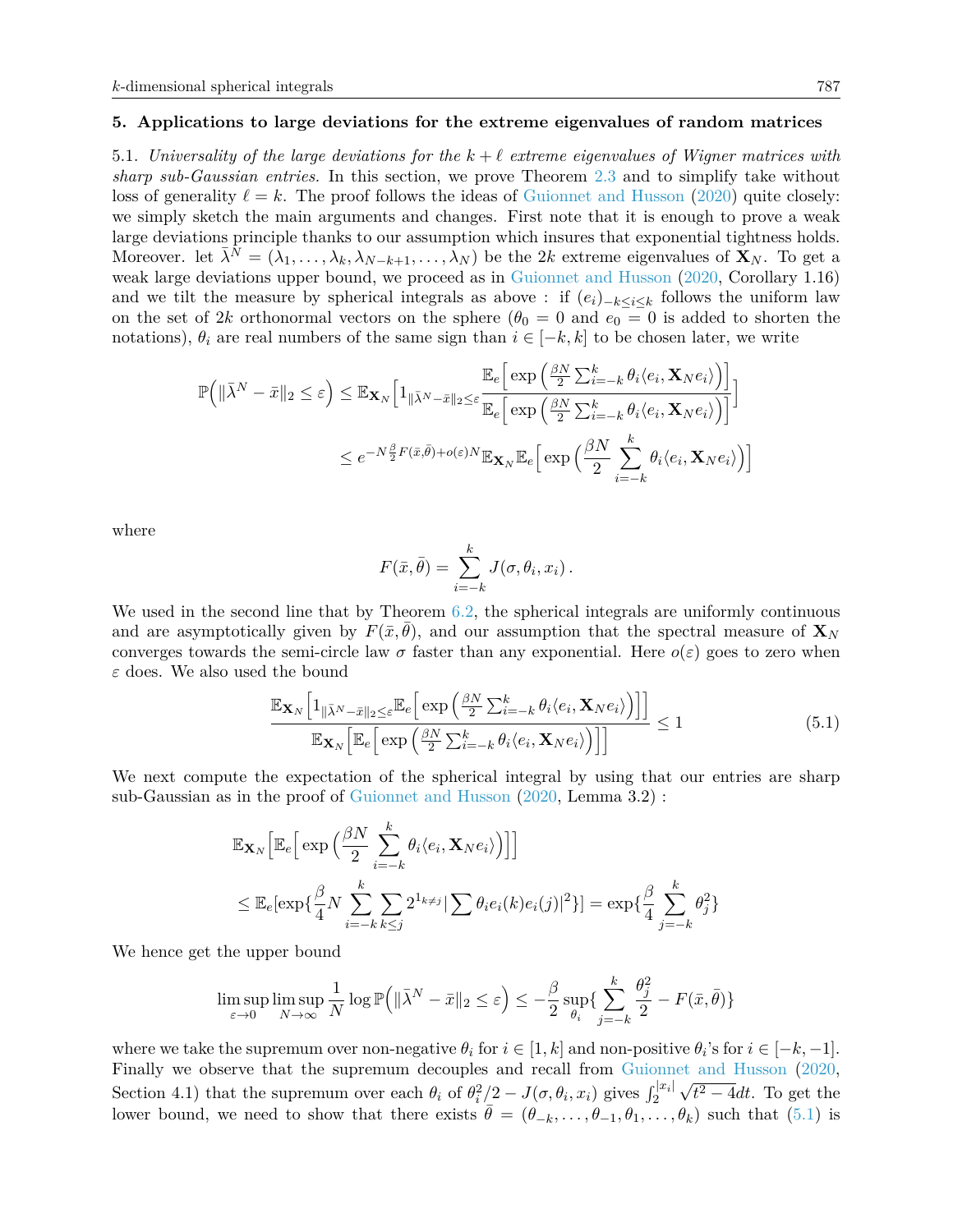## 5. Applications to large deviations for the extreme eigenvalues of random matrices

5.1. *Universality of the large deviations for the $k+\ell$ extreme eigenvalues of Wigner matrices with sharp sub-Gaussian entries.* In this section, we prove Theorem 2.3 and to simplify take without loss of generality $\ell = k$. The proof follows the ideas of Guionnet and Husson (2020) quite closely: we simply sketch the main arguments and changes. First note that it is enough to prove a weak large deviations principle thanks to our assumption which insures that exponential tightness holds. Moreover. let $\bar\lambda^N = (\lambda_1, \dots, \lambda_k, \lambda_{N-k+1}, \dots, \lambda_N)$ be the $2k$ extreme eigenvalues of $\mathbf{X}_N$. To get a weak large deviations upper bound, we proceed as in Guionnet and Husson (2020, Corollary 1.16) and we tilt the measure by spherical integrals as above : if $(e_i)_{-k\le i\le k}$ follows the uniform law on the set of $2k$ orthonormal vectors on the sphere ($\theta_0 = 0$ and $e_0 = 0$ is added to shorten the notations), $\theta_i$ are real numbers of the same sign than $i \in [-k, k]$ to be chosen later, we write

$$
\begin{aligned}
\mathbb{P}\Big(\|\bar\lambda^N - \bar x\|_2 \le \varepsilon\Big) &\le \mathbb{E}_{\mathbf{X}_N}\Big[1_{\|\bar\lambda^N - \bar x\|_2 \le \varepsilon} \frac{\mathbb{E}_e\Big[\exp\Big(\frac{\beta N}{2}\sum_{i=-k}^k \theta_i \langle e_i, \mathbf{X}_N e_i\rangle\Big)\Big]}{\mathbb{E}_e\Big[\exp\Big(\frac{\beta N}{2}\sum_{i=-k}^k \theta_i \langle e_i, \mathbf{X}_N e_i\rangle\Big)\Big]}\Big] \\
&\le e^{-N\frac{\beta}{2}F(\bar x, \bar\theta) + o(\varepsilon)N} \mathbb{E}_{\mathbf{X}_N}\mathbb{E}_e\Big[\exp\Big(\frac{\beta N}{2}\sum_{i=-k}^k \theta_i \langle e_i, \mathbf{X}_N e_i\rangle\Big)\Big]
\end{aligned}
$$

where

$$
F(\bar x, \bar\theta) = \sum_{i=-k}^k J(\sigma, \theta_i, x_i)\,.
$$

We used in the second line that by Theorem 6.2, the spherical integrals are uniformly continuous and are asymptotically given by $F(\bar x, \bar\theta)$, and our assumption that the spectral measure of $\mathbf{X}_N$ converges towards the semi-circle law $\sigma$ faster than any exponential. Here $o(\varepsilon)$ goes to zero when $\varepsilon$ does. We also used the bound

$$
\frac{\mathbb{E}_{\mathbf{X}_N}\Big[1_{\|\bar\lambda^N - \bar x\|_2 \le \varepsilon}\mathbb{E}_e\Big[\exp\Big(\frac{\beta N}{2}\sum_{i=-k}^k \theta_i \langle e_i, \mathbf{X}_N e_i\rangle\Big)\Big]\Big]}{\mathbb{E}_{\mathbf{X}_N}\Big[\mathbb{E}_e\Big[\exp\Big(\frac{\beta N}{2}\sum_{i=-k}^k \theta_i \langle e_i, \mathbf{X}_N e_i\rangle\Big)\Big]\Big]} \le 1 \tag{5.1}
$$

We next compute the expectation of the spherical integral by using that our entries are sharp sub-Gaussian as in the proof of Guionnet and Husson (2020, Lemma 3.2) :

$$
\begin{aligned}
&\mathbb{E}_{\mathbf{X}_N}\Big[\mathbb{E}_e\Big[\exp\Big(\frac{\beta N}{2}\sum_{i=-k}^k \theta_i \langle e_i, \mathbf{X}_N e_i\rangle\Big)\Big]\Big] \\
&\le \mathbb{E}_e[\exp\{\frac{\beta}{4}N\sum_{i=-k}^k \sum_{k\le j} 2^{1_{k\neq j}} |\sum \theta_i e_i(k) e_i(j)|^2\}] = \exp\{\frac{\beta}{4}\sum_{j=-k}^k \theta_j^2\}
\end{aligned}
$$

We hence get the upper bound

$$
\limsup_{\varepsilon\to 0}\limsup_{N\to\infty}\frac{1}{N}\log\mathbb{P}\Big(\|\bar\lambda^N - \bar x\|_2 \le \varepsilon\Big) \le -\frac{\beta}{2}\sup_{\theta_i}\{\sum_{j=-k}^k \frac{\theta_j^2}{2} - F(\bar x, \bar\theta)\}
$$

where we take the supremum over non-negative $\theta_i$ for $i \in [1, k]$ and non-positive $\theta_i$'s for $i \in [-k, -1]$. Finally we observe that the supremum decouples and recall from Guionnet and Husson (2020, Section 4.1) that the supremum over each $\theta_i$ of $\theta_i^2/2 - J(\sigma, \theta_i, x_i)$ gives $\int_2^{|x_i|}\sqrt{t^2-4}dt$. To get the lower bound, we need to show that there exists $\bar\theta = (\theta_{-k}, \dots, \theta_{-1}, \theta_1, \dots, \theta_k)$ such that (5.1) is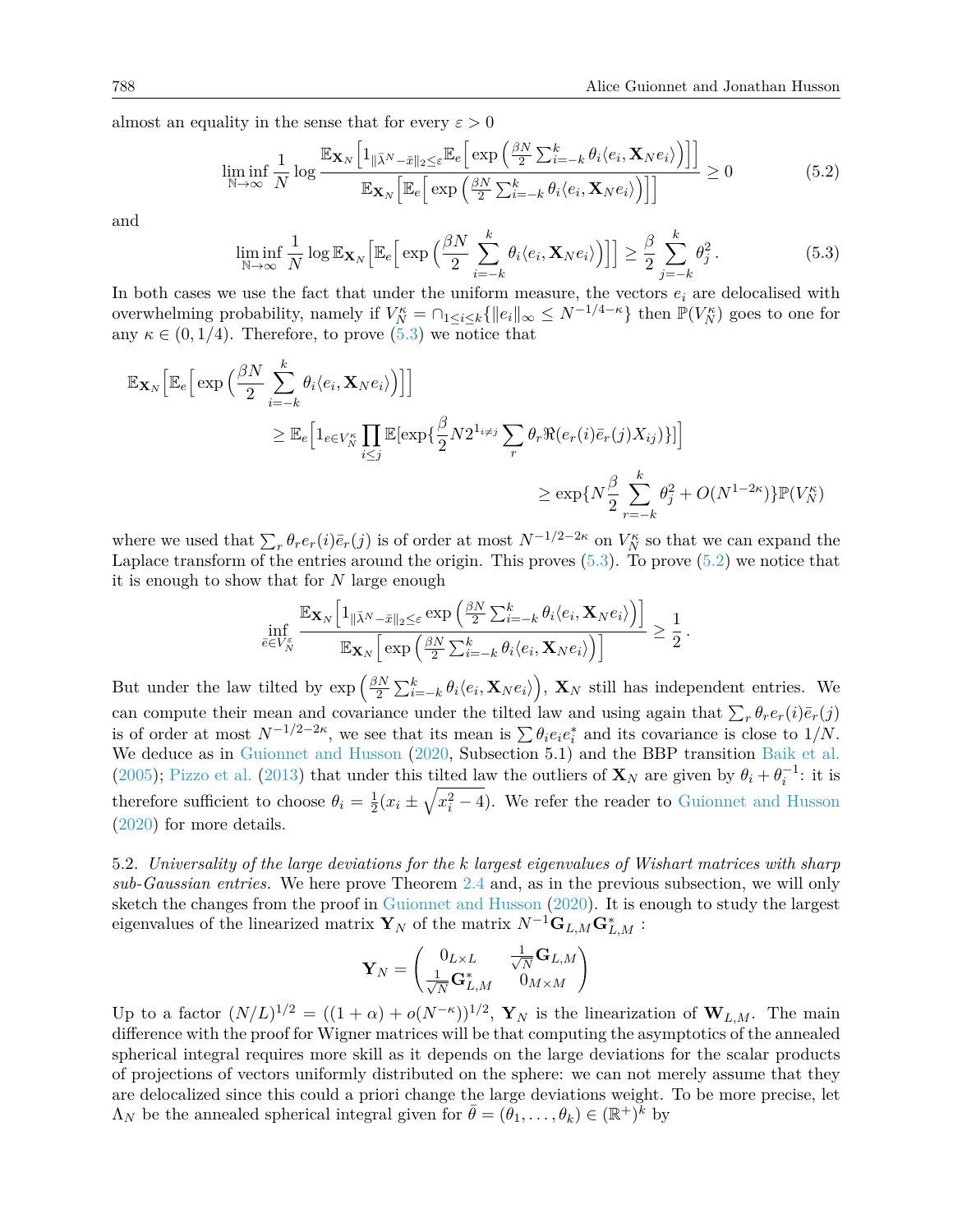almost an equality in the sense that for every $\varepsilon > 0$

$$\liminf_{\mathbb{N}\to\infty} \frac{1}{N} \log \frac{\mathbb{E}_{\mathbf{X}_N}\Big[1_{\|\bar{\lambda}^N - \bar{x}\|_2 \leq \varepsilon} \mathbb{E}_e\Big[\exp\Big(\frac{\beta N}{2}\sum_{i=-k}^k \theta_i \langle e_i, \mathbf{X}_N e_i\rangle\Big)\Big]\Big]}{\mathbb{E}_{\mathbf{X}_N}\Big[\mathbb{E}_e\Big[\exp\Big(\frac{\beta N}{2}\sum_{i=-k}^k \theta_i \langle e_i, \mathbf{X}_N e_i\rangle\Big)\Big]\Big]} \geq 0 \tag{5.2}$$

and

$$\liminf_{\mathbb{N}\to\infty} \frac{1}{N} \log \mathbb{E}_{\mathbf{X}_N}\Big[\mathbb{E}_e\Big[\exp\Big(\frac{\beta N}{2}\sum_{i=-k}^k \theta_i \langle e_i, \mathbf{X}_N e_i\rangle\Big)\Big]\Big] \geq \frac{\beta}{2}\sum_{j=-k}^k \theta_j^2 \,. \tag{5.3}$$

In both cases we use the fact that under the uniform measure, the vectors $e_i$ are delocalised with overwhelming probability, namely if $V_N^\kappa = \cap_{1\leq i\leq k}\{\|e_i\|_\infty \leq N^{-1/4-\kappa}\}$ then $\mathbb{P}(V_N^\kappa)$ goes to one for any $\kappa \in (0, 1/4)$. Therefore, to prove (5.3) we notice that

$$\begin{aligned}
\mathbb{E}_{\mathbf{X}_N}\Big[\mathbb{E}_e\Big[\exp\Big(\frac{\beta N}{2}\sum_{i=-k}^k \theta_i \langle e_i, \mathbf{X}_N e_i\rangle\Big)\Big]\Big] \\
\geq \mathbb{E}_e\Big[1_{e\in V_N^\kappa}\prod_{i\leq j}\mathbb{E}[\exp\{\frac{\beta}{2}N 2^{1_{i\neq j}}\sum_r \theta_r \Re(e_r(i)\bar{e}_r(j)X_{ij})\}]\Big] \\
\geq \exp\{N\frac{\beta}{2}\sum_{r=-k}^k \theta_j^2 + O(N^{1-2\kappa})\}\mathbb{P}(V_N^\kappa)
\end{aligned}$$

where we used that $\sum_r \theta_r e_r(i)\bar{e}_r(j)$ is of order at most $N^{-1/2-2\kappa}$ on $V_N^\kappa$ so that we can expand the Laplace transform of the entries around the origin. This proves (5.3). To prove (5.2) we notice that it is enough to show that for $N$ large enough

$$\inf_{\bar{e}\in V_N^\varepsilon} \frac{\mathbb{E}_{\mathbf{X}_N}\Big[1_{\|\bar{\lambda}^N - \bar{x}\|_2\leq\varepsilon}\exp\Big(\frac{\beta N}{2}\sum_{i=-k}^k \theta_i\langle e_i, \mathbf{X}_N e_i\rangle\Big)\Big]}{\mathbb{E}_{\mathbf{X}_N}\Big[\exp\Big(\frac{\beta N}{2}\sum_{i=-k}^k \theta_i \langle e_i, \mathbf{X}_N e_i\rangle\Big)\Big]} \geq \frac{1}{2}\,.$$

But under the law tilted by $\exp\Big(\frac{\beta N}{2}\sum_{i=-k}^k \theta_i\langle e_i, \mathbf{X}_N e_i\rangle\Big)$, $\mathbf{X}_N$ still has independent entries. We can compute their mean and covariance under the tilted law and using again that $\sum_r \theta_r e_r(i)\bar{e}_r(j)$ is of order at most $N^{-1/2-2\kappa}$, we see that its mean is $\sum \theta_i e_i e_i^*$ and its covariance is close to $1/N$. We deduce as in Guionnet and Husson (2020, Subsection 5.1) and the BBP transition Baik et al. (2005); Pizzo et al. (2013) that under this tilted law the outliers of $\mathbf{X}_N$ are given by $\theta_i + \theta_i^{-1}$: it is therefore sufficient to choose $\theta_i = \frac{1}{2}(x_i \pm \sqrt{x_i^2 - 4})$. We refer the reader to Guionnet and Husson (2020) for more details.

5.2. *Universality of the large deviations for the $k$ largest eigenvalues of Wishart matrices with sharp sub-Gaussian entries.* We here prove Theorem 2.4 and, as in the previous subsection, we will only sketch the changes from the proof in Guionnet and Husson (2020). It is enough to study the largest eigenvalues of the linearized matrix $\mathbf{Y}_N$ of the matrix $N^{-1}\mathbf{G}_{L,M}\mathbf{G}_{L,M}^*$ :

$$\mathbf{Y}_N = \begin{pmatrix} 0_{L\times L} & \frac{1}{\sqrt{N}}\mathbf{G}_{L,M} \\ \frac{1}{\sqrt{N}}\mathbf{G}_{L,M}^* & 0_{M\times M}\end{pmatrix}$$

Up to a factor $(N/L)^{1/2} = ((1+\alpha) + o(N^{-\kappa}))^{1/2}$, $\mathbf{Y}_N$ is the linearization of $\mathbf{W}_{L,M}$. The main difference with the proof for Wigner matrices will be that computing the asymptotics of the annealed spherical integral requires more skill as it depends on the large deviations for the scalar products of projections of vectors uniformly distributed on the sphere: we can not merely assume that they are delocalized since this could a priori change the large deviations weight. To be more precise, let $\Lambda_N$ be the annealed spherical integral given for $\bar{\theta} = (\theta_1, \ldots, \theta_k) \in (\mathbb{R}^+)^k$ by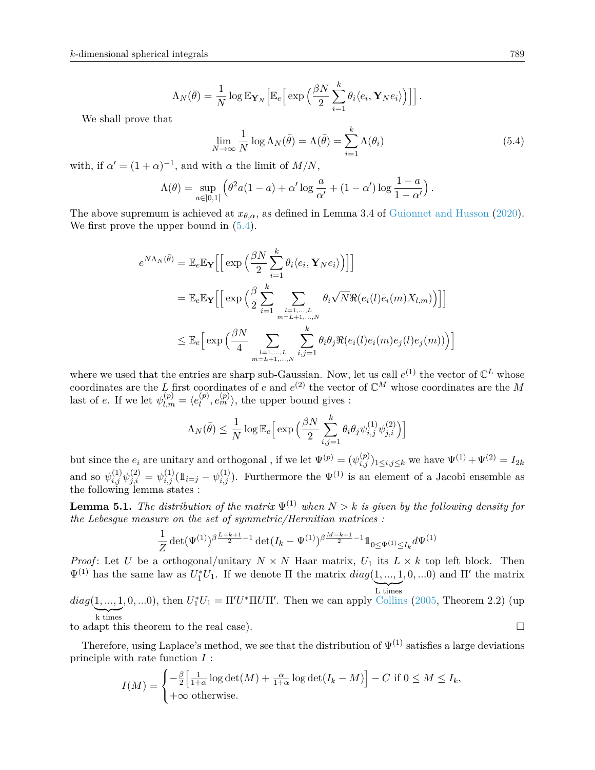$$\Lambda_N(\bar\theta) = \frac{1}{N}\log \mathbb{E}_{\mathbf{Y}_N}\Big[\mathbb{E}_e\Big[\exp\Big(\frac{\beta N}{2}\sum_{i=1}^k \theta_i\langle e_i, \mathbf{Y}_N e_i\rangle\Big)\Big]\Big].$$

We shall prove that

$$\lim_{N\to\infty}\frac{1}{N}\log\Lambda_N(\bar\theta) = \Lambda(\bar\theta) = \sum_{i=1}^k \Lambda(\theta_i) \tag{5.4}$$

with, if $\alpha' = (1+\alpha)^{-1}$, and with $\alpha$ the limit of $M/N$,

$$\Lambda(\theta) = \sup_{a\in]0,1[}\Big(\theta^2 a(1-a) + \alpha'\log\frac{a}{\alpha'} + (1-\alpha')\log\frac{1-a}{1-\alpha'}\Big).$$

The above supremum is achieved at $x_{\theta,\alpha}$, as defined in Lemma 3.4 of Guionnet and Husson (2020). We first prove the upper bound in (5.4).

$$\begin{aligned}
e^{N\Lambda_N(\bar\theta)} &= \mathbb{E}_e\mathbb{E}_{\mathbf{Y}}\Big[\Big[\exp\Big(\frac{\beta N}{2}\sum_{i=1}^k\theta_i\langle e_i,\mathbf{Y}_N e_i\rangle\Big)\Big]\Big]\\
&= \mathbb{E}_e\mathbb{E}_{\mathbf{Y}}\Big[\Big[\exp\Big(\frac{\beta}{2}\sum_{i=1}^k\sum_{\substack{l=1,\dots,L\\ m=L+1,\dots,N}}\theta_i\sqrt{N}\Re(e_i(l)\bar e_i(m)X_{l,m})\Big)\Big]\Big]\\
&\le \mathbb{E}_e\Big[\exp\Big(\frac{\beta N}{4}\sum_{\substack{l=1,\dots,L\\ m=L+1,\dots,N}}\sum_{i,j=1}^k\theta_i\theta_j\Re(e_i(l)\bar e_i(m)\bar e_j(l)e_j(m))\Big)\Big]
\end{aligned}$$

where we used that the entries are sharp sub-Gaussian. Now, let us call $e^{(1)}$ the vector of $\mathbb{C}^L$ whose coordinates are the $L$ first coordinates of $e$ and $e^{(2)}$ the vector of $\mathbb{C}^M$ whose coordinates are the $M$ last of $e$. If we let $\psi^{(p)}_{l,m} = \langle e^{(p)}_l, e^{(p)}_m\rangle$, the upper bound gives :

$$\Lambda_N(\bar\theta) \le \frac{1}{N}\log\mathbb{E}_e\Big[\exp\Big(\frac{\beta N}{2}\sum_{i,j=1}^k\theta_i\theta_j\psi^{(1)}_{i,j}\psi^{(2)}_{j,i}\Big)\Big]$$

but since the $e_i$ are unitary and orthogonal , if we let $\Psi^{(p)} = (\psi^{(p)}_{i,j})_{1\le i,j\le k}$ we have $\Psi^{(1)}+\Psi^{(2)} = I_{2k}$ and so $\psi^{(1)}_{i,j}\psi^{(2)}_{j,i} = \psi^{(1)}_{i,j}(\mathbb{1}_{i=j} - \bar\psi^{(1)}_{i,j})$. Furthermore the $\Psi^{(1)}$ is an element of a Jacobi ensemble as the following lemma states :

**Lemma 5.1.** *The distribution of the matrix $\Psi^{(1)}$ when $N>k$ is given by the following density for the Lebesgue measure on the set of symmetric/Hermitian matrices :*

$$\frac{1}{Z}\det(\Psi^{(1)})^{\beta\frac{L-k+1}{2}-1}\det(I_k-\Psi^{(1)})^{\beta\frac{M-k+1}{2}-1}\mathbb{1}_{0\le\Psi^{(1)}\le I_k}d\Psi^{(1)}$$

*Proof*: Let $U$ be a orthogonal/unitary $N\times N$ Haar matrix, $U_1$ its $L\times k$ top left block. Then $\Psi^{(1)}$ has the same law as $U_1^*U_1$. If we denote $\Pi$ the matrix $diag(\underbrace{1,\dots,1}_{\text{L times}},0,\dots0)$ and $\Pi'$ the matrix $diag(\underbrace{1,\dots,1}_{\text{k times}},0,\dots0)$, then $U_1^*U_1 = \Pi'U^*\Pi U\Pi'$. Then we can apply Collins (2005, Theorem 2.2) (up to adapt this theorem to the real case). □

Therefore, using Laplace's method, we see that the distribution of $\Psi^{(1)}$ satisfies a large deviations principle with rate function $I$ :

$$I(M) = \begin{cases} -\frac{\beta}{2}\Big[\frac{1}{1+\alpha}\log\det(M) + \frac{\alpha}{1+\alpha}\log\det(I_k-M)\Big] - C \text{ if } 0\le M\le I_k,\\ +\infty \text{ otherwise.}\end{cases}$$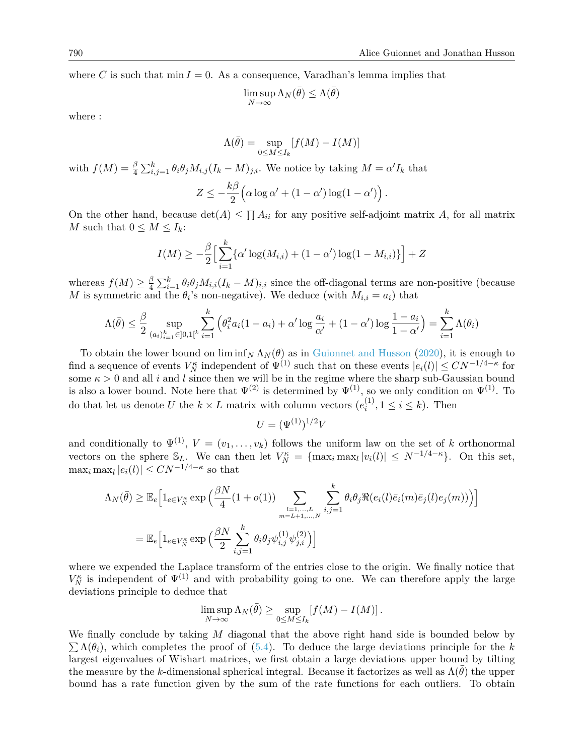where $C$ is such that $\min I = 0$. As a consequence, Varadhan's lemma implies that

$$\limsup_{N\to\infty} \Lambda_N(\bar\theta) \le \Lambda(\bar\theta)$$

where :

$$\Lambda(\bar\theta) = \sup_{0\le M\le I_k} [f(M) - I(M)]$$

with $f(M) = \frac{\beta}{4}\sum_{i,j=1}^k \theta_i\theta_j M_{i,j}(I_k - M)_{j,i}$. We notice by taking $M = \alpha' I_k$ that

$$Z \le -\frac{k\beta}{2}\Big(\alpha\log\alpha' + (1-\alpha')\log(1-\alpha')\Big)\,.$$

On the other hand, because $\det(A) \le \prod A_{ii}$ for any positive self-adjoint matrix $A$, for all matrix $M$ such that $0 \le M \le I_k$:

$$I(M) \ge -\frac{\beta}{2}\Big[\sum_{i=1}^k \{\alpha'\log(M_{i,i}) + (1-\alpha')\log(1-M_{i,i})\}\Big] + Z$$

whereas $f(M) \ge \frac{\beta}{4}\sum_{i=1}^k \theta_i\theta_j M_{i,i}(I_k - M)_{i,i}$ since the off-diagonal terms are non-positive (because $M$ is symmetric and the $\theta_i$'s non-negative). We deduce (with $M_{i,i} = a_i$) that

$$\Lambda(\bar\theta) \le \frac{\beta}{2}\sup_{(a_i)_{i=1}^k\in]0,1[^k}\sum_{i=1}^k\Big(\theta_i^2 a_i(1-a_i) + \alpha'\log\frac{a_i}{\alpha'} + (1-\alpha')\log\frac{1-a_i}{1-\alpha'}\Big) = \sum_{i=1}^k \Lambda(\theta_i)$$

To obtain the lower bound on $\liminf_N \Lambda_N(\bar\theta)$ as in Guionnet and Husson (2020), it is enough to find a sequence of events $V_N^\kappa$ independent of $\Psi^{(1)}$ such that on these events $|e_i(l)| \le CN^{-1/4-\kappa}$ for some $\kappa > 0$ and all $i$ and $l$ since then we will be in the regime where the sharp sub-Gaussian bound is also a lower bound. Note here that $\Psi^{(2)}$ is determined by $\Psi^{(1)}$, so we only condition on $\Psi^{(1)}$. To do that let us denote $U$ the $k\times L$ matrix with column vectors $(e_i^{(1)}, 1\le i\le k)$. Then

$$U = (\Psi^{(1)})^{1/2}V$$

and conditionally to $\Psi^{(1)}$, $V = (v_1,\dots,v_k)$ follows the uniform law on the set of $k$ orthonormal vectors on the sphere $\mathbb{S}_L$. We can then let $V_N^\kappa = \{\max_i\max_l|v_i(l)| \le N^{-1/4-\kappa}\}$. On this set, $\max_i\max_l|e_i(l)| \le CN^{-1/4-\kappa}$ so that

$$\begin{aligned}
\Lambda_N(\bar\theta) &\ge \mathbb{E}_e\Big[1_{e\in V_N^\kappa}\exp\Big(\frac{\beta N}{4}(1+o(1))\sum_{\substack{l=1,\dots,L\\ m=L+1,\dots,N}}\sum_{i,j=1}^k \theta_i\theta_j\Re(e_i(l)\bar e_i(m)\bar e_j(l)e_j(m))\Big)\Big]\\
&= \mathbb{E}_e\Big[1_{e\in V_N^\kappa}\exp\Big(\frac{\beta N}{2}\sum_{i,j=1}^k\theta_i\theta_j\psi_{i,j}^{(1)}\psi_{j,i}^{(2)}\Big)\Big]
\end{aligned}$$

where we expended the Laplace transform of the entries close to the origin. We finally notice that $V_N^\kappa$ is independent of $\Psi^{(1)}$ and with probability going to one. We can therefore apply the large deviations principle to deduce that

$$\limsup_{N\to\infty}\Lambda_N(\bar\theta) \ge \sup_{0\le M\le I_k}[f(M) - I(M)]\,.$$

We finally conclude by taking $M$ diagonal that the above right hand side is bounded below by $\sum\Lambda(\theta_i)$, which completes the proof of (5.4). To deduce the large deviations principle for the $k$ largest eigenvalues of Wishart matrices, we first obtain a large deviations upper bound by tilting the measure by the $k$-dimensional spherical integral. Because it factorizes as well as $\Lambda(\bar\theta)$ the upper bound has a rate function given by the sum of the rate functions for each outliers. To obtain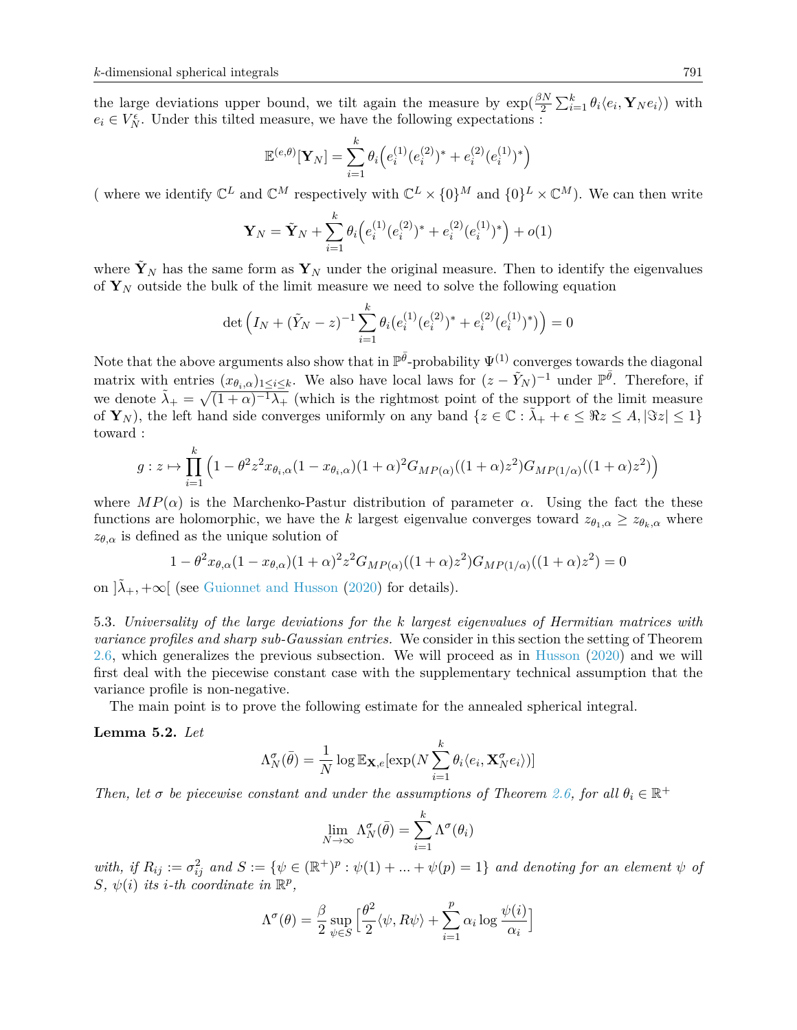the large deviations upper bound, we tilt again the measure by $\exp(\frac{\beta N}{2}\sum_{i=1}^k \theta_i \langle e_i, \mathbf{Y}_N e_i\rangle)$ with $e_i \in V_N^\epsilon$. Under this tilted measure, we have the following expectations :

$$\mathbb{E}^{(e,\theta)}[\mathbf{Y}_N] = \sum_{i=1}^k \theta_i \Big( e_i^{(1)} (e_i^{(2)})^* + e_i^{(2)} (e_i^{(1)})^* \Big)$$

( where we identify $\mathbb{C}^L$ and $\mathbb{C}^M$ respectively with $\mathbb{C}^L \times \{0\}^M$ and $\{0\}^L \times \mathbb{C}^M$). We can then write

$$\mathbf{Y}_N = \tilde{\mathbf{Y}}_N + \sum_{i=1}^k \theta_i \Big( e_i^{(1)} (e_i^{(2)})^* + e_i^{(2)} (e_i^{(1)})^* \Big) + o(1)$$

where $\tilde{\mathbf{Y}}_N$ has the same form as $\mathbf{Y}_N$ under the original measure. Then to identify the eigenvalues of $\mathbf{Y}_N$ outside the bulk of the limit measure we need to solve the following equation

$$\det\Big( I_N + (\tilde{Y}_N - z)^{-1} \sum_{i=1}^k \theta_i \big( e_i^{(1)} (e_i^{(2)})^* + e_i^{(2)} (e_i^{(1)})^* \big) \Big) = 0$$

Note that the above arguments also show that in $\mathbb{P}^{\bar{\theta}}$-probability $\Psi^{(1)}$ converges towards the diagonal matrix with entries $(x_{\theta_i,\alpha})_{1\leq i \leq k}$. We also have local laws for $(z - \tilde{Y}_N)^{-1}$ under $\mathbb{P}^{\bar{\theta}}$. Therefore, if we denote $\tilde{\lambda}_+ = \sqrt{(1+\alpha)^{-1}\lambda_+}$ (which is the rightmost point of the support of the limit measure of $\mathbf{Y}_N$), the left hand side converges uniformly on any band $\{z \in \mathbb{C} : \tilde{\lambda}_+ + \epsilon \leq \Re z \leq A, |\Im z| \leq 1\}$ toward :

$$g : z \mapsto \prod_{i=1}^k \Big( 1 - \theta^2 z^2 x_{\theta_i,\alpha}(1 - x_{\theta_i,\alpha})(1+\alpha)^2 G_{MP(\alpha)}((1+\alpha)z^2) G_{MP(1/\alpha)}((1+\alpha)z^2) \Big)$$

where $MP(\alpha)$ is the Marchenko-Pastur distribution of parameter $\alpha$. Using the fact the these functions are holomorphic, we have the $k$ largest eigenvalue converges toward $z_{\theta_1,\alpha} \geq z_{\theta_k,\alpha}$ where $z_{\theta,\alpha}$ is defined as the unique solution of

$$1 - \theta^2 x_{\theta,\alpha}(1 - x_{\theta,\alpha})(1+\alpha)^2 z^2 G_{MP(\alpha)}((1+\alpha)z^2) G_{MP(1/\alpha)}((1+\alpha)z^2) = 0$$

on $]\tilde{\lambda}_+, +\infty[$ (see Guionnet and Husson (2020) for details).

5.3. *Universality of the large deviations for the k largest eigenvalues of Hermitian matrices with variance profiles and sharp sub-Gaussian entries.* We consider in this section the setting of Theorem 2.6, which generalizes the previous subsection. We will proceed as in Husson (2020) and we will first deal with the piecewise constant case with the supplementary technical assumption that the variance profile is non-negative.

The main point is to prove the following estimate for the annealed spherical integral.

**Lemma 5.2.** *Let*

$$\Lambda_N^\sigma(\bar{\theta}) = \frac{1}{N} \log \mathbb{E}_{\mathbf{X},e}[\exp(N \sum_{i=1}^k \theta_i \langle e_i, \mathbf{X}_N^\sigma e_i\rangle)]$$

*Then, let $\sigma$ be piecewise constant and under the assumptions of Theorem 2.6, for all $\theta_i \in \mathbb{R}^+$*

$$\lim_{N\to\infty} \Lambda_N^\sigma(\bar{\theta}) = \sum_{i=1}^k \Lambda^\sigma(\theta_i)$$

*with, if $R_{ij} := \sigma_{ij}^2$ and $S := \{\psi \in (\mathbb{R}^+)^p : \psi(1) + ... + \psi(p) = 1\}$ and denoting for an element $\psi$ of $S$, $\psi(i)$ its $i$-th coordinate in $\mathbb{R}^p$,*

$$\Lambda^\sigma(\theta) = \frac{\beta}{2} \sup_{\psi \in S} \Big[ \frac{\theta^2}{2} \langle \psi, R\psi\rangle + \sum_{i=1}^p \alpha_i \log \frac{\psi(i)}{\alpha_i} \Big]$$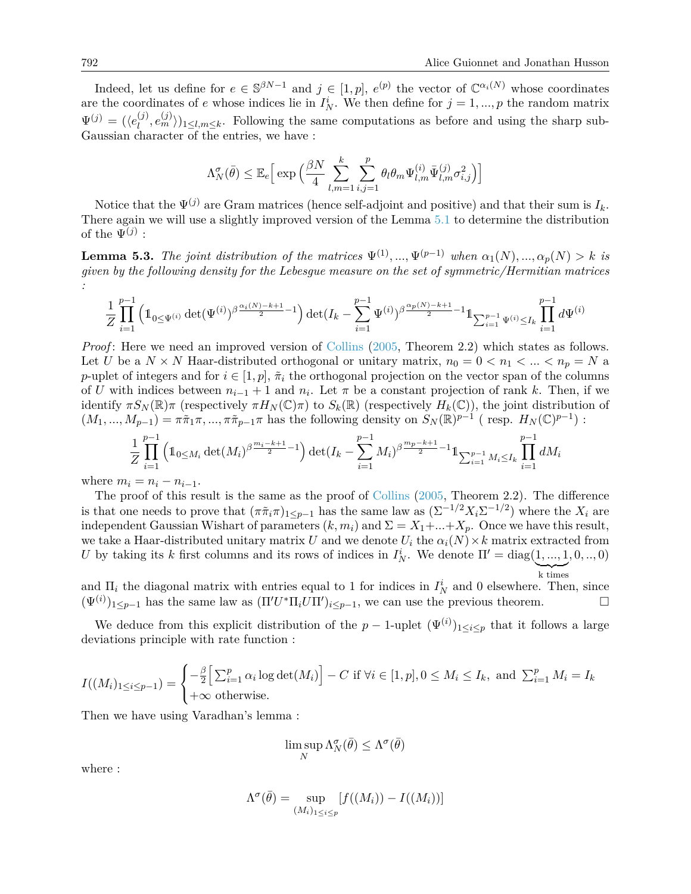Indeed, let us define for $e \in \mathbb{S}^{\beta N-1}$ and $j \in [1,p]$, $e^{(p)}$ the vector of $\mathbb{C}^{\alpha_i(N)}$ whose coordinates are the coordinates of $e$ whose indices lie in $I_N^i$. We then define for $j = 1, ..., p$ the random matrix $\Psi^{(j)} = (\langle e_l^{(j)}, e_m^{(j)} \rangle)_{1 \le l,m \le k}$. Following the same computations as before and using the sharp sub-Gaussian character of the entries, we have :

$$\Lambda_N^\sigma(\bar{\theta}) \le \mathbb{E}_e\Big[\exp\Big(\frac{\beta N}{4}\sum_{l,m=1}^{k}\sum_{i,j=1}^{p}\theta_l\theta_m \Psi_{l,m}^{(i)}\bar{\Psi}_{l,m}^{(j)}\sigma_{i,j}^2\Big)\Big]$$

Notice that the $\Psi^{(j)}$ are Gram matrices (hence self-adjoint and positive) and that their sum is $I_k$. There again we will use a slightly improved version of the Lemma 5.1 to determine the distribution of the $\Psi^{(j)}$ :

**Lemma 5.3.** *The joint distribution of the matrices $\Psi^{(1)}, ..., \Psi^{(p-1)}$ when $\alpha_1(N), ..., \alpha_p(N) > k$ is given by the following density for the Lebesgue measure on the set of symmetric/Hermitian matrices :*

$$\frac{1}{Z}\prod_{i=1}^{p-1}\Big(\mathbb{1}_{0\le\Psi^{(i)}}\det(\Psi^{(i)})^{\beta\frac{\alpha_i(N)-k+1}{2}-1}\Big)\det(I_k - \sum_{i=1}^{p-1}\Psi^{(i)})^{\beta\frac{\alpha_p(N)-k+1}{2}-1}\mathbb{1}_{\sum_{i=1}^{p-1}\Psi^{(i)}\le I_k}\prod_{i=1}^{p-1}d\Psi^{(i)}$$

*Proof*: Here we need an improved version of Collins (2005, Theorem 2.2) which states as follows. Let $U$ be a $N\times N$ Haar-distributed orthogonal or unitary matrix, $n_0 = 0 < n_1 < ... < n_p = N$ a $p$-uplet of integers and for $i \in [1,p]$, $\tilde{\pi}_i$ the orthogonal projection on the vector span of the columns of $U$ with indices between $n_{i-1}+1$ and $n_i$. Let $\pi$ be a constant projection of rank $k$. Then, if we identify $\pi S_N(\mathbb{R})\pi$ (respectively $\pi H_N(\mathbb{C})\pi$) to $S_k(\mathbb{R})$ (respectively $H_k(\mathbb{C})$), the joint distribution of $(M_1, ..., M_{p-1}) = \pi\tilde{\pi}_1\pi, ..., \pi\tilde{\pi}_{p-1}\pi$ has the following density on $S_N(\mathbb{R})^{p-1}$ ( resp. $H_N(\mathbb{C}^{p-1})$ ) :

$$\frac{1}{Z}\prod_{i=1}^{p-1}\Big(\mathbb{1}_{0\le M_i}\det(M_i)^{\beta\frac{m_i-k+1}{2}-1}\Big)\det(I_k - \sum_{i=1}^{p-1}M_i)^{\beta\frac{m_p-k+1}{2}-1}\mathbb{1}_{\sum_{i=1}^{p-1}M_i\le I_k}\prod_{i=1}^{p-1}dM_i$$

where $m_i = n_i - n_{i-1}$.

The proof of this result is the same as the proof of Collins (2005, Theorem 2.2). The difference is that one needs to prove that $(\pi\tilde{\pi}_i\pi)_{1\le p-1}$ has the same law as $(\Sigma^{-1/2}X_i\Sigma^{-1/2})$ where the $X_i$ are independent Gaussian Wishart of parameters $(k, m_i)$ and $\Sigma = X_1+...+X_p$. Once we have this result, we take a Haar-distributed unitary matrix $U$ and we denote $U_i$ the $\alpha_i(N)\times k$ matrix extracted from $U$ by taking its $k$ first columns and its rows of indices in $I_N^i$. We denote $\Pi' = \mathrm{diag}(\underbrace{1,...,1}_{\text{k times}},0,..,0)$ and $\Pi_i$ the diagonal matrix with entries equal to 1 for indices in $I_N^i$ and 0 elsewhere. Then, since $(\Psi^{(i)})_{1\le p-1}$ has the same law as $(\Pi' U^*\Pi_i U\Pi')_{i\le p-1}$, we can use the previous theorem. □

We deduce from this explicit distribution of the $p-1$-uplet $(\Psi^{(i)})_{1\le i\le p}$ that it follows a large deviations principle with rate function :

$$I((M_i)_{1\le i\le p-1}) = \begin{cases} -\frac{\beta}{2}\Big[\sum_{i=1}^{p}\alpha_i\log\det(M_i)\Big] - C \text{ if } \forall i\in[1,p], 0\le M_i\le I_k, \text{ and } \sum_{i=1}^{p}M_i = I_k \\ +\infty \text{ otherwise.}\end{cases}$$

Then we have using Varadhan's lemma :

$$\limsup_N \Lambda_N^\sigma(\bar{\theta}) \le \Lambda^\sigma(\bar{\theta})$$

where :

$$\Lambda^\sigma(\bar{\theta}) = \sup_{(M_i)_{1\le i\le p}}[f((M_i)) - I((M_i))]$$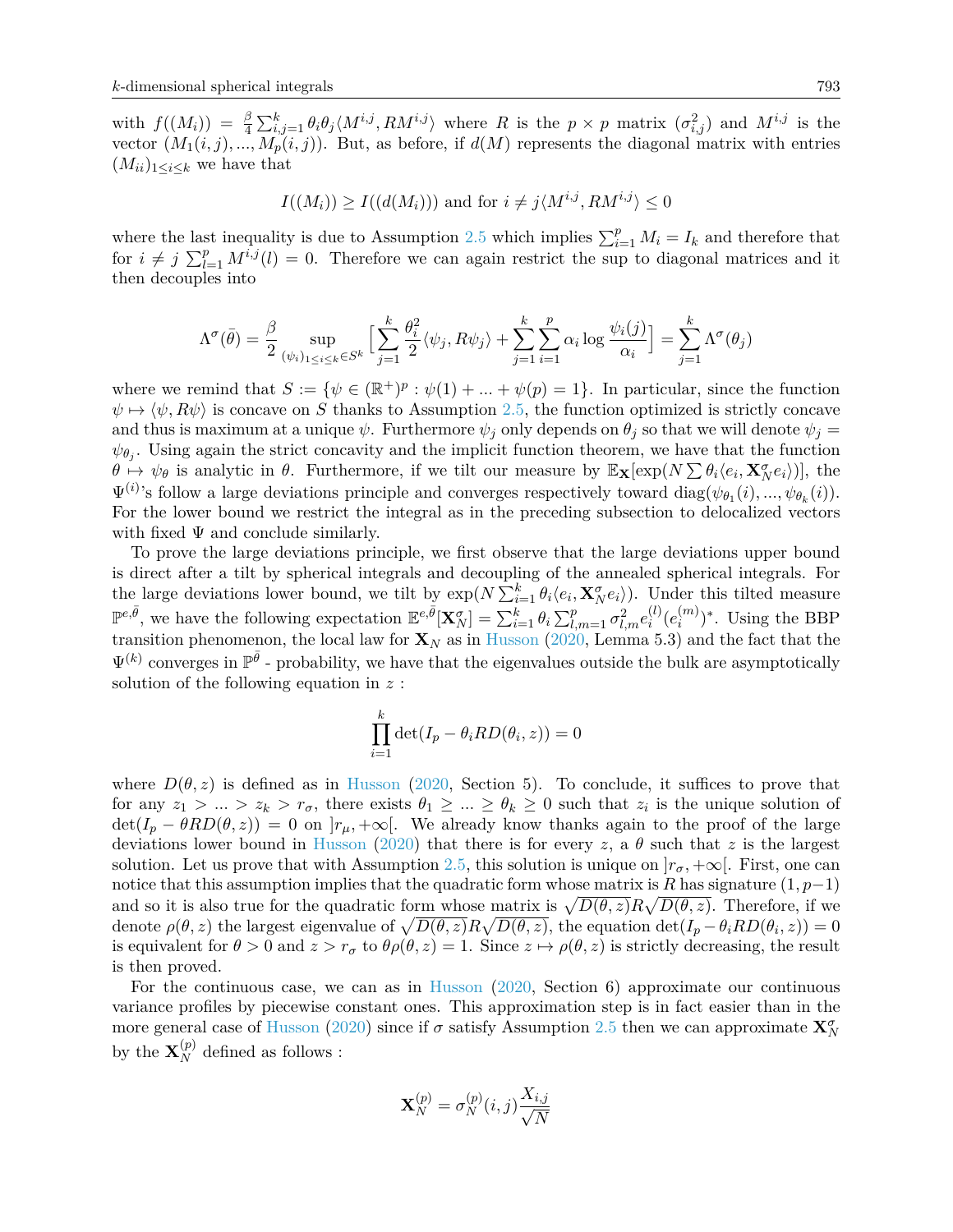with $f((M_i)) = \frac{\beta}{4}\sum_{i,j=1}^k \theta_i\theta_j \langle M^{i,j}, RM^{i,j}\rangle$ where $R$ is the $p\times p$ matrix $(\sigma_{i,j}^2)$ and $M^{i,j}$ is the vector $(M_1(i,j),...,M_p(i,j))$. But, as before, if $d(M)$ represents the diagonal matrix with entries $(M_{ii})_{1\leq i\leq k}$ we have that

$$I((M_i)) \geq I((d(M_i))) \text{ and for } i\neq j \langle M^{i,j}, RM^{i,j}\rangle \leq 0$$

where the last inequality is due to Assumption 2.5 which implies $\sum_{i=1}^p M_i = I_k$ and therefore that for $i \neq j$ $\sum_{l=1}^p M^{i,j}(l) = 0$. Therefore we can again restrict the sup to diagonal matrices and it then decouples into

$$\Lambda^\sigma(\bar{\theta}) = \frac{\beta}{2}\sup_{(\psi_i)_{1\leq i\leq k}\in S^k}\Big[\sum_{j=1}^k \frac{\theta_i^2}{2}\langle \psi_j, R\psi_j\rangle + \sum_{j=1}^k\sum_{i=1}^p \alpha_i \log\frac{\psi_i(j)}{\alpha_i}\Big] = \sum_{j=1}^k \Lambda^\sigma(\theta_j)$$

where we remind that $S := \{\psi\in(\mathbb{R}^+)^p : \psi(1)+...+\psi(p) = 1\}$. In particular, since the function $\psi\mapsto\langle\psi, R\psi\rangle$ is concave on $S$ thanks to Assumption 2.5, the function optimized is strictly concave and thus is maximum at a unique $\psi$. Furthermore $\psi_j$ only depends on $\theta_j$ so that we will denote $\psi_j = \psi_{\theta_j}$. Using again the strict concavity and the implicit function theorem, we have that the function $\theta\mapsto\psi_\theta$ is analytic in $\theta$. Furthermore, if we tilt our measure by $\mathbb{E}_{\mathbf{X}}[\exp(N\sum\theta_i\langle e_i, \mathbf{X}_N^\sigma e_i\rangle)]$, the $\Psi^{(i)}$'s follow a large deviations principle and converges respectively toward $\mathrm{diag}(\psi_{\theta_1}(i),...,\psi_{\theta_k}(i))$. For the lower bound we restrict the integral as in the preceding subsection to delocalized vectors with fixed $\Psi$ and conclude similarly.

To prove the large deviations principle, we first observe that the large deviations upper bound is direct after a tilt by spherical integrals and decoupling of the annealed spherical integrals. For the large deviations lower bound, we tilt by $\exp(N\sum_{i=1}^k\theta_i\langle e_i, \mathbf{X}_N^\sigma e_i\rangle)$. Under this tilted measure $\mathbb{P}^{e,\bar{\theta}}$, we have the following expectation $\mathbb{E}^{e,\bar{\theta}}[\mathbf{X}_N^\sigma] = \sum_{i=1}^k\theta_i\sum_{l,m=1}^p\sigma_{l,m}^2 e_i^{(l)}(e_i^{(m)})^*$. Using the BBP transition phenomenon, the local law for $\mathbf{X}_N$ as in Husson (2020, Lemma 5.3) and the fact that the $\Psi^{(k)}$ converges in $\mathbb{P}^{\bar{\theta}}$ - probability, we have that the eigenvalues outside the bulk are asymptotically solution of the following equation in $z$ :

$$\prod_{i=1}^k \det(I_p - \theta_i RD(\theta_i, z)) = 0$$

where $D(\theta, z)$ is defined as in Husson (2020, Section 5). To conclude, it suffices to prove that for any $z_1 > ... > z_k > r_\sigma$, there exists $\theta_1\geq ...\geq\theta_k\geq 0$ such that $z_i$ is the unique solution of $\det(I_p - \theta RD(\theta, z)) = 0$ on $]r_\mu, +\infty[$. We already know thanks again to the proof of the large deviations lower bound in Husson (2020) that there is for every $z$, a $\theta$ such that $z$ is the largest solution. Let us prove that with Assumption 2.5, this solution is unique on $]r_\sigma, +\infty[$. First, one can notice that this assumption implies that the quadratic form whose matrix is $R$ has signature $(1, p-1)$ and so it is also true for the quadratic form whose matrix is $\sqrt{D(\theta,z)}R\sqrt{D(\theta,z)}$. Therefore, if we denote $\rho(\theta, z)$ the largest eigenvalue of $\sqrt{D(\theta,z)}R\sqrt{D(\theta,z)}$, the equation $\det(I_p - \theta_i RD(\theta_i, z)) = 0$ is equivalent for $\theta > 0$ and $z > r_\sigma$ to $\theta\rho(\theta, z) = 1$. Since $z\mapsto\rho(\theta, z)$ is strictly decreasing, the result is then proved.

For the continuous case, we can as in Husson (2020, Section 6) approximate our continuous variance profiles by piecewise constant ones. This approximation step is in fact easier than in the more general case of Husson (2020) since if $\sigma$ satisfy Assumption 2.5 then we can approximate $\mathbf{X}_N^\sigma$ by the $\mathbf{X}_N^{(p)}$ defined as follows :

$$\mathbf{X}_N^{(p)} = \sigma_N^{(p)}(i,j)\frac{X_{i,j}}{\sqrt{N}}$$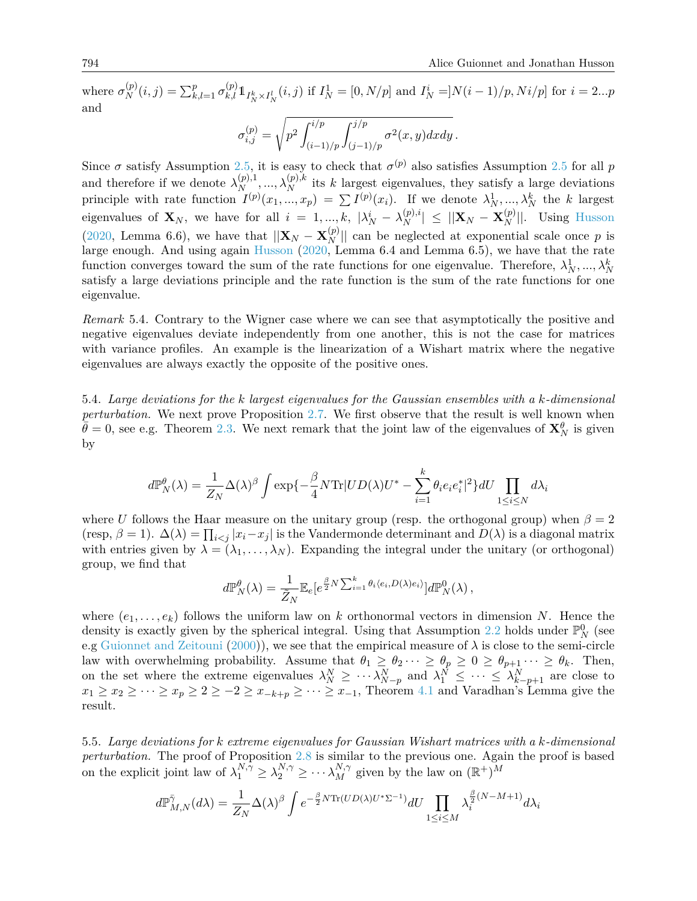where $\sigma_N^{(p)}(i,j) = \sum_{k,l=1}^{p} \sigma_{k,l}^{(p)} \mathbb{1}_{I_N^k \times I_N^l}(i,j)$ if $I_N^1 = [0, N/p]$ and $I_N^i = ]N(i-1)/p, Ni/p]$ for $i = 2...p$ and

$$\sigma_{i,j}^{(p)} = \sqrt{p^2 \int_{(i-1)/p}^{i/p} \int_{(j-1)/p}^{j/p} \sigma^2(x,y) dx dy} .$$

Since $\sigma$ satisfy Assumption 2.5, it is easy to check that $\sigma^{(p)}$ also satisfies Assumption 2.5 for all $p$ and therefore if we denote $\lambda_N^{(p),1}, ..., \lambda_N^{(p),k}$ its $k$ largest eigenvalues, they satisfy a large deviations principle with rate function $I^{(p)}(x_1, ..., x_p) = \sum I^{(p)}(x_i)$. If we denote $\lambda_N^1, ..., \lambda_N^k$ the $k$ largest eigenvalues of $\mathbf{X}_N$, we have for all $i = 1, ..., k$, $|\lambda_N^i - \lambda_N^{(p),i}| \leq ||\mathbf{X}_N - \mathbf{X}_N^{(p)}||$. Using Husson (2020, Lemma 6.6), we have that $||\mathbf{X}_N - \mathbf{X}_N^{(p)}||$ can be neglected at exponential scale once $p$ is large enough. And using again Husson (2020, Lemma 6.4 and Lemma 6.5), we have that the rate function converges toward the sum of the rate functions for one eigenvalue. Therefore, $\lambda_N^1, ..., \lambda_N^k$ satisfy a large deviations principle and the rate function is the sum of the rate functions for one eigenvalue.

*Remark* 5.4. Contrary to the Wigner case where we can see that asymptotically the positive and negative eigenvalues deviate independently from one another, this is not the case for matrices with variance profiles. An example is the linearization of a Wishart matrix where the negative eigenvalues are always exactly the opposite of the positive ones.

5.4. *Large deviations for the k largest eigenvalues for the Gaussian ensembles with a k-dimensional perturbation.* We next prove Proposition 2.7. We first observe that the result is well known when $\bar{\theta} = 0$, see e.g. Theorem 2.3. We next remark that the joint law of the eigenvalues of $\mathbf{X}_N^\theta$ is given by

$$d\mathbb{P}_N^\theta(\lambda) = \frac{1}{Z_N} \Delta(\lambda)^\beta \int \exp\{-\frac{\beta}{4} N \mathrm{Tr}|UD(\lambda)U^* - \sum_{i=1}^{k} \theta_i e_i e_i^*|^2\} dU \prod_{1 \leq i \leq N} d\lambda_i$$

where $U$ follows the Haar measure on the unitary group (resp. the orthogonal group) when $\beta = 2$ (resp, $\beta = 1$). $\Delta(\lambda) = \prod_{i<j} |x_i - x_j|$ is the Vandermonde determinant and $D(\lambda)$ is a diagonal matrix with entries given by $\lambda = (\lambda_1, \ldots, \lambda_N)$. Expanding the integral under the unitary (or orthogonal) group, we find that

$$d\mathbb{P}_N^\theta(\lambda) = \frac{1}{\tilde{Z}_N} \mathbb{E}_e[e^{\frac{\beta}{2} N \sum_{i=1}^{k} \theta_i \langle e_i, D(\lambda) e_i \rangle}] d\mathbb{P}_N^0(\lambda) ,$$

where $(e_1, \ldots, e_k)$ follows the uniform law on $k$ orthonormal vectors in dimension $N$. Hence the density is exactly given by the spherical integral. Using that Assumption 2.2 holds under $\mathbb{P}_N^0$ (see e.g Guionnet and Zeitouni (2000)), we see that the empirical measure of $\lambda$ is close to the semi-circle law with overwhelming probability. Assume that $\theta_1 \geq \theta_2 \cdots \geq \theta_p \geq 0 \geq \theta_{p+1} \cdots \geq \theta_k$. Then, on the set where the extreme eigenvalues $\lambda_N^N \geq \cdots \lambda_{N-p}^N$ and $\lambda_1^N \leq \cdots \leq \lambda_{k-p+1}^N$ are close to $x_1 \geq x_2 \geq \cdots \geq x_p \geq 2 \geq -2 \geq x_{-k+p} \geq \cdots \geq x_{-1}$, Theorem 4.1 and Varadhan's Lemma give the result.

5.5. *Large deviations for k extreme eigenvalues for Gaussian Wishart matrices with a k-dimensional perturbation.* The proof of Proposition 2.8 is similar to the previous one. Again the proof is based on the explicit joint law of $\lambda_1^{N,\gamma} \geq \lambda_2^{N,\gamma} \geq \cdots \lambda_M^{N,\gamma}$ given by the law on $(\mathbb{R}^+)^M$

$$d\mathbb{P}_{M,N}^{\bar{\gamma}}(d\lambda) = \frac{1}{Z_N} \Delta(\lambda)^\beta \int e^{-\frac{\beta}{2} N \mathrm{Tr}(UD(\lambda)U^* \Sigma^{-1})} dU \prod_{1 \leq i \leq M} \lambda_i^{\frac{\beta}{2}(N-M+1)} d\lambda_i$$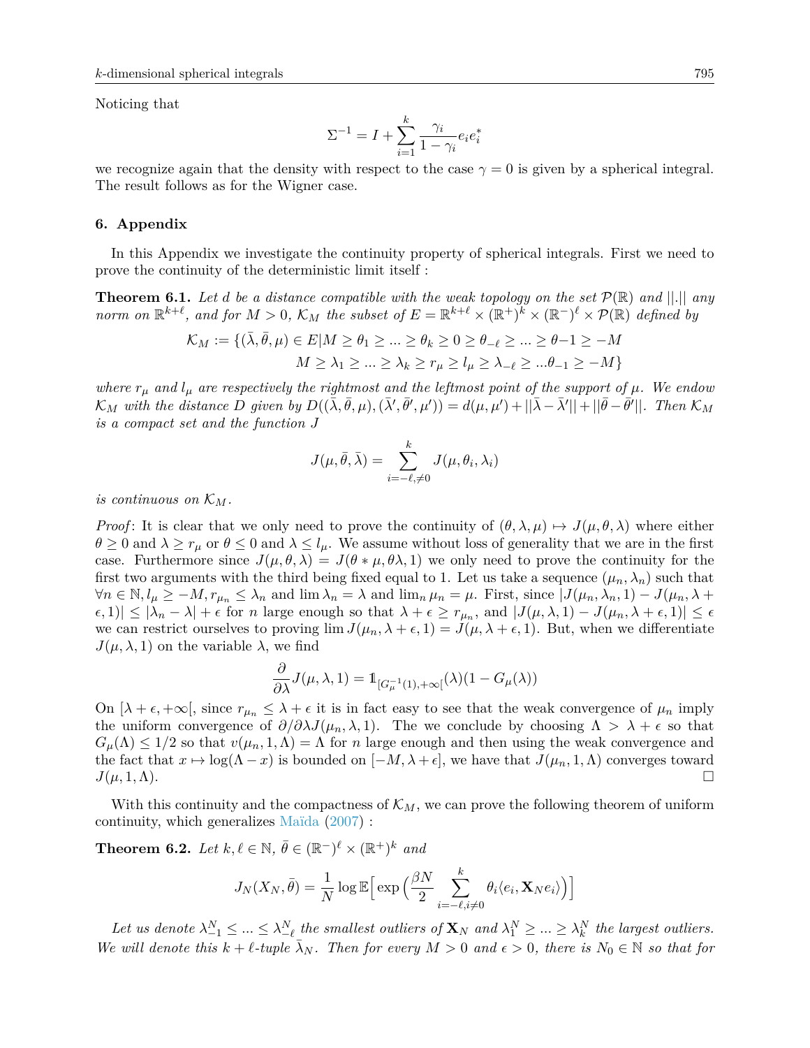Noticing that

$$\Sigma^{-1} = I + \sum_{i=1}^{k} \frac{\gamma_i}{1-\gamma_i} e_i e_i^*$$

we recognize again that the density with respect to the case $\gamma = 0$ is given by a spherical integral. The result follows as for the Wigner case.

## 6. Appendix

In this Appendix we investigate the continuity property of spherical integrals. First we need to prove the continuity of the deterministic limit itself :

**Theorem 6.1.** *Let $d$ be a distance compatible with the weak topology on the set $\mathcal{P}(\mathbb{R})$ and $||.||$ any norm on $\mathbb{R}^{k+\ell}$, and for $M > 0$, $\mathcal{K}_M$ the subset of $E = \mathbb{R}^{k+\ell} \times (\mathbb{R}^+)^k \times (\mathbb{R}^-)^\ell \times \mathcal{P}(\mathbb{R})$ defined by*

$$\mathcal{K}_M := \{(\bar{\lambda}, \bar{\theta}, \mu) \in E | M \geq \theta_1 \geq ... \geq \theta_k \geq 0 \geq \theta_{-\ell} \geq ... \geq \theta{-1} \geq -M$$
$$M \geq \lambda_1 \geq ... \geq \lambda_k \geq r_\mu \geq l_\mu \geq \lambda_{-\ell} \geq ...\theta_{-1} \geq -M\}$$

*where $r_\mu$ and $l_\mu$ are respectively the rightmost and the leftmost point of the support of $\mu$. We endow $\mathcal{K}_M$ with the distance $D$ given by $D((\bar{\lambda}, \bar{\theta}, \mu), (\bar{\lambda}', \bar{\theta}', \mu')) = d(\mu, \mu') + ||\bar{\lambda} - \bar{\lambda}'|| + ||\bar{\theta} - \bar{\theta}'||$. Then $\mathcal{K}_M$ is a compact set and the function $J$*

$$J(\mu, \bar{\theta}, \bar{\lambda}) = \sum_{i=-\ell, \neq 0}^{k} J(\mu, \theta_i, \lambda_i)$$

*is continuous on $\mathcal{K}_M$.*

*Proof*: It is clear that we only need to prove the continuity of $(\theta, \lambda, \mu) \mapsto J(\mu, \theta, \lambda)$ where either $\theta \geq 0$ and $\lambda \geq r_\mu$ or $\theta \leq 0$ and $\lambda \leq l_\mu$. We assume without loss of generality that we are in the first case. Furthermore since $J(\mu, \theta, \lambda) = J(\theta * \mu, \theta\lambda, 1)$ we only need to prove the continuity for the first two arguments with the third being fixed equal to 1. Let us take a sequence $(\mu_n, \lambda_n)$ such that $\forall n \in \mathbb{N}, l_\mu \geq -M, r_{\mu_n} \leq \lambda_n$ and $\lim \lambda_n = \lambda$ and $\lim_n \mu_n = \mu$. First, since $|J(\mu_n, \lambda_n, 1) - J(\mu_n, \lambda + \epsilon, 1)| \leq |\lambda_n - \lambda| + \epsilon$ for $n$ large enough so that $\lambda + \epsilon \geq r_{\mu_n}$, and $|J(\mu, \lambda, 1) - J(\mu_n, \lambda + \epsilon, 1)| \leq \epsilon$ we can restrict ourselves to proving $\lim J(\mu_n, \lambda + \epsilon, 1) = J(\mu, \lambda + \epsilon, 1)$. But, when we differentiate $J(\mu, \lambda, 1)$ on the variable $\lambda$, we find

$$\frac{\partial}{\partial \lambda} J(\mu, \lambda, 1) = \mathbb{1}_{[G_\mu^{-1}(1), +\infty[}(\lambda)(1 - G_\mu(\lambda))$$

On $[\lambda + \epsilon, +\infty[$, since $r_{\mu_n} \leq \lambda + \epsilon$ it is in fact easy to see that the weak convergence of $\mu_n$ imply the uniform convergence of $\partial/\partial\lambda J(\mu_n, \lambda, 1)$. The we conclude by choosing $\Lambda > \lambda + \epsilon$ so that $G_\mu(\Lambda) \leq 1/2$ so that $v(\mu_n, 1, \Lambda) = \Lambda$ for $n$ large enough and then using the weak convergence and the fact that $x \mapsto \log(\Lambda - x)$ is bounded on $[-M, \lambda + \epsilon]$, we have that $J(\mu_n, 1, \Lambda)$ converges toward $J(\mu, 1, \Lambda)$. □

With this continuity and the compactness of $\mathcal{K}_M$, we can prove the following theorem of uniform continuity, which generalizes Maïda (2007) :

**Theorem 6.2.** *Let $k, \ell \in \mathbb{N}$, $\bar{\theta} \in (\mathbb{R}^-)^\ell \times (\mathbb{R}^+)^k$ and*

$$J_N(X_N, \bar{\theta}) = \frac{1}{N} \log \mathbb{E}\Big[\exp\Big(\frac{\beta N}{2} \sum_{i=-\ell, i\neq 0}^{k} \theta_i \langle e_i, \mathbf{X}_N e_i \rangle\Big)\Big]$$

*Let us denote $\lambda_{-1}^N \leq ... \leq \lambda_{-\ell}^N$ the smallest outliers of $\mathbf{X}_N$ and $\lambda_1^N \geq ... \geq \lambda_k^N$ the largest outliers. We will denote this $k + \ell$-tuple $\bar{\lambda}_N$. Then for every $M > 0$ and $\epsilon > 0$, there is $N_0 \in \mathbb{N}$ so that for*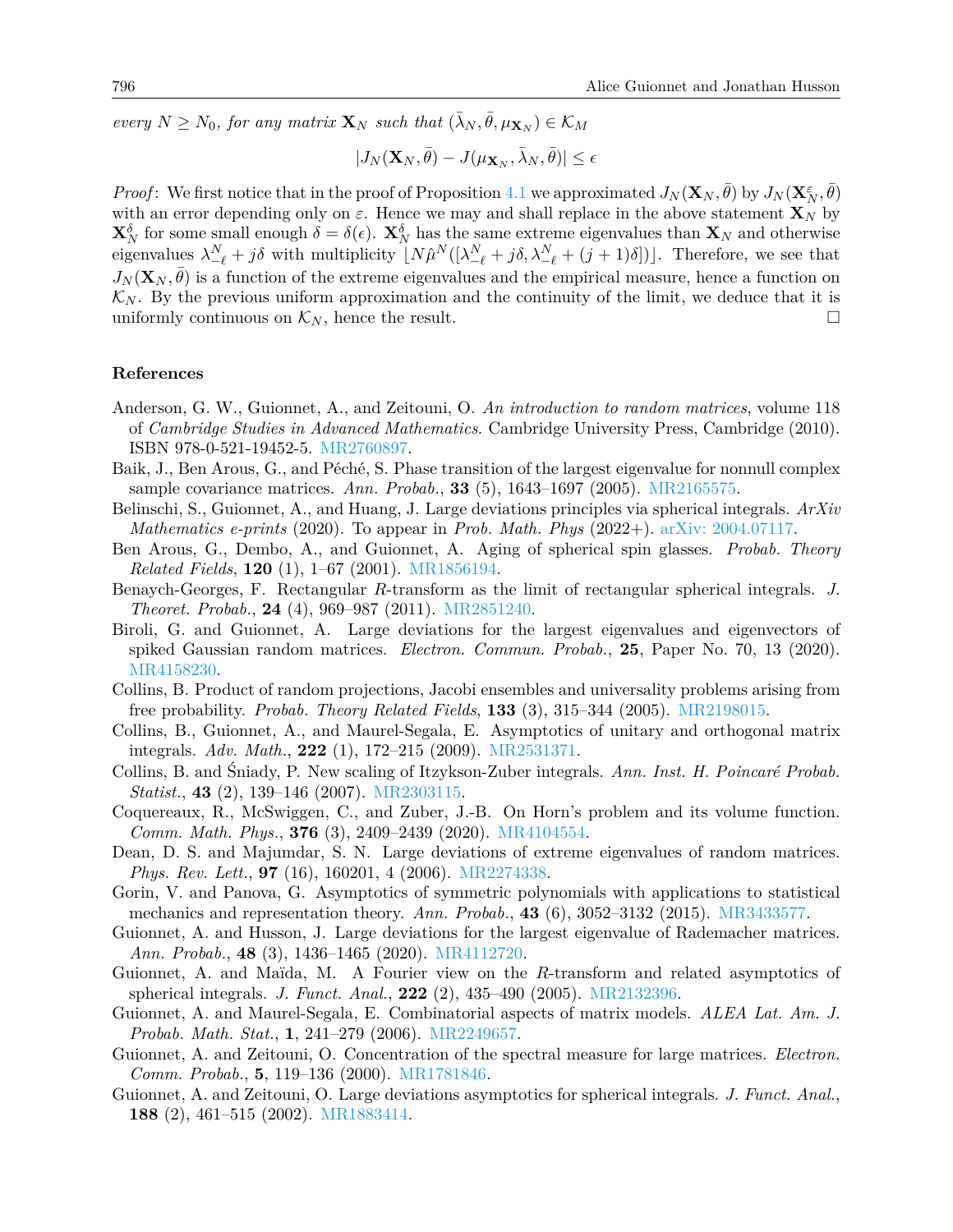*every $N \geq N_0$, for any matrix $\mathbf{X}_N$ such that $(\bar{\lambda}_N, \bar{\theta}, \mu_{\mathbf{X}_N}) \in \mathcal{K}_M$*

$$|J_N(\mathbf{X}_N, \bar{\theta}) - J(\mu_{\mathbf{X}_N}, \bar{\lambda}_N, \bar{\theta})| \leq \epsilon$$

*Proof*: We first notice that in the proof of Proposition 4.1 we approximated $J_N(\mathbf{X}_N, \bar{\theta})$ by $J_N(\mathbf{X}_N^{\varepsilon}, \bar{\theta})$ with an error depending only on $\varepsilon$. Hence we may and shall replace in the above statement $\mathbf{X}_N$ by $\mathbf{X}_N^{\delta}$ for some small enough $\delta = \delta(\epsilon)$. $\mathbf{X}_N^{\delta}$ has the same extreme eigenvalues than $\mathbf{X}_N$ and otherwise eigenvalues $\lambda_{-\ell}^N + j\delta$ with multiplicity $\lfloor N\hat{\mu}^N([\lambda_{-\ell}^N + j\delta, \lambda_{-\ell}^N + (j+1)\delta])\rfloor$. Therefore, we see that $J_N(\mathbf{X}_N, \bar{\theta})$ is a function of the extreme eigenvalues and the empirical measure, hence a function on $\mathcal{K}_N$. By the previous uniform approximation and the continuity of the limit, we deduce that it is uniformly continuous on $\mathcal{K}_N$, hence the result. □

## References

Anderson, G. W., Guionnet, A., and Zeitouni, O. *An introduction to random matrices*, volume 118 of *Cambridge Studies in Advanced Mathematics*. Cambridge University Press, Cambridge (2010). ISBN 978-0-521-19452-5. MR2760897.

Baik, J., Ben Arous, G., and Péché, S. Phase transition of the largest eigenvalue for nonnull complex sample covariance matrices. *Ann. Probab.*, **33** (5), 1643–1697 (2005). MR2165575.

Belinschi, S., Guionnet, A., and Huang, J. Large deviations principles via spherical integrals. *ArXiv Mathematics e-prints* (2020). To appear in *Prob. Math. Phys* (2022+). arXiv: 2004.07117.

Ben Arous, G., Dembo, A., and Guionnet, A. Aging of spherical spin glasses. *Probab. Theory Related Fields*, **120** (1), 1–67 (2001). MR1856194.

Benaych-Georges, F. Rectangular $R$-transform as the limit of rectangular spherical integrals. *J. Theoret. Probab.*, **24** (4), 969–987 (2011). MR2851240.

Biroli, G. and Guionnet, A. Large deviations for the largest eigenvalues and eigenvectors of spiked Gaussian random matrices. *Electron. Commun. Probab.*, **25**, Paper No. 70, 13 (2020). MR4158230.

Collins, B. Product of random projections, Jacobi ensembles and universality problems arising from free probability. *Probab. Theory Related Fields*, **133** (3), 315–344 (2005). MR2198015.

Collins, B., Guionnet, A., and Maurel-Segala, E. Asymptotics of unitary and orthogonal matrix integrals. *Adv. Math.*, **222** (1), 172–215 (2009). MR2531371.

Collins, B. and Śniady, P. New scaling of Itzykson-Zuber integrals. *Ann. Inst. H. Poincaré Probab. Statist.*, **43** (2), 139–146 (2007). MR2303115.

Coquereaux, R., McSwiggen, C., and Zuber, J.-B. On Horn's problem and its volume function. *Comm. Math. Phys.*, **376** (3), 2409–2439 (2020). MR4104554.

Dean, D. S. and Majumdar, S. N. Large deviations of extreme eigenvalues of random matrices. *Phys. Rev. Lett.*, **97** (16), 160201, 4 (2006). MR2274338.

Gorin, V. and Panova, G. Asymptotics of symmetric polynomials with applications to statistical mechanics and representation theory. *Ann. Probab.*, **43** (6), 3052–3132 (2015). MR3433577.

Guionnet, A. and Husson, J. Large deviations for the largest eigenvalue of Rademacher matrices. *Ann. Probab.*, **48** (3), 1436–1465 (2020). MR4112720.

Guionnet, A. and Maïda, M. A Fourier view on the $R$-transform and related asymptotics of spherical integrals. *J. Funct. Anal.*, **222** (2), 435–490 (2005). MR2132396.

Guionnet, A. and Maurel-Segala, E. Combinatorial aspects of matrix models. *ALEA Lat. Am. J. Probab. Math. Stat.*, **1**, 241–279 (2006). MR2249657.

Guionnet, A. and Zeitouni, O. Concentration of the spectral measure for large matrices. *Electron. Comm. Probab.*, **5**, 119–136 (2000). MR1781846.

Guionnet, A. and Zeitouni, O. Large deviations asymptotics for spherical integrals. *J. Funct. Anal.*, **188** (2), 461–515 (2002). MR1883414.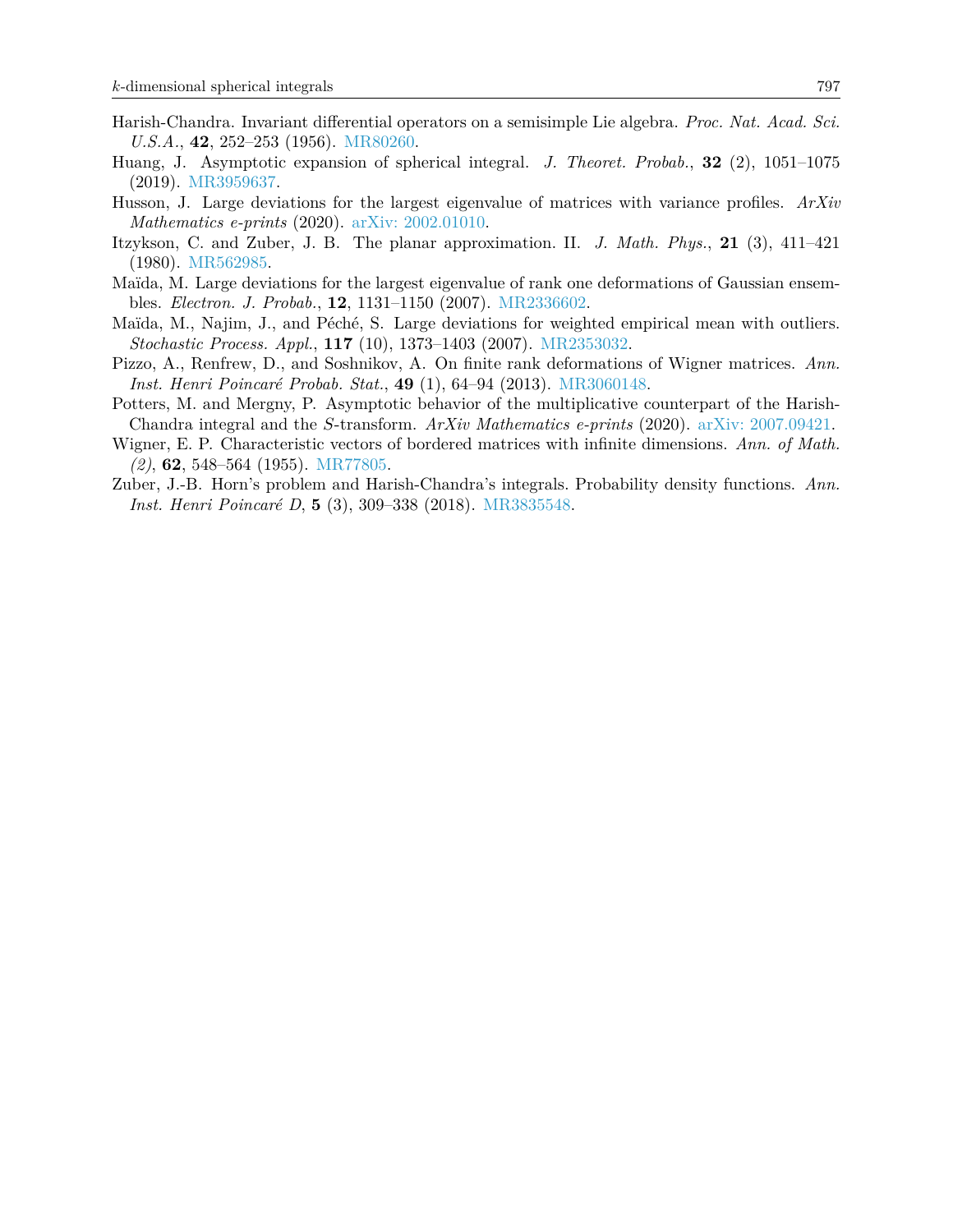Harish-Chandra. Invariant differential operators on a semisimple Lie algebra. *Proc. Nat. Acad. Sci. U.S.A.*, **42**, 252–253 (1956). MR80260.

Huang, J. Asymptotic expansion of spherical integral. *J. Theoret. Probab.*, **32** (2), 1051–1075 (2019). MR3959637.

Husson, J. Large deviations for the largest eigenvalue of matrices with variance profiles. *ArXiv Mathematics e-prints* (2020). arXiv: 2002.01010.

Itzykson, C. and Zuber, J. B. The planar approximation. II. *J. Math. Phys.*, **21** (3), 411–421 (1980). MR562985.

Maïda, M. Large deviations for the largest eigenvalue of rank one deformations of Gaussian ensembles. *Electron. J. Probab.*, **12**, 1131–1150 (2007). MR2336602.

Maïda, M., Najim, J., and Péché, S. Large deviations for weighted empirical mean with outliers. *Stochastic Process. Appl.*, **117** (10), 1373–1403 (2007). MR2353032.

Pizzo, A., Renfrew, D., and Soshnikov, A. On finite rank deformations of Wigner matrices. *Ann. Inst. Henri Poincaré Probab. Stat.*, **49** (1), 64–94 (2013). MR3060148.

Potters, M. and Mergny, P. Asymptotic behavior of the multiplicative counterpart of the Harish-Chandra integral and the $S$-transform. *ArXiv Mathematics e-prints* (2020). arXiv: 2007.09421.

Wigner, E. P. Characteristic vectors of bordered matrices with infinite dimensions. *Ann. of Math. (2)*, **62**, 548–564 (1955). MR77805.

Zuber, J.-B. Horn's problem and Harish-Chandra's integrals. Probability density functions. *Ann. Inst. Henri Poincaré D*, **5** (3), 309–338 (2018). MR3835548.